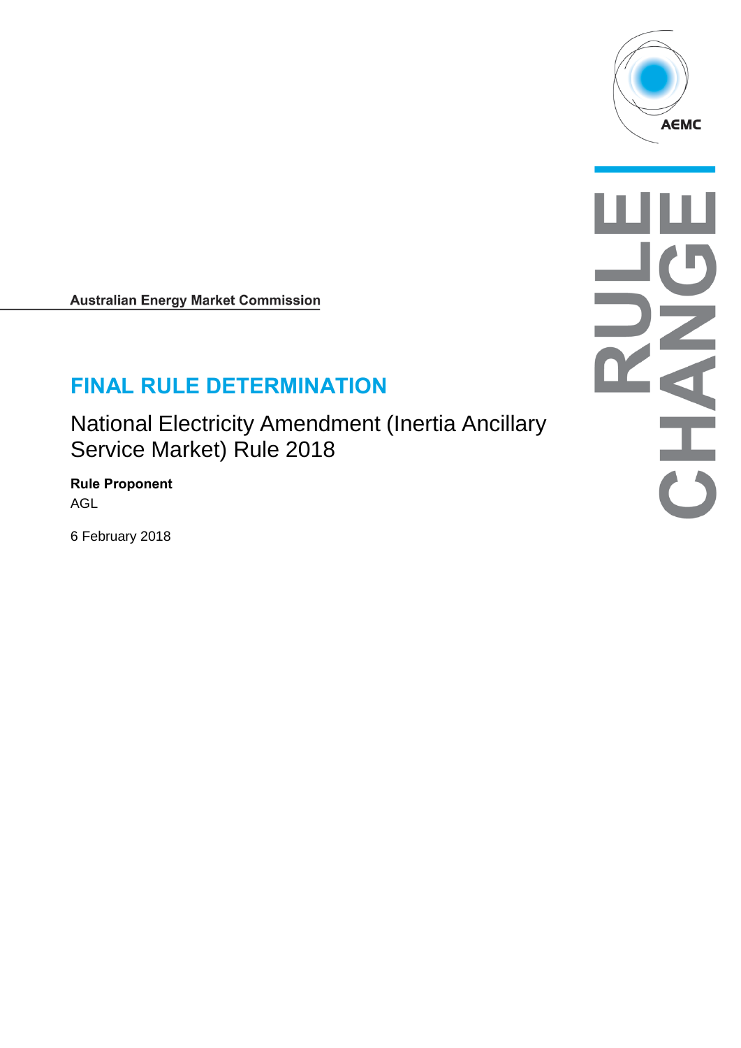Australian Energy Market Commission

# FINAL RULE DETERMINATION

National Electricity Amendment (Inertia Ancillary Service Market) Rule 2018

**Rule Proponent**

AGL

6 February 2018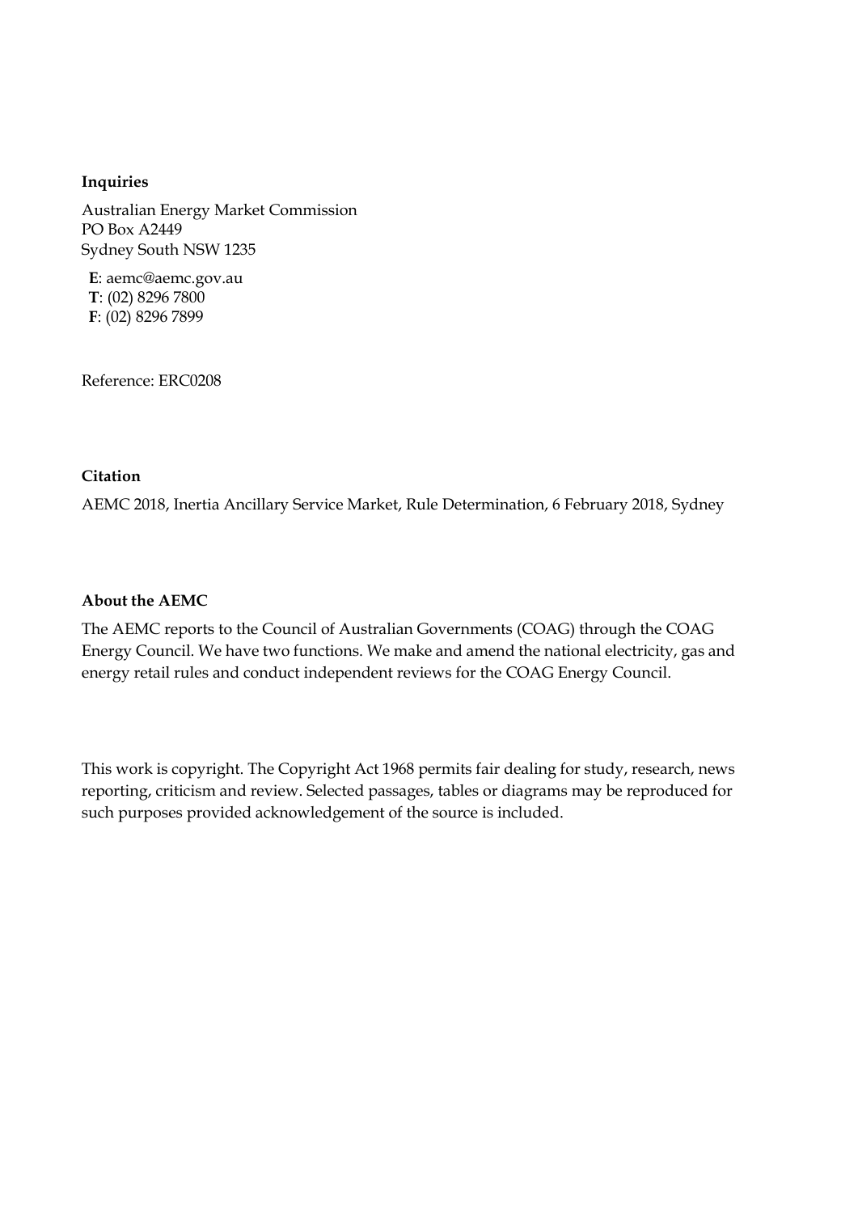**Inquiries**

Australian Energy Market Commission
PO Box A2449
Sydney South NSW 1235

**E**: aemc@aemc.gov.au
**T**: (02) 8296 7800
**F**: (02) 8296 7899

Reference: ERC0208

**Citation**

AEMC 2018, Inertia Ancillary Service Market, Rule Determination, 6 February 2018, Sydney

**About the AEMC**

The AEMC reports to the Council of Australian Governments (COAG) through the COAG Energy Council. We have two functions. We make and amend the national electricity, gas and energy retail rules and conduct independent reviews for the COAG Energy Council.

This work is copyright. The Copyright Act 1968 permits fair dealing for study, research, news reporting, criticism and review. Selected passages, tables or diagrams may be reproduced for such purposes provided acknowledgement of the source is included.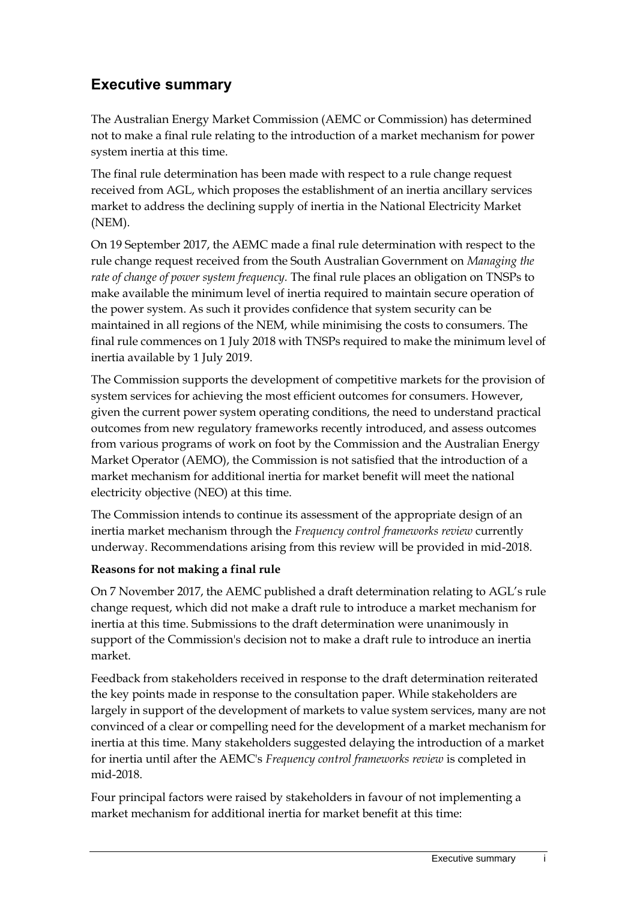## Executive summary

The Australian Energy Market Commission (AEMC or Commission) has determined not to make a final rule relating to the introduction of a market mechanism for power system inertia at this time.

The final rule determination has been made with respect to a rule change request received from AGL, which proposes the establishment of an inertia ancillary services market to address the declining supply of inertia in the National Electricity Market (NEM).

On 19 September 2017, the AEMC made a final rule determination with respect to the rule change request received from the South Australian Government on *Managing the rate of change of power system frequency*. The final rule places an obligation on TNSPs to make available the minimum level of inertia required to maintain secure operation of the power system. As such it provides confidence that system security can be maintained in all regions of the NEM, while minimising the costs to consumers. The final rule commences on 1 July 2018 with TNSPs required to make the minimum level of inertia available by 1 July 2019.

The Commission supports the development of competitive markets for the provision of system services for achieving the most efficient outcomes for consumers. However, given the current power system operating conditions, the need to understand practical outcomes from new regulatory frameworks recently introduced, and assess outcomes from various programs of work on foot by the Commission and the Australian Energy Market Operator (AEMO), the Commission is not satisfied that the introduction of a market mechanism for additional inertia for market benefit will meet the national electricity objective (NEO) at this time.

The Commission intends to continue its assessment of the appropriate design of an inertia market mechanism through the *Frequency control frameworks review* currently underway. Recommendations arising from this review will be provided in mid-2018.

**Reasons for not making a final rule**

On 7 November 2017, the AEMC published a draft determination relating to AGL's rule change request, which did not make a draft rule to introduce a market mechanism for inertia at this time. Submissions to the draft determination were unanimously in support of the Commission's decision not to make a draft rule to introduce an inertia market.

Feedback from stakeholders received in response to the draft determination reiterated the key points made in response to the consultation paper. While stakeholders are largely in support of the development of markets to value system services, many are not convinced of a clear or compelling need for the development of a market mechanism for inertia at this time. Many stakeholders suggested delaying the introduction of a market for inertia until after the AEMC's *Frequency control frameworks review* is completed in mid-2018.

Four principal factors were raised by stakeholders in favour of not implementing a market mechanism for additional inertia for market benefit at this time: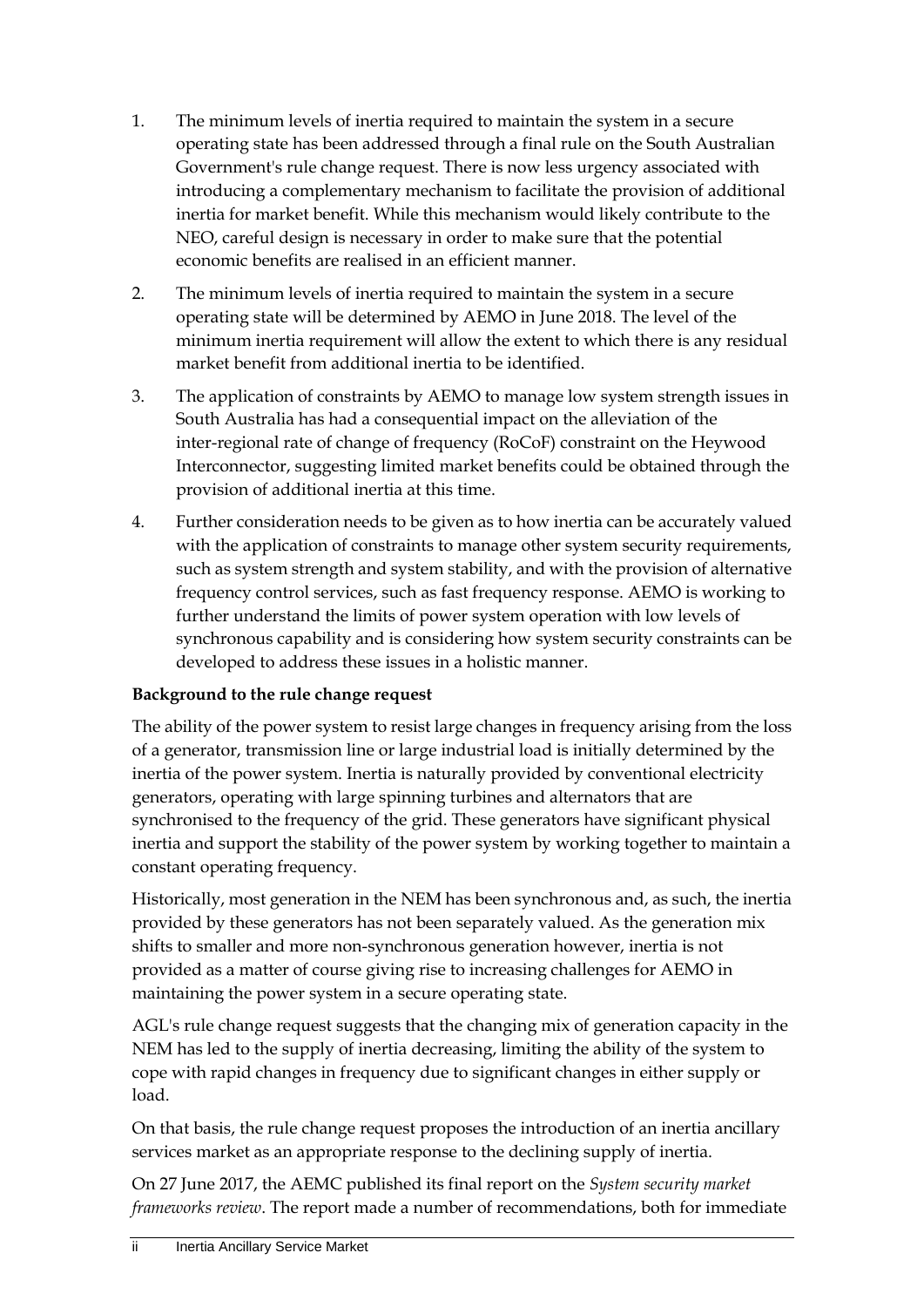1. The minimum levels of inertia required to maintain the system in a secure operating state has been addressed through a final rule on the South Australian Government's rule change request. There is now less urgency associated with introducing a complementary mechanism to facilitate the provision of additional inertia for market benefit. While this mechanism would likely contribute to the NEO, careful design is necessary in order to make sure that the potential economic benefits are realised in an efficient manner.
2. The minimum levels of inertia required to maintain the system in a secure operating state will be determined by AEMO in June 2018. The level of the minimum inertia requirement will allow the extent to which there is any residual market benefit from additional inertia to be identified.
3. The application of constraints by AEMO to manage low system strength issues in South Australia has had a consequential impact on the alleviation of the inter-regional rate of change of frequency (RoCoF) constraint on the Heywood Interconnector, suggesting limited market benefits could be obtained through the provision of additional inertia at this time.
4. Further consideration needs to be given as to how inertia can be accurately valued with the application of constraints to manage other system security requirements, such as system strength and system stability, and with the provision of alternative frequency control services, such as fast frequency response. AEMO is working to further understand the limits of power system operation with low levels of synchronous capability and is considering how system security constraints can be developed to address these issues in a holistic manner.

**Background to the rule change request**

The ability of the power system to resist large changes in frequency arising from the loss of a generator, transmission line or large industrial load is initially determined by the inertia of the power system. Inertia is naturally provided by conventional electricity generators, operating with large spinning turbines and alternators that are synchronised to the frequency of the grid. These generators have significant physical inertia and support the stability of the power system by working together to maintain a constant operating frequency.

Historically, most generation in the NEM has been synchronous and, as such, the inertia provided by these generators has not been separately valued. As the generation mix shifts to smaller and more non-synchronous generation however, inertia is not provided as a matter of course giving rise to increasing challenges for AEMO in maintaining the power system in a secure operating state.

AGL's rule change request suggests that the changing mix of generation capacity in the NEM has led to the supply of inertia decreasing, limiting the ability of the system to cope with rapid changes in frequency due to significant changes in either supply or load.

On that basis, the rule change request proposes the introduction of an inertia ancillary services market as an appropriate response to the declining supply of inertia.

On 27 June 2017, the AEMC published its final report on the *System security market frameworks review*. The report made a number of recommendations, both for immediate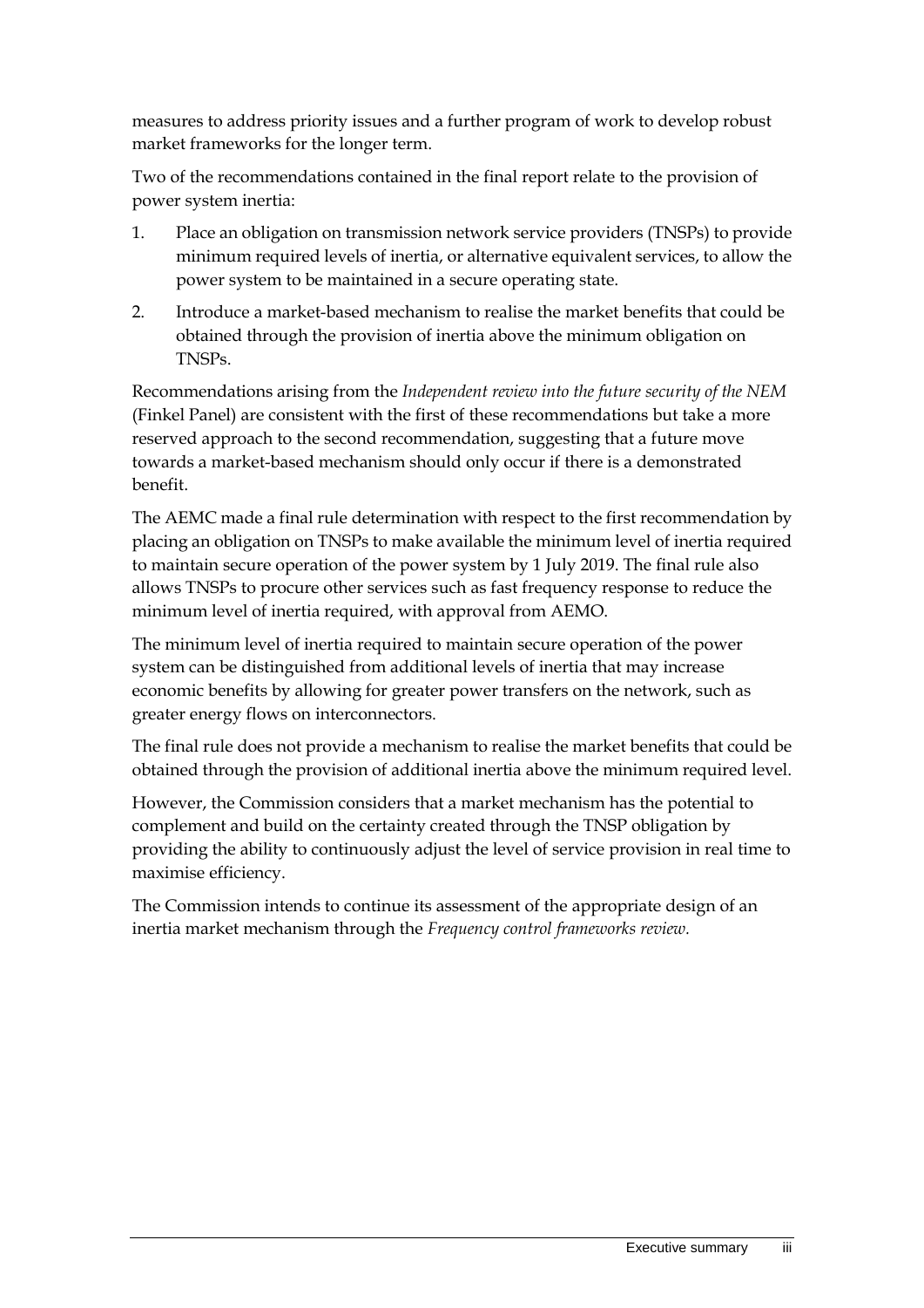measures to address priority issues and a further program of work to develop robust market frameworks for the longer term.

Two of the recommendations contained in the final report relate to the provision of power system inertia:

1. Place an obligation on transmission network service providers (TNSPs) to provide minimum required levels of inertia, or alternative equivalent services, to allow the power system to be maintained in a secure operating state.
2. Introduce a market-based mechanism to realise the market benefits that could be obtained through the provision of inertia above the minimum obligation on TNSPs.

Recommendations arising from the *Independent review into the future security of the NEM* (Finkel Panel) are consistent with the first of these recommendations but take a more reserved approach to the second recommendation, suggesting that a future move towards a market-based mechanism should only occur if there is a demonstrated benefit.

The AEMC made a final rule determination with respect to the first recommendation by placing an obligation on TNSPs to make available the minimum level of inertia required to maintain secure operation of the power system by 1 July 2019. The final rule also allows TNSPs to procure other services such as fast frequency response to reduce the minimum level of inertia required, with approval from AEMO.

The minimum level of inertia required to maintain secure operation of the power system can be distinguished from additional levels of inertia that may increase economic benefits by allowing for greater power transfers on the network, such as greater energy flows on interconnectors.

The final rule does not provide a mechanism to realise the market benefits that could be obtained through the provision of additional inertia above the minimum required level.

However, the Commission considers that a market mechanism has the potential to complement and build on the certainty created through the TNSP obligation by providing the ability to continuously adjust the level of service provision in real time to maximise efficiency.

The Commission intends to continue its assessment of the appropriate design of an inertia market mechanism through the *Frequency control frameworks review.*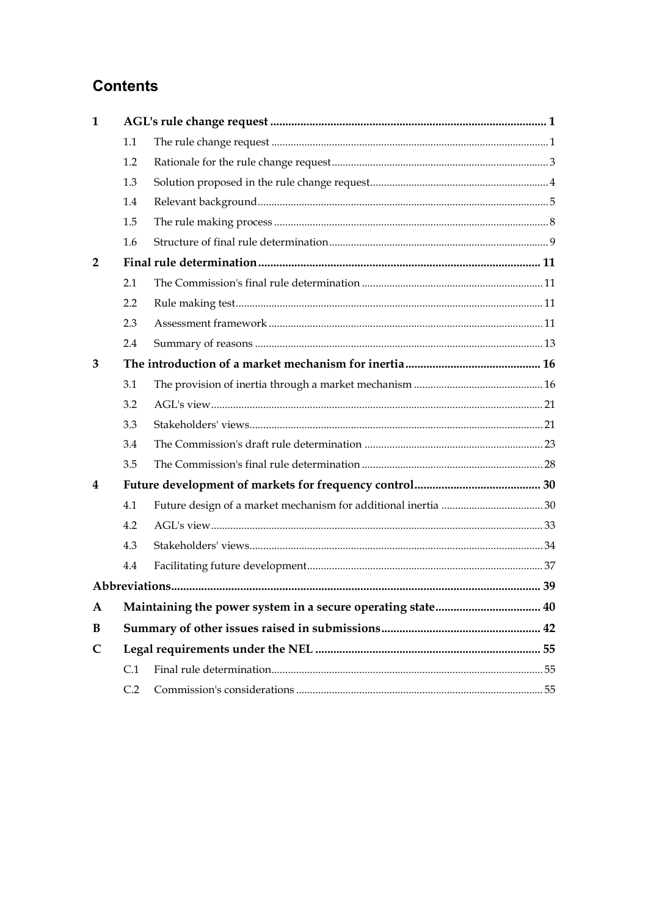## Contents

| | | | |
|---|---|---|---|
| **1** | **AGL's rule change request** | | **1** |
| | 1.1 | The rule change request | 1 |
| | 1.2 | Rationale for the rule change request | 3 |
| | 1.3 | Solution proposed in the rule change request | 4 |
| | 1.4 | Relevant background | 5 |
| | 1.5 | The rule making process | 8 |
| | 1.6 | Structure of final rule determination | 9 |
| **2** | **Final rule determination** | | **11** |
| | 2.1 | The Commission's final rule determination | 11 |
| | 2.2 | Rule making test | 11 |
| | 2.3 | Assessment framework | 11 |
| | 2.4 | Summary of reasons | 13 |
| **3** | **The introduction of a market mechanism for inertia** | | **16** |
| | 3.1 | The provision of inertia through a market mechanism | 16 |
| | 3.2 | AGL's view | 21 |
| | 3.3 | Stakeholders' views | 21 |
| | 3.4 | The Commission's draft rule determination | 23 |
| | 3.5 | The Commission's final rule determination | 28 |
| **4** | **Future development of markets for frequency control** | | **30** |
| | 4.1 | Future design of a market mechanism for additional inertia | 30 |
| | 4.2 | AGL's view | 33 |
| | 4.3 | Stakeholders' views | 34 |
| | 4.4 | Facilitating future development | 37 |
| **Abbreviations** | | | **39** |
| **A** | **Maintaining the power system in a secure operating state** | | **40** |
| **B** | **Summary of other issues raised in submissions** | | **42** |
| **C** | **Legal requirements under the NEL** | | **55** |
| | C.1 | Final rule determination | 55 |
| | C.2 | Commission's considerations | 55 |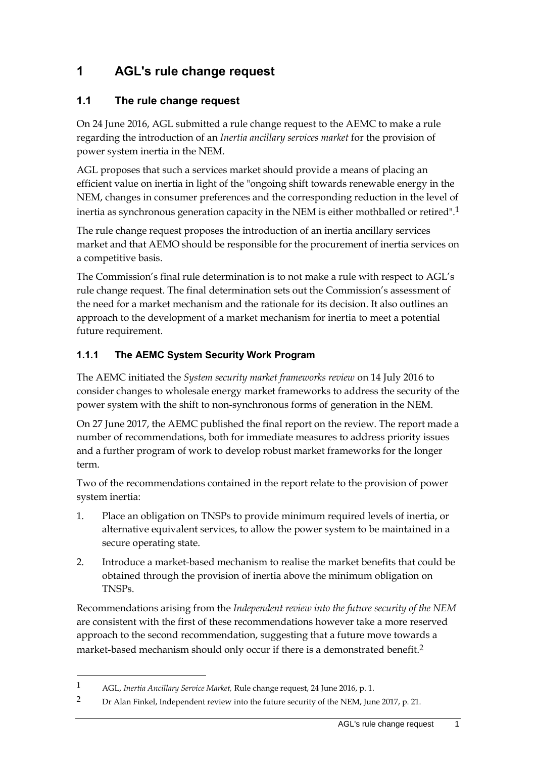# 1 AGL's rule change request

## 1.1 The rule change request

On 24 June 2016, AGL submitted a rule change request to the AEMC to make a rule regarding the introduction of an *Inertia ancillary services market* for the provision of power system inertia in the NEM.

AGL proposes that such a services market should provide a means of placing an efficient value on inertia in light of the "ongoing shift towards renewable energy in the NEM, changes in consumer preferences and the corresponding reduction in the level of inertia as synchronous generation capacity in the NEM is either mothballed or retired".[1]

The rule change request proposes the introduction of an inertia ancillary services market and that AEMO should be responsible for the procurement of inertia services on a competitive basis.

The Commission's final rule determination is to not make a rule with respect to AGL's rule change request. The final determination sets out the Commission's assessment of the need for a market mechanism and the rationale for its decision. It also outlines an approach to the development of a market mechanism for inertia to meet a potential future requirement.

### 1.1.1 The AEMC System Security Work Program

The AEMC initiated the *System security market frameworks review* on 14 July 2016 to consider changes to wholesale energy market frameworks to address the security of the power system with the shift to non-synchronous forms of generation in the NEM.

On 27 June 2017, the AEMC published the final report on the review. The report made a number of recommendations, both for immediate measures to address priority issues and a further program of work to develop robust market frameworks for the longer term.

Two of the recommendations contained in the report relate to the provision of power system inertia:

1. Place an obligation on TNSPs to provide minimum required levels of inertia, or alternative equivalent services, to allow the power system to be maintained in a secure operating state.
2. Introduce a market-based mechanism to realise the market benefits that could be obtained through the provision of inertia above the minimum obligation on TNSPs.

Recommendations arising from the *Independent review into the future security of the NEM* are consistent with the first of these recommendations however take a more reserved approach to the second recommendation, suggesting that a future move towards a market-based mechanism should only occur if there is a demonstrated benefit.[2]

---

[1] AGL, *Inertia Ancillary Service Market,* Rule change request, 24 June 2016, p. 1.

[2] Dr Alan Finkel, Independent review into the future security of the NEM, June 2017, p. 21.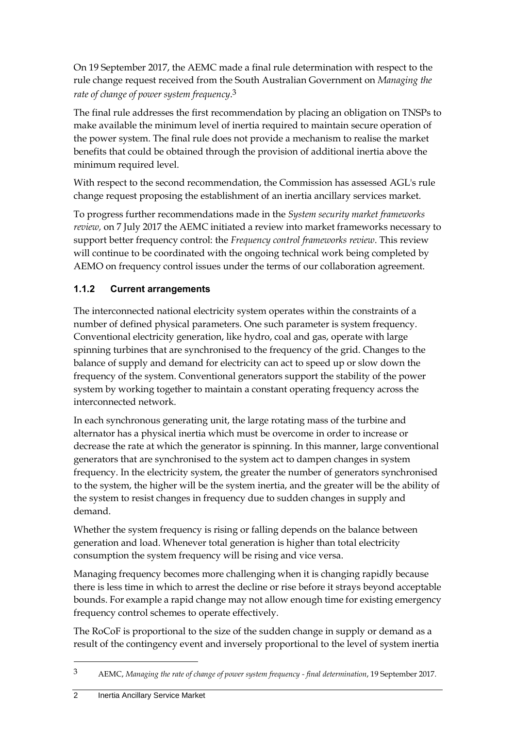On 19 September 2017, the AEMC made a final rule determination with respect to the rule change request received from the South Australian Government on *Managing the rate of change of power system frequency*.[3]

The final rule addresses the first recommendation by placing an obligation on TNSPs to make available the minimum level of inertia required to maintain secure operation of the power system. The final rule does not provide a mechanism to realise the market benefits that could be obtained through the provision of additional inertia above the minimum required level.

With respect to the second recommendation, the Commission has assessed AGL's rule change request proposing the establishment of an inertia ancillary services market.

To progress further recommendations made in the *System security market frameworks review,* on 7 July 2017 the AEMC initiated a review into market frameworks necessary to support better frequency control: the *Frequency control frameworks review*. This review will continue to be coordinated with the ongoing technical work being completed by AEMO on frequency control issues under the terms of our collaboration agreement.

### 1.1.2 Current arrangements

The interconnected national electricity system operates within the constraints of a number of defined physical parameters. One such parameter is system frequency. Conventional electricity generation, like hydro, coal and gas, operate with large spinning turbines that are synchronised to the frequency of the grid. Changes to the balance of supply and demand for electricity can act to speed up or slow down the frequency of the system. Conventional generators support the stability of the power system by working together to maintain a constant operating frequency across the interconnected network.

In each synchronous generating unit, the large rotating mass of the turbine and alternator has a physical inertia which must be overcome in order to increase or decrease the rate at which the generator is spinning. In this manner, large conventional generators that are synchronised to the system act to dampen changes in system frequency. In the electricity system, the greater the number of generators synchronised to the system, the higher will be the system inertia, and the greater will be the ability of the system to resist changes in frequency due to sudden changes in supply and demand.

Whether the system frequency is rising or falling depends on the balance between generation and load. Whenever total generation is higher than total electricity consumption the system frequency will be rising and vice versa.

Managing frequency becomes more challenging when it is changing rapidly because there is less time in which to arrest the decline or rise before it strays beyond acceptable bounds. For example a rapid change may not allow enough time for existing emergency frequency control schemes to operate effectively.

The RoCoF is proportional to the size of the sudden change in supply or demand as a result of the contingency event and inversely proportional to the level of system inertia

---

[3] AEMC, *Managing the rate of change of power system frequency - final determination*, 19 September 2017.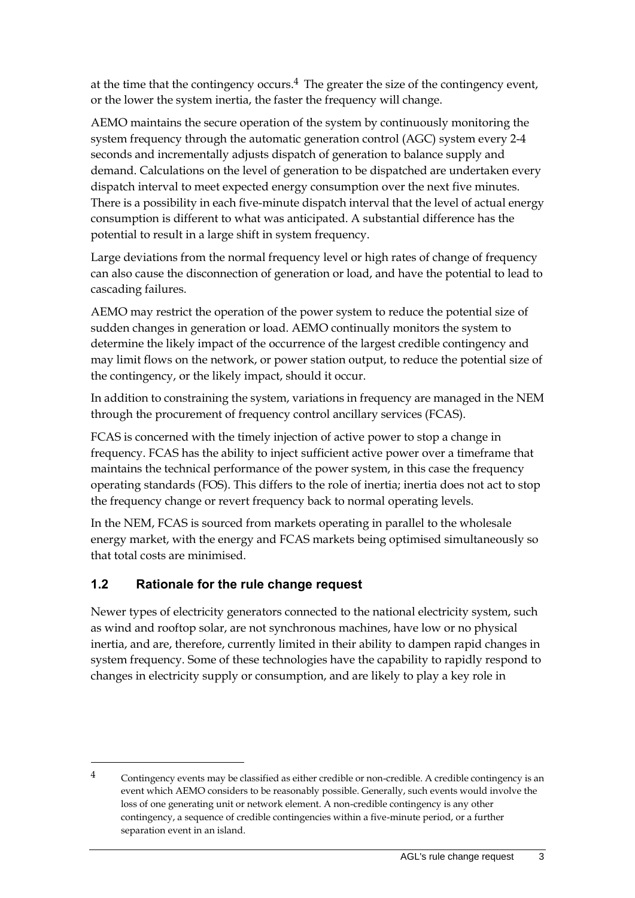at the time that the contingency occurs.[4] The greater the size of the contingency event, or the lower the system inertia, the faster the frequency will change.

AEMO maintains the secure operation of the system by continuously monitoring the system frequency through the automatic generation control (AGC) system every 2-4 seconds and incrementally adjusts dispatch of generation to balance supply and demand. Calculations on the level of generation to be dispatched are undertaken every dispatch interval to meet expected energy consumption over the next five minutes. There is a possibility in each five-minute dispatch interval that the level of actual energy consumption is different to what was anticipated. A substantial difference has the potential to result in a large shift in system frequency.

Large deviations from the normal frequency level or high rates of change of frequency can also cause the disconnection of generation or load, and have the potential to lead to cascading failures.

AEMO may restrict the operation of the power system to reduce the potential size of sudden changes in generation or load. AEMO continually monitors the system to determine the likely impact of the occurrence of the largest credible contingency and may limit flows on the network, or power station output, to reduce the potential size of the contingency, or the likely impact, should it occur.

In addition to constraining the system, variations in frequency are managed in the NEM through the procurement of frequency control ancillary services (FCAS).

FCAS is concerned with the timely injection of active power to stop a change in frequency. FCAS has the ability to inject sufficient active power over a timeframe that maintains the technical performance of the power system, in this case the frequency operating standards (FOS). This differs to the role of inertia; inertia does not act to stop the frequency change or revert frequency back to normal operating levels.

In the NEM, FCAS is sourced from markets operating in parallel to the wholesale energy market, with the energy and FCAS markets being optimised simultaneously so that total costs are minimised.

## 1.2 Rationale for the rule change request

Newer types of electricity generators connected to the national electricity system, such as wind and rooftop solar, are not synchronous machines, have low or no physical inertia, and are, therefore, currently limited in their ability to dampen rapid changes in system frequency. Some of these technologies have the capability to rapidly respond to changes in electricity supply or consumption, and are likely to play a key role in

---

4 Contingency events may be classified as either credible or non-credible. A credible contingency is an event which AEMO considers to be reasonably possible. Generally, such events would involve the loss of one generating unit or network element. A non-credible contingency is any other contingency, a sequence of credible contingencies within a five-minute period, or a further separation event in an island.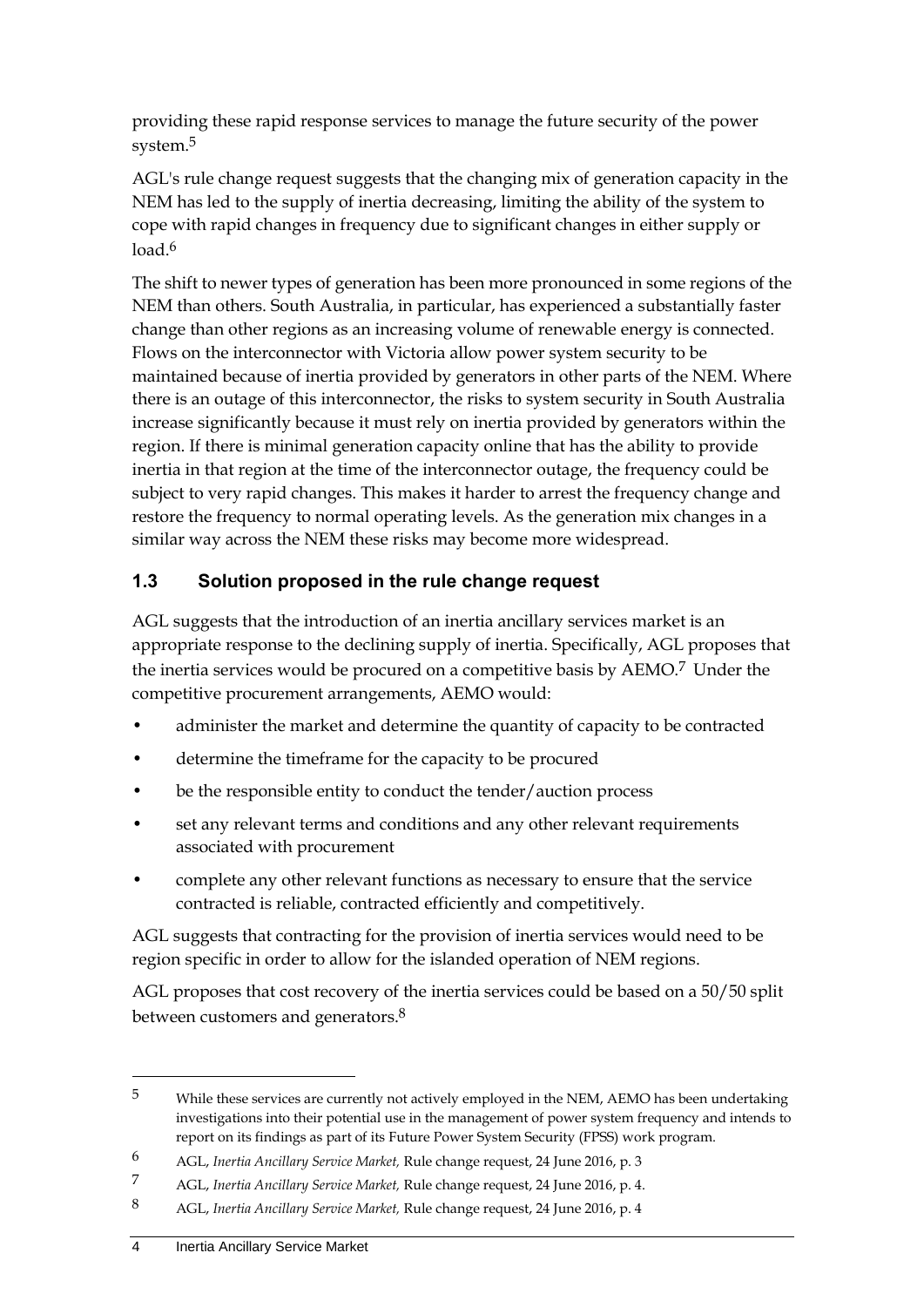providing these rapid response services to manage the future security of the power system.[5]

AGL's rule change request suggests that the changing mix of generation capacity in the NEM has led to the supply of inertia decreasing, limiting the ability of the system to cope with rapid changes in frequency due to significant changes in either supply or load.[6]

The shift to newer types of generation has been more pronounced in some regions of the NEM than others. South Australia, in particular, has experienced a substantially faster change than other regions as an increasing volume of renewable energy is connected. Flows on the interconnector with Victoria allow power system security to be maintained because of inertia provided by generators in other parts of the NEM. Where there is an outage of this interconnector, the risks to system security in South Australia increase significantly because it must rely on inertia provided by generators within the region. If there is minimal generation capacity online that has the ability to provide inertia in that region at the time of the interconnector outage, the frequency could be subject to very rapid changes. This makes it harder to arrest the frequency change and restore the frequency to normal operating levels. As the generation mix changes in a similar way across the NEM these risks may become more widespread.

## 1.3 Solution proposed in the rule change request

AGL suggests that the introduction of an inertia ancillary services market is an appropriate response to the declining supply of inertia. Specifically, AGL proposes that the inertia services would be procured on a competitive basis by AEMO.[7] Under the competitive procurement arrangements, AEMO would:

- administer the market and determine the quantity of capacity to be contracted
- determine the timeframe for the capacity to be procured
- be the responsible entity to conduct the tender/auction process
- set any relevant terms and conditions and any other relevant requirements associated with procurement
- complete any other relevant functions as necessary to ensure that the service contracted is reliable, contracted efficiently and competitively.

AGL suggests that contracting for the provision of inertia services would need to be region specific in order to allow for the islanded operation of NEM regions.

AGL proposes that cost recovery of the inertia services could be based on a 50/50 split between customers and generators.[8]

---

5 While these services are currently not actively employed in the NEM, AEMO has been undertaking investigations into their potential use in the management of power system frequency and intends to report on its findings as part of its Future Power System Security (FPSS) work program.

6 AGL, *Inertia Ancillary Service Market,* Rule change request, 24 June 2016, p. 3

7 AGL, *Inertia Ancillary Service Market,* Rule change request, 24 June 2016, p. 4.

8 AGL, *Inertia Ancillary Service Market,* Rule change request, 24 June 2016, p. 4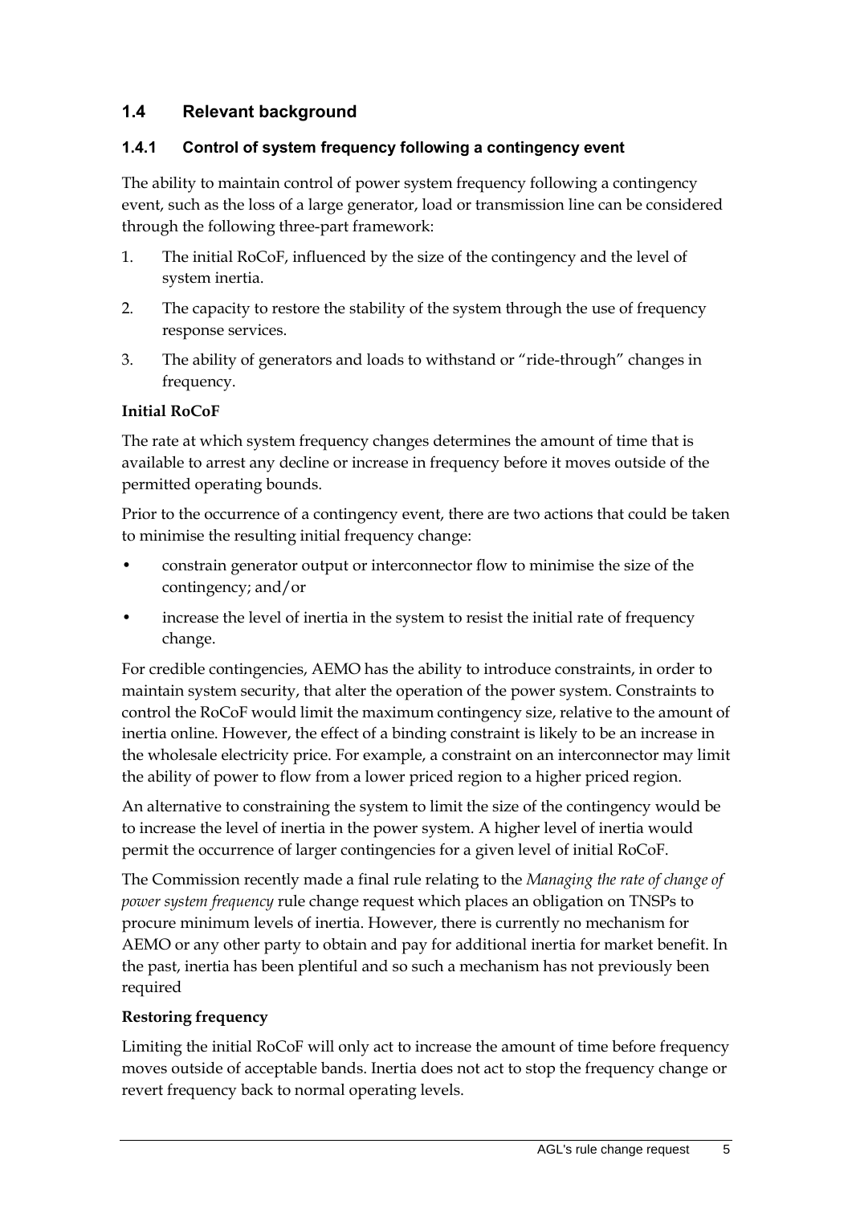## 1.4 Relevant background

### 1.4.1 Control of system frequency following a contingency event

The ability to maintain control of power system frequency following a contingency event, such as the loss of a large generator, load or transmission line can be considered through the following three-part framework:

1. The initial RoCoF, influenced by the size of the contingency and the level of system inertia.
2. The capacity to restore the stability of the system through the use of frequency response services.
3. The ability of generators and loads to withstand or "ride-through" changes in frequency.

**Initial RoCoF**

The rate at which system frequency changes determines the amount of time that is available to arrest any decline or increase in frequency before it moves outside of the permitted operating bounds.

Prior to the occurrence of a contingency event, there are two actions that could be taken to minimise the resulting initial frequency change:

- constrain generator output or interconnector flow to minimise the size of the contingency; and/or
- increase the level of inertia in the system to resist the initial rate of frequency change.

For credible contingencies, AEMO has the ability to introduce constraints, in order to maintain system security, that alter the operation of the power system. Constraints to control the RoCoF would limit the maximum contingency size, relative to the amount of inertia online. However, the effect of a binding constraint is likely to be an increase in the wholesale electricity price. For example, a constraint on an interconnector may limit the ability of power to flow from a lower priced region to a higher priced region.

An alternative to constraining the system to limit the size of the contingency would be to increase the level of inertia in the power system. A higher level of inertia would permit the occurrence of larger contingencies for a given level of initial RoCoF.

The Commission recently made a final rule relating to the *Managing the rate of change of power system frequency* rule change request which places an obligation on TNSPs to procure minimum levels of inertia. However, there is currently no mechanism for AEMO or any other party to obtain and pay for additional inertia for market benefit. In the past, inertia has been plentiful and so such a mechanism has not previously been required

**Restoring frequency**

Limiting the initial RoCoF will only act to increase the amount of time before frequency moves outside of acceptable bands. Inertia does not act to stop the frequency change or revert frequency back to normal operating levels.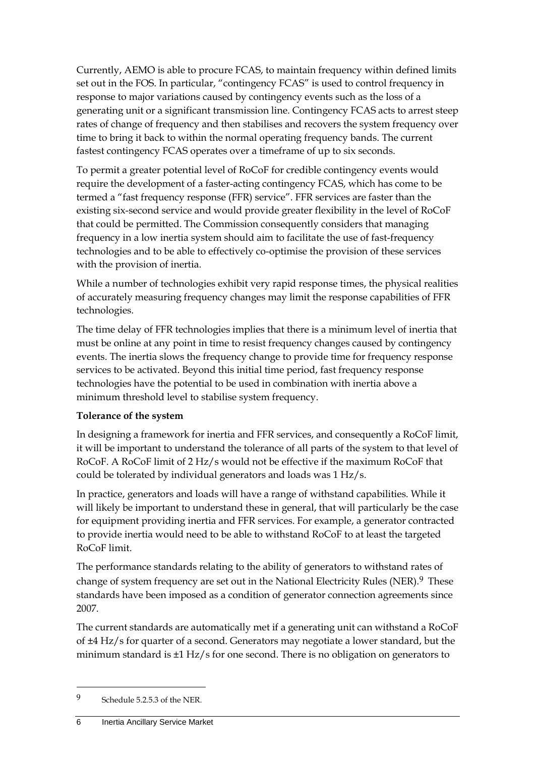Currently, AEMO is able to procure FCAS, to maintain frequency within defined limits set out in the FOS. In particular, "contingency FCAS" is used to control frequency in response to major variations caused by contingency events such as the loss of a generating unit or a significant transmission line. Contingency FCAS acts to arrest steep rates of change of frequency and then stabilises and recovers the system frequency over time to bring it back to within the normal operating frequency bands. The current fastest contingency FCAS operates over a timeframe of up to six seconds.

To permit a greater potential level of RoCoF for credible contingency events would require the development of a faster-acting contingency FCAS, which has come to be termed a "fast frequency response (FFR) service". FFR services are faster than the existing six-second service and would provide greater flexibility in the level of RoCoF that could be permitted. The Commission consequently considers that managing frequency in a low inertia system should aim to facilitate the use of fast-frequency technologies and to be able to effectively co-optimise the provision of these services with the provision of inertia.

While a number of technologies exhibit very rapid response times, the physical realities of accurately measuring frequency changes may limit the response capabilities of FFR technologies.

The time delay of FFR technologies implies that there is a minimum level of inertia that must be online at any point in time to resist frequency changes caused by contingency events. The inertia slows the frequency change to provide time for frequency response services to be activated. Beyond this initial time period, fast frequency response technologies have the potential to be used in combination with inertia above a minimum threshold level to stabilise system frequency.

**Tolerance of the system**

In designing a framework for inertia and FFR services, and consequently a RoCoF limit, it will be important to understand the tolerance of all parts of the system to that level of RoCoF. A RoCoF limit of 2 Hz/s would not be effective if the maximum RoCoF that could be tolerated by individual generators and loads was 1 Hz/s.

In practice, generators and loads will have a range of withstand capabilities. While it will likely be important to understand these in general, that will particularly be the case for equipment providing inertia and FFR services. For example, a generator contracted to provide inertia would need to be able to withstand RoCoF to at least the targeted RoCoF limit.

The performance standards relating to the ability of generators to withstand rates of change of system frequency are set out in the National Electricity Rules (NER).[9] These standards have been imposed as a condition of generator connection agreements since 2007.

The current standards are automatically met if a generating unit can withstand a RoCoF of ±4 Hz/s for quarter of a second. Generators may negotiate a lower standard, but the minimum standard is ±1 Hz/s for one second. There is no obligation on generators to

9 Schedule 5.2.5.3 of the NER.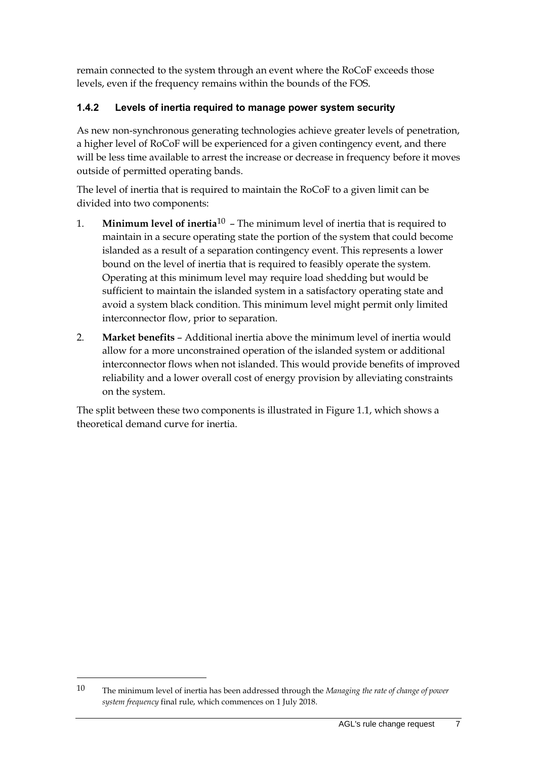remain connected to the system through an event where the RoCoF exceeds those levels, even if the frequency remains within the bounds of the FOS.

### 1.4.2 Levels of inertia required to manage power system security

As new non-synchronous generating technologies achieve greater levels of penetration, a higher level of RoCoF will be experienced for a given contingency event, and there will be less time available to arrest the increase or decrease in frequency before it moves outside of permitted operating bands.

The level of inertia that is required to maintain the RoCoF to a given limit can be divided into two components:

1. **Minimum level of inertia**[10] – The minimum level of inertia that is required to maintain in a secure operating state the portion of the system that could become islanded as a result of a separation contingency event. This represents a lower bound on the level of inertia that is required to feasibly operate the system. Operating at this minimum level may require load shedding but would be sufficient to maintain the islanded system in a satisfactory operating state and avoid a system black condition. This minimum level might permit only limited interconnector flow, prior to separation.
2. **Market benefits** – Additional inertia above the minimum level of inertia would allow for a more unconstrained operation of the islanded system or additional interconnector flows when not islanded. This would provide benefits of improved reliability and a lower overall cost of energy provision by alleviating constraints on the system.

The split between these two components is illustrated in Figure 1.1, which shows a theoretical demand curve for inertia.

---

10 The minimum level of inertia has been addressed through the *Managing the rate of change of power system frequency* final rule, which commences on 1 July 2018.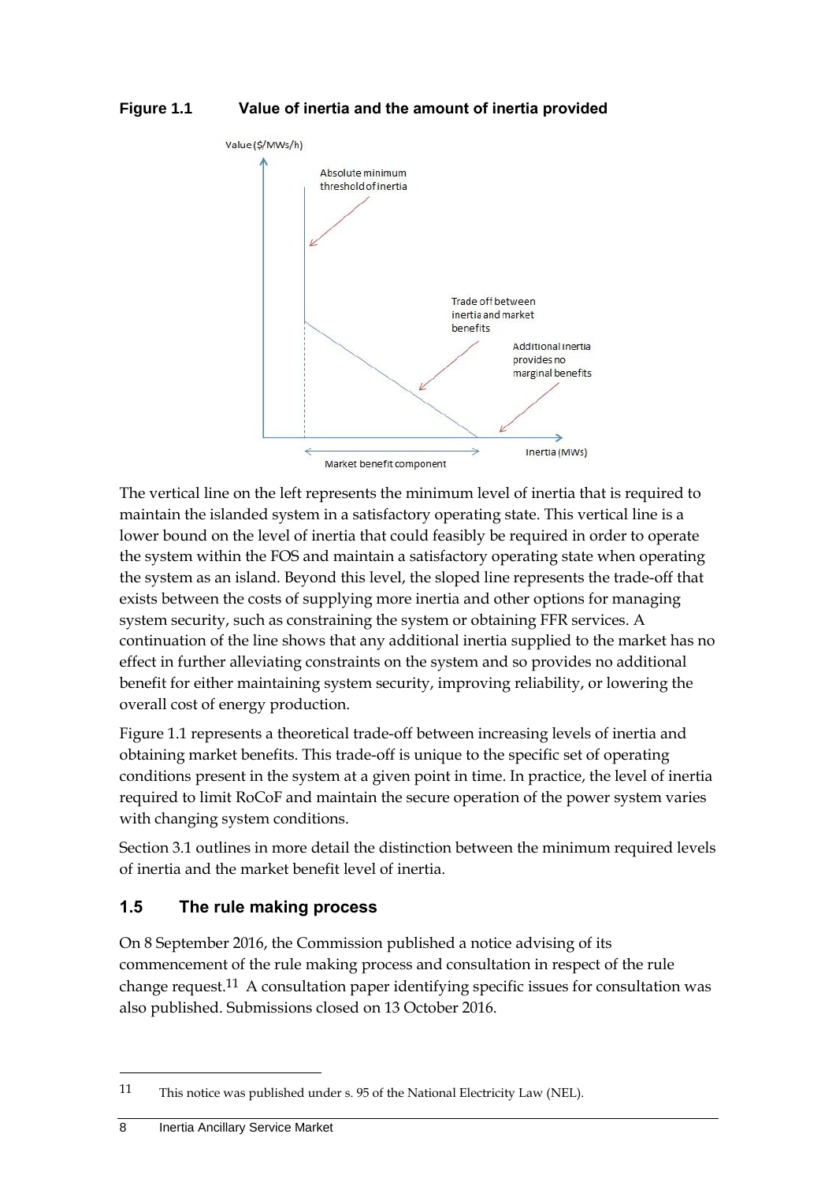**Figure 1.1 Value of inertia and the amount of inertia provided**

The vertical line on the left represents the minimum level of inertia that is required to maintain the islanded system in a satisfactory operating state. This vertical line is a lower bound on the level of inertia that could feasibly be required in order to operate the system within the FOS and maintain a satisfactory operating state when operating the system as an island. Beyond this level, the sloped line represents the trade-off that exists between the costs of supplying more inertia and other options for managing system security, such as constraining the system or obtaining FFR services. A continuation of the line shows that any additional inertia supplied to the market has no effect in further alleviating constraints on the system and so provides no additional benefit for either maintaining system security, improving reliability, or lowering the overall cost of energy production.

Figure 1.1 represents a theoretical trade-off between increasing levels of inertia and obtaining market benefits. This trade-off is unique to the specific set of operating conditions present in the system at a given point in time. In practice, the level of inertia required to limit RoCoF and maintain the secure operation of the power system varies with changing system conditions.

Section 3.1 outlines in more detail the distinction between the minimum required levels of inertia and the market benefit level of inertia.

## 1.5 The rule making process

On 8 September 2016, the Commission published a notice advising of its commencement of the rule making process and consultation in respect of the rule change request.[11] A consultation paper identifying specific issues for consultation was also published. Submissions closed on 13 October 2016.

---

[11] This notice was published under s. 95 of the National Electricity Law (NEL).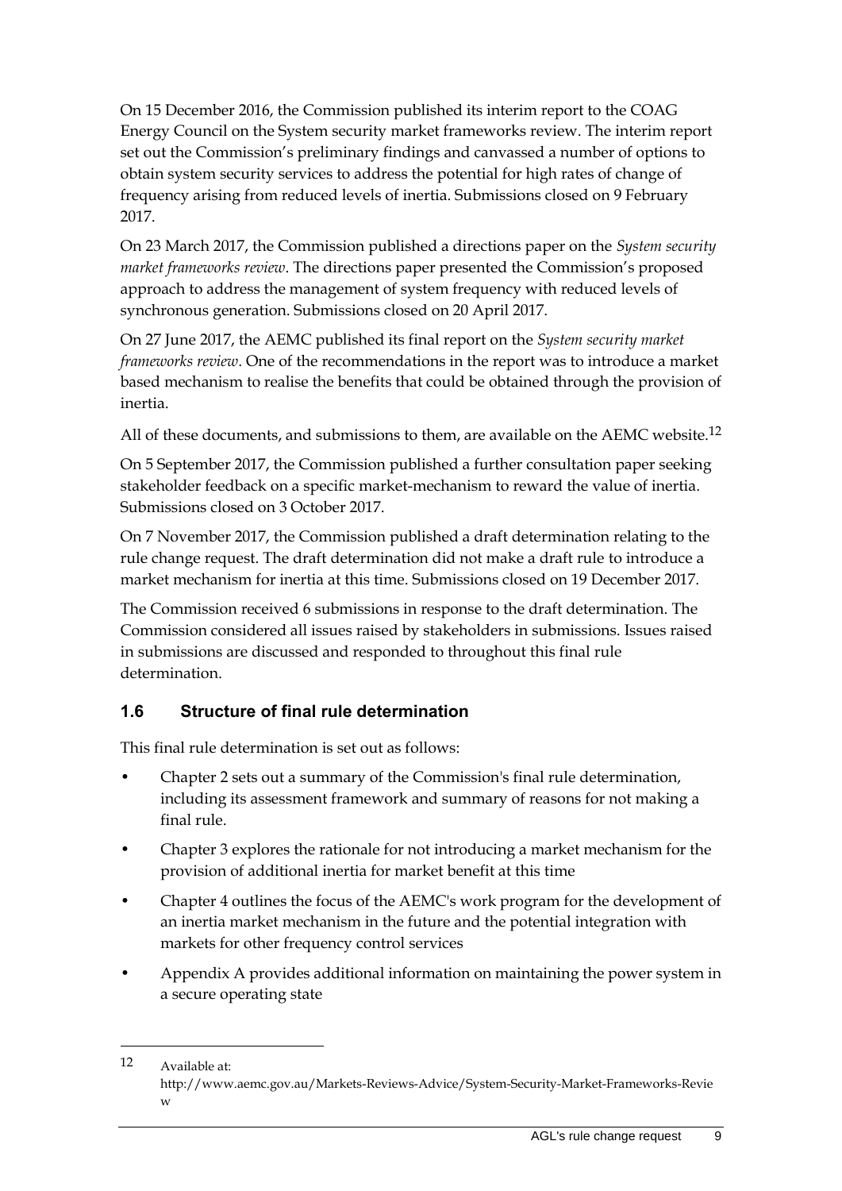On 15 December 2016, the Commission published its interim report to the COAG Energy Council on the System security market frameworks review. The interim report set out the Commission's preliminary findings and canvassed a number of options to obtain system security services to address the potential for high rates of change of frequency arising from reduced levels of inertia. Submissions closed on 9 February 2017.

On 23 March 2017, the Commission published a directions paper on the *System security market frameworks review*. The directions paper presented the Commission's proposed approach to address the management of system frequency with reduced levels of synchronous generation. Submissions closed on 20 April 2017.

On 27 June 2017, the AEMC published its final report on the *System security market frameworks review*. One of the recommendations in the report was to introduce a market based mechanism to realise the benefits that could be obtained through the provision of inertia.

All of these documents, and submissions to them, are available on the AEMC website.[12]

On 5 September 2017, the Commission published a further consultation paper seeking stakeholder feedback on a specific market-mechanism to reward the value of inertia. Submissions closed on 3 October 2017.

On 7 November 2017, the Commission published a draft determination relating to the rule change request. The draft determination did not make a draft rule to introduce a market mechanism for inertia at this time. Submissions closed on 19 December 2017.

The Commission received 6 submissions in response to the draft determination. The Commission considered all issues raised by stakeholders in submissions. Issues raised in submissions are discussed and responded to throughout this final rule determination.

## 1.6 Structure of final rule determination

This final rule determination is set out as follows:

- Chapter 2 sets out a summary of the Commission's final rule determination, including its assessment framework and summary of reasons for not making a final rule.
- Chapter 3 explores the rationale for not introducing a market mechanism for the provision of additional inertia for market benefit at this time
- Chapter 4 outlines the focus of the AEMC's work program for the development of an inertia market mechanism in the future and the potential integration with markets for other frequency control services
- Appendix A provides additional information on maintaining the power system in a secure operating state

---

12 Available at: http://www.aemc.gov.au/Markets-Reviews-Advice/System-Security-Market-Frameworks-Review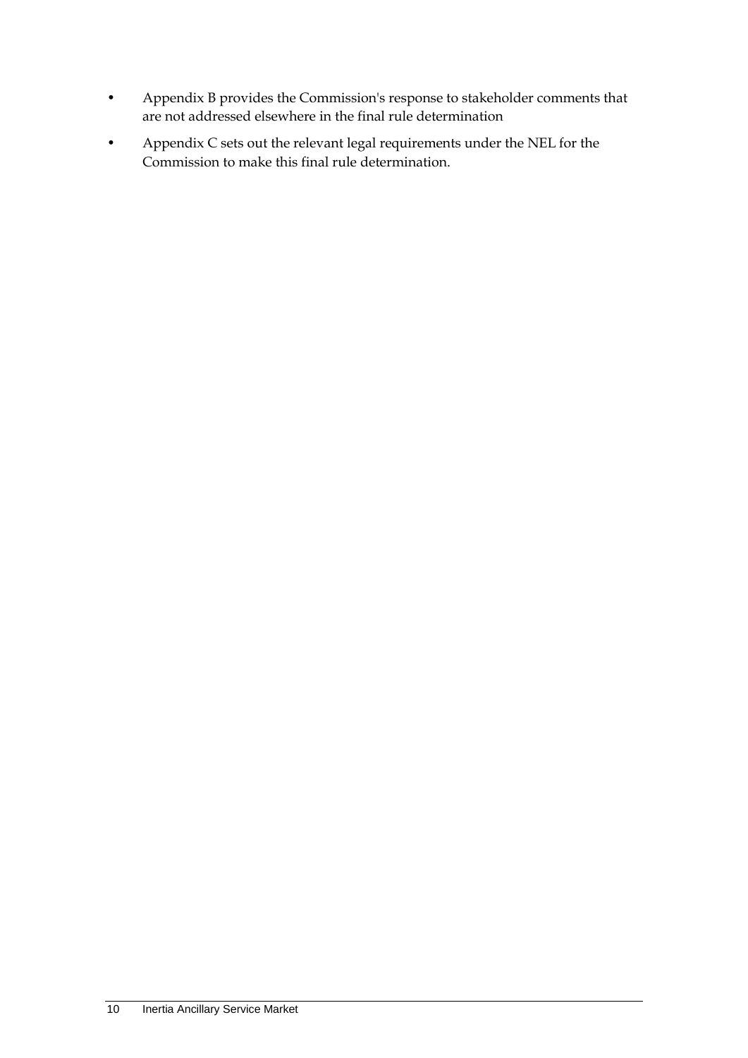- Appendix B provides the Commission's response to stakeholder comments that are not addressed elsewhere in the final rule determination
- Appendix C sets out the relevant legal requirements under the NEL for the Commission to make this final rule determination.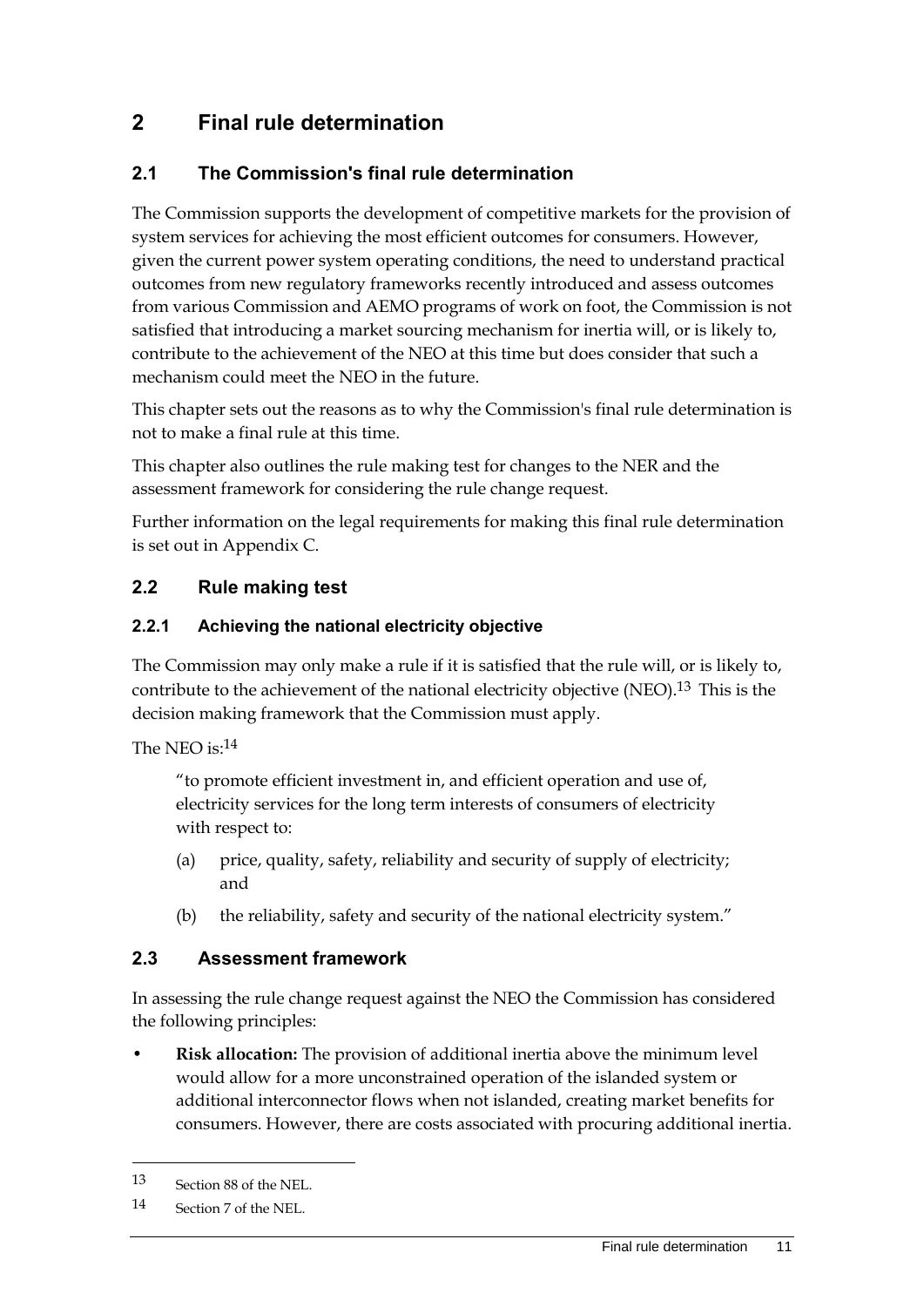# 2 Final rule determination

## 2.1 The Commission's final rule determination

The Commission supports the development of competitive markets for the provision of system services for achieving the most efficient outcomes for consumers. However, given the current power system operating conditions, the need to understand practical outcomes from new regulatory frameworks recently introduced and assess outcomes from various Commission and AEMO programs of work on foot, the Commission is not satisfied that introducing a market sourcing mechanism for inertia will, or is likely to, contribute to the achievement of the NEO at this time but does consider that such a mechanism could meet the NEO in the future.

This chapter sets out the reasons as to why the Commission's final rule determination is not to make a final rule at this time.

This chapter also outlines the rule making test for changes to the NER and the assessment framework for considering the rule change request.

Further information on the legal requirements for making this final rule determination is set out in Appendix C.

## 2.2 Rule making test

### 2.2.1 Achieving the national electricity objective

The Commission may only make a rule if it is satisfied that the rule will, or is likely to, contribute to the achievement of the national electricity objective (NEO).[13] This is the decision making framework that the Commission must apply.

The NEO is:[14]

> "to promote efficient investment in, and efficient operation and use of, electricity services for the long term interests of consumers of electricity with respect to:
>
> (a) price, quality, safety, reliability and security of supply of electricity; and
>
> (b) the reliability, safety and security of the national electricity system."

## 2.3 Assessment framework

In assessing the rule change request against the NEO the Commission has considered the following principles:

- **Risk allocation:** The provision of additional inertia above the minimum level would allow for a more unconstrained operation of the islanded system or additional interconnector flows when not islanded, creating market benefits for consumers. However, there are costs associated with procuring additional inertia.

---

13 Section 88 of the NEL.

14 Section 7 of the NEL.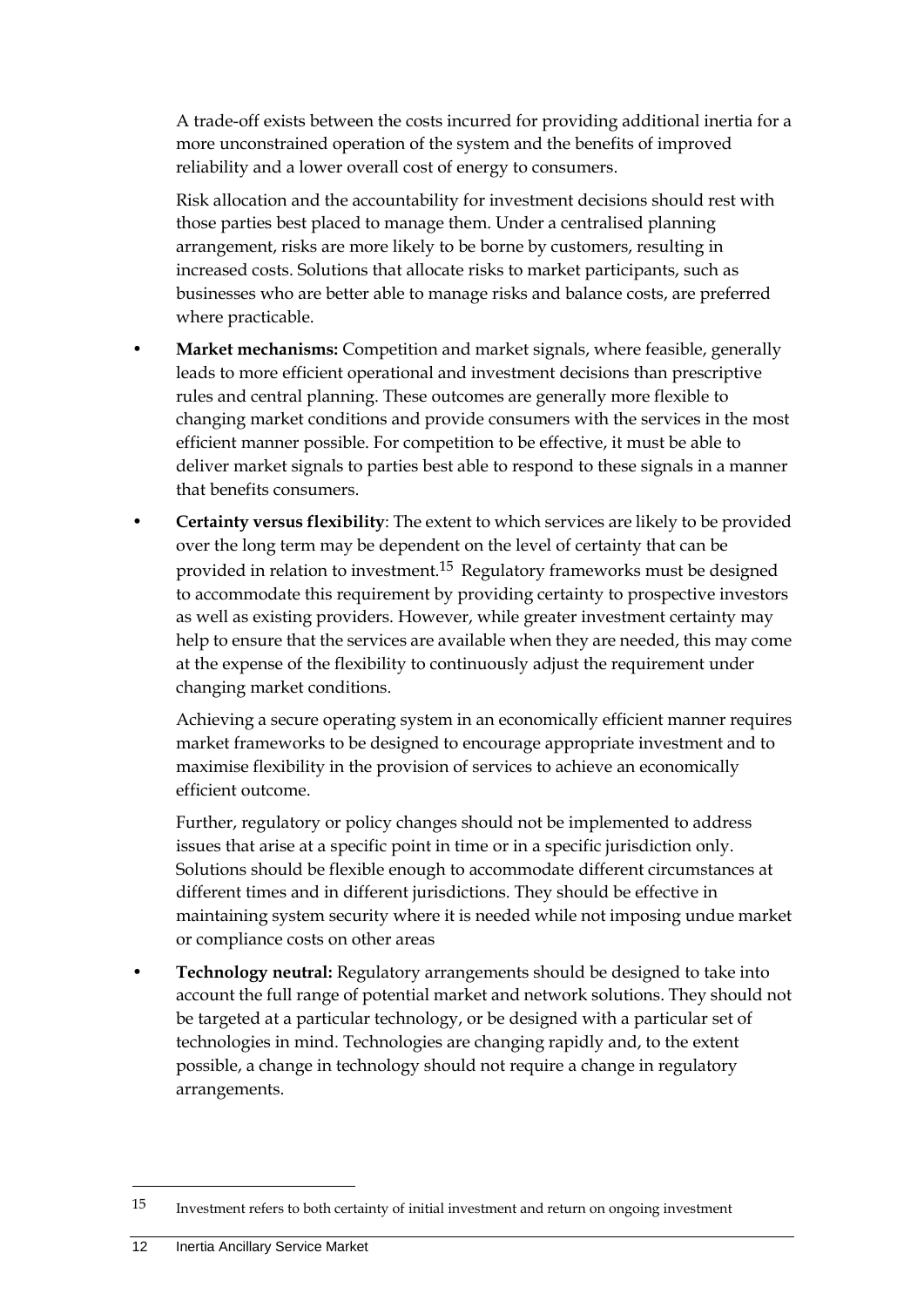A trade-off exists between the costs incurred for providing additional inertia for a more unconstrained operation of the system and the benefits of improved reliability and a lower overall cost of energy to consumers.

Risk allocation and the accountability for investment decisions should rest with those parties best placed to manage them. Under a centralised planning arrangement, risks are more likely to be borne by customers, resulting in increased costs. Solutions that allocate risks to market participants, such as businesses who are better able to manage risks and balance costs, are preferred where practicable.

- **Market mechanisms:** Competition and market signals, where feasible, generally leads to more efficient operational and investment decisions than prescriptive rules and central planning. These outcomes are generally more flexible to changing market conditions and provide consumers with the services in the most efficient manner possible. For competition to be effective, it must be able to deliver market signals to parties best able to respond to these signals in a manner that benefits consumers.

- **Certainty versus flexibility**: The extent to which services are likely to be provided over the long term may be dependent on the level of certainty that can be provided in relation to investment.[15] Regulatory frameworks must be designed to accommodate this requirement by providing certainty to prospective investors as well as existing providers. However, while greater investment certainty may help to ensure that the services are available when they are needed, this may come at the expense of the flexibility to continuously adjust the requirement under changing market conditions.

  Achieving a secure operating system in an economically efficient manner requires market frameworks to be designed to encourage appropriate investment and to maximise flexibility in the provision of services to achieve an economically efficient outcome.

  Further, regulatory or policy changes should not be implemented to address issues that arise at a specific point in time or in a specific jurisdiction only. Solutions should be flexible enough to accommodate different circumstances at different times and in different jurisdictions. They should be effective in maintaining system security where it is needed while not imposing undue market or compliance costs on other areas

- **Technology neutral:** Regulatory arrangements should be designed to take into account the full range of potential market and network solutions. They should not be targeted at a particular technology, or be designed with a particular set of technologies in mind. Technologies are changing rapidly and, to the extent possible, a change in technology should not require a change in regulatory arrangements.

---

[15] Investment refers to both certainty of initial investment and return on ongoing investment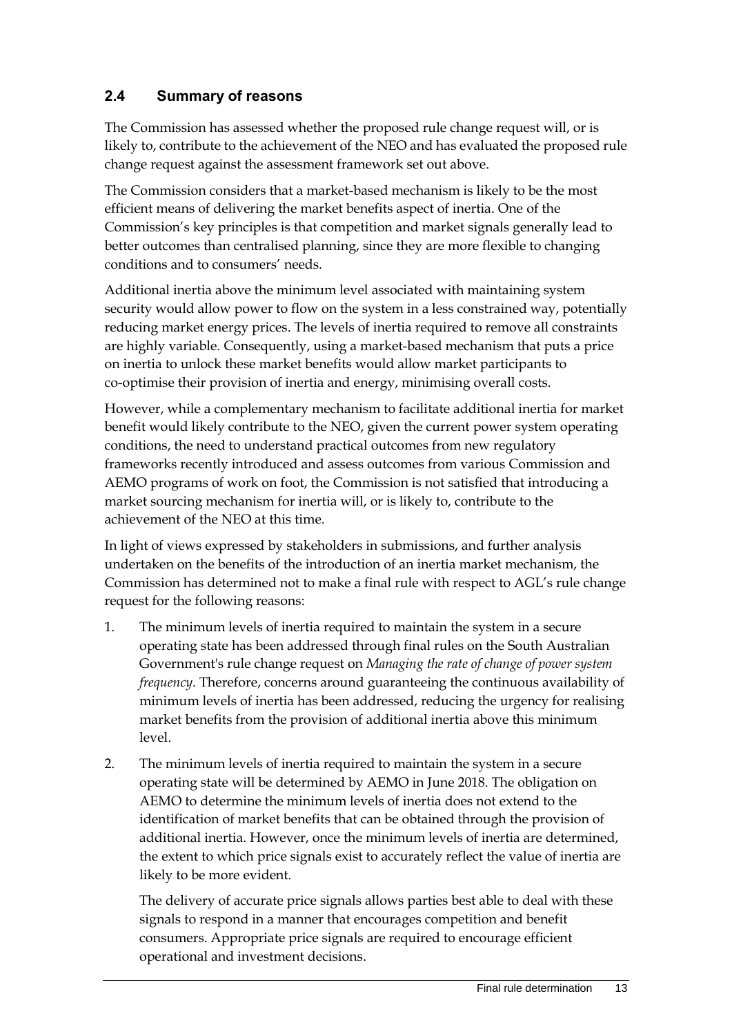## 2.4 Summary of reasons

The Commission has assessed whether the proposed rule change request will, or is likely to, contribute to the achievement of the NEO and has evaluated the proposed rule change request against the assessment framework set out above.

The Commission considers that a market-based mechanism is likely to be the most efficient means of delivering the market benefits aspect of inertia. One of the Commission's key principles is that competition and market signals generally lead to better outcomes than centralised planning, since they are more flexible to changing conditions and to consumers' needs.

Additional inertia above the minimum level associated with maintaining system security would allow power to flow on the system in a less constrained way, potentially reducing market energy prices. The levels of inertia required to remove all constraints are highly variable. Consequently, using a market-based mechanism that puts a price on inertia to unlock these market benefits would allow market participants to co-optimise their provision of inertia and energy, minimising overall costs.

However, while a complementary mechanism to facilitate additional inertia for market benefit would likely contribute to the NEO, given the current power system operating conditions, the need to understand practical outcomes from new regulatory frameworks recently introduced and assess outcomes from various Commission and AEMO programs of work on foot, the Commission is not satisfied that introducing a market sourcing mechanism for inertia will, or is likely to, contribute to the achievement of the NEO at this time.

In light of views expressed by stakeholders in submissions, and further analysis undertaken on the benefits of the introduction of an inertia market mechanism, the Commission has determined not to make a final rule with respect to AGL's rule change request for the following reasons:

1. The minimum levels of inertia required to maintain the system in a secure operating state has been addressed through final rules on the South Australian Government's rule change request on *Managing the rate of change of power system frequency*. Therefore, concerns around guaranteeing the continuous availability of minimum levels of inertia has been addressed, reducing the urgency for realising market benefits from the provision of additional inertia above this minimum level.

2. The minimum levels of inertia required to maintain the system in a secure operating state will be determined by AEMO in June 2018. The obligation on AEMO to determine the minimum levels of inertia does not extend to the identification of market benefits that can be obtained through the provision of additional inertia. However, once the minimum levels of inertia are determined, the extent to which price signals exist to accurately reflect the value of inertia are likely to be more evident.

   The delivery of accurate price signals allows parties best able to deal with these signals to respond in a manner that encourages competition and benefit consumers. Appropriate price signals are required to encourage efficient operational and investment decisions.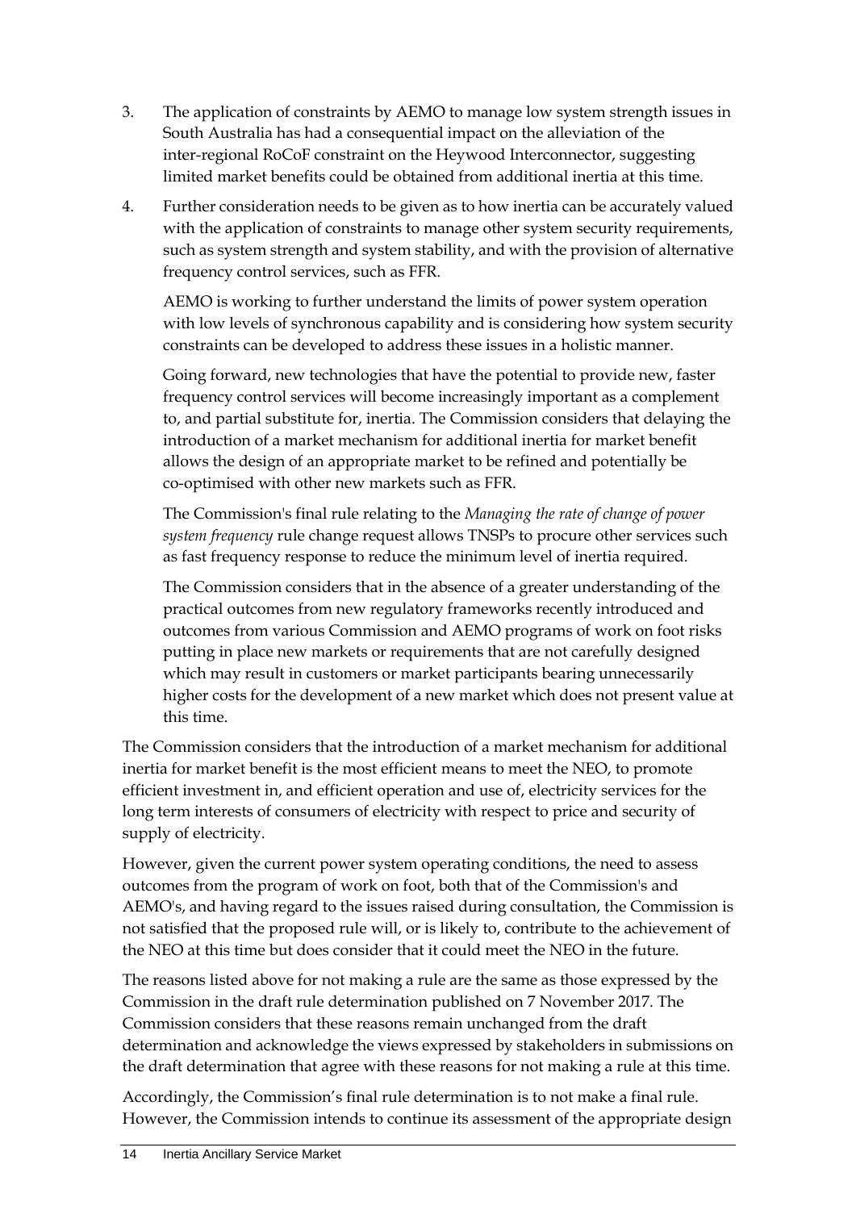3. The application of constraints by AEMO to manage low system strength issues in South Australia has had a consequential impact on the alleviation of the inter-regional RoCoF constraint on the Heywood Interconnector, suggesting limited market benefits could be obtained from additional inertia at this time.

4. Further consideration needs to be given as to how inertia can be accurately valued with the application of constraints to manage other system security requirements, such as system strength and system stability, and with the provision of alternative frequency control services, such as FFR.

   AEMO is working to further understand the limits of power system operation with low levels of synchronous capability and is considering how system security constraints can be developed to address these issues in a holistic manner.

   Going forward, new technologies that have the potential to provide new, faster frequency control services will become increasingly important as a complement to, and partial substitute for, inertia. The Commission considers that delaying the introduction of a market mechanism for additional inertia for market benefit allows the design of an appropriate market to be refined and potentially be co-optimised with other new markets such as FFR.

   The Commission's final rule relating to the *Managing the rate of change of power system frequency* rule change request allows TNSPs to procure other services such as fast frequency response to reduce the minimum level of inertia required.

   The Commission considers that in the absence of a greater understanding of the practical outcomes from new regulatory frameworks recently introduced and outcomes from various Commission and AEMO programs of work on foot risks putting in place new markets or requirements that are not carefully designed which may result in customers or market participants bearing unnecessarily higher costs for the development of a new market which does not present value at this time.

The Commission considers that the introduction of a market mechanism for additional inertia for market benefit is the most efficient means to meet the NEO, to promote efficient investment in, and efficient operation and use of, electricity services for the long term interests of consumers of electricity with respect to price and security of supply of electricity.

However, given the current power system operating conditions, the need to assess outcomes from the program of work on foot, both that of the Commission's and AEMO's, and having regard to the issues raised during consultation, the Commission is not satisfied that the proposed rule will, or is likely to, contribute to the achievement of the NEO at this time but does consider that it could meet the NEO in the future.

The reasons listed above for not making a rule are the same as those expressed by the Commission in the draft rule determination published on 7 November 2017. The Commission considers that these reasons remain unchanged from the draft determination and acknowledge the views expressed by stakeholders in submissions on the draft determination that agree with these reasons for not making a rule at this time.

Accordingly, the Commission's final rule determination is to not make a final rule. However, the Commission intends to continue its assessment of the appropriate design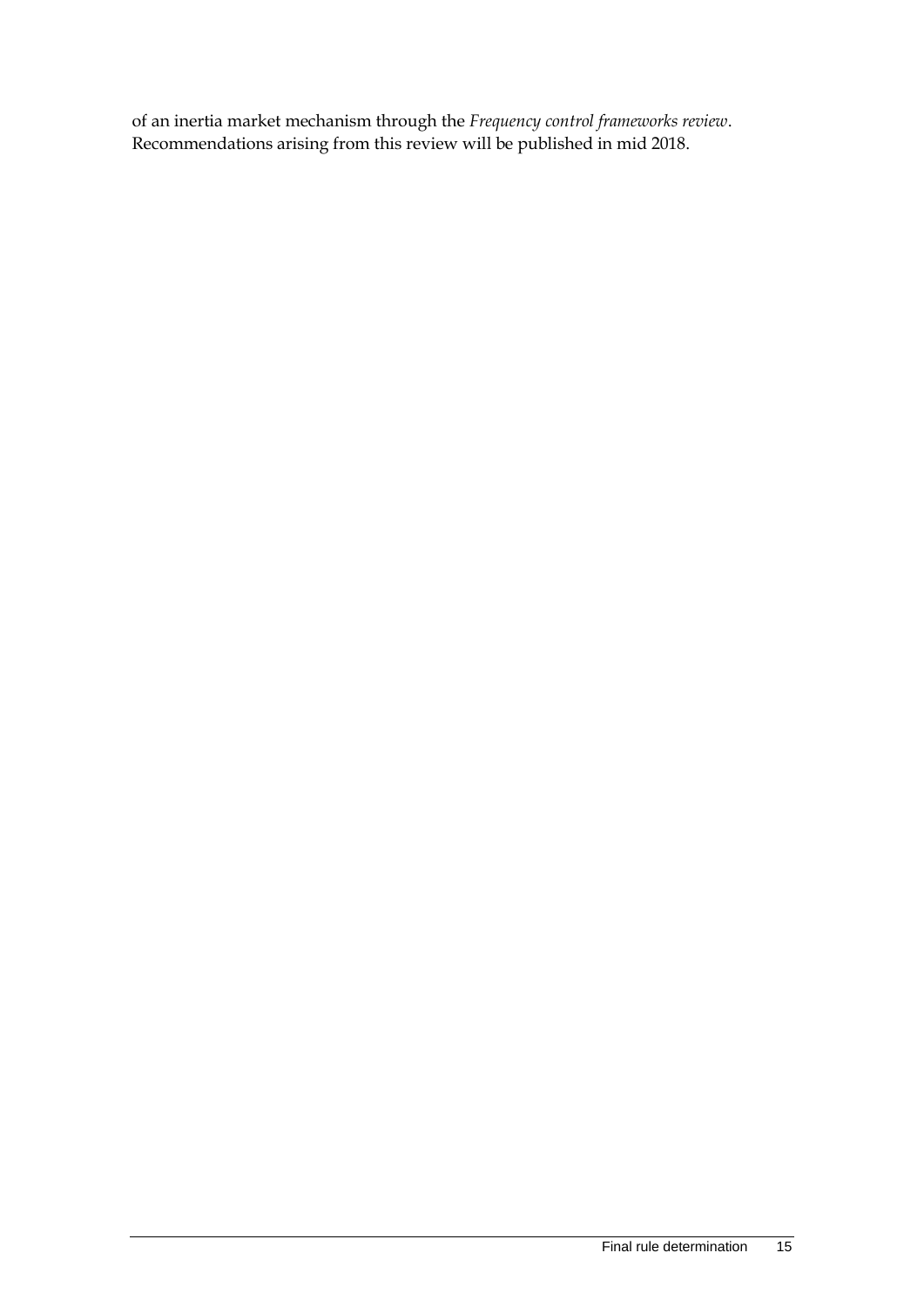of an inertia market mechanism through the *Frequency control frameworks review*. Recommendations arising from this review will be published in mid 2018.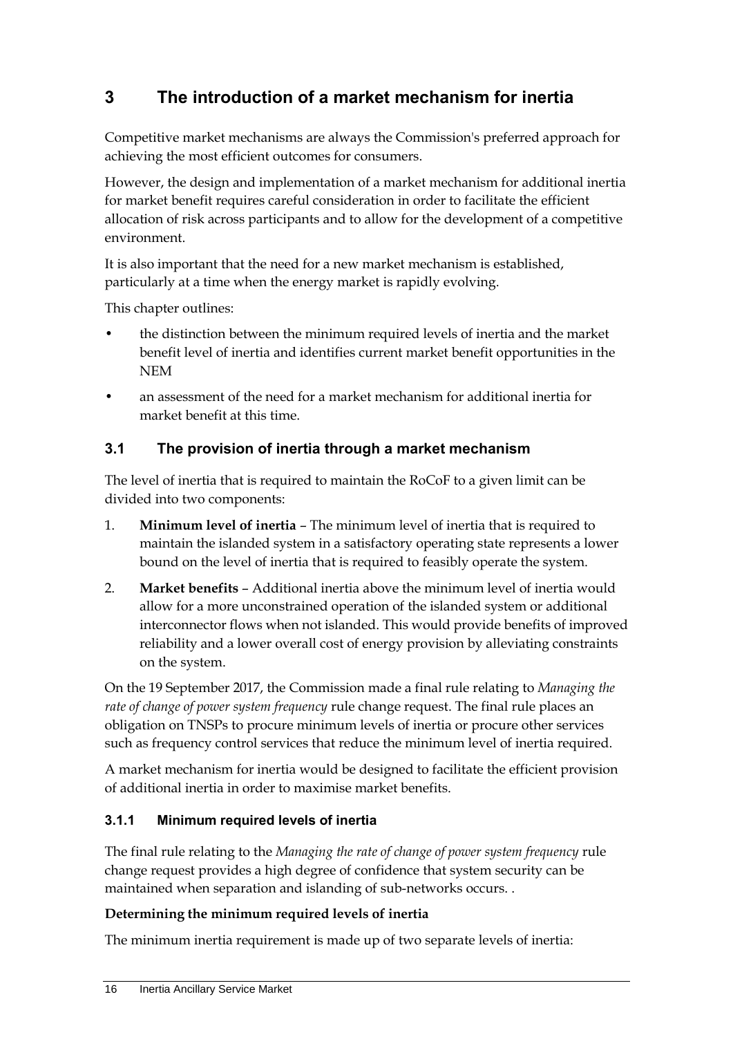# 3 The introduction of a market mechanism for inertia

Competitive market mechanisms are always the Commission's preferred approach for achieving the most efficient outcomes for consumers.

However, the design and implementation of a market mechanism for additional inertia for market benefit requires careful consideration in order to facilitate the efficient allocation of risk across participants and to allow for the development of a competitive environment.

It is also important that the need for a new market mechanism is established, particularly at a time when the energy market is rapidly evolving.

This chapter outlines:

- the distinction between the minimum required levels of inertia and the market benefit level of inertia and identifies current market benefit opportunities in the NEM
- an assessment of the need for a market mechanism for additional inertia for market benefit at this time.

## 3.1 The provision of inertia through a market mechanism

The level of inertia that is required to maintain the RoCoF to a given limit can be divided into two components:

1. **Minimum level of inertia** – The minimum level of inertia that is required to maintain the islanded system in a satisfactory operating state represents a lower bound on the level of inertia that is required to feasibly operate the system.
2. **Market benefits** – Additional inertia above the minimum level of inertia would allow for a more unconstrained operation of the islanded system or additional interconnector flows when not islanded. This would provide benefits of improved reliability and a lower overall cost of energy provision by alleviating constraints on the system.

On the 19 September 2017, the Commission made a final rule relating to *Managing the rate of change of power system frequency* rule change request. The final rule places an obligation on TNSPs to procure minimum levels of inertia or procure other services such as frequency control services that reduce the minimum level of inertia required.

A market mechanism for inertia would be designed to facilitate the efficient provision of additional inertia in order to maximise market benefits.

### 3.1.1 Minimum required levels of inertia

The final rule relating to the *Managing the rate of change of power system frequency* rule change request provides a high degree of confidence that system security can be maintained when separation and islanding of sub-networks occurs. .

**Determining the minimum required levels of inertia**

The minimum inertia requirement is made up of two separate levels of inertia: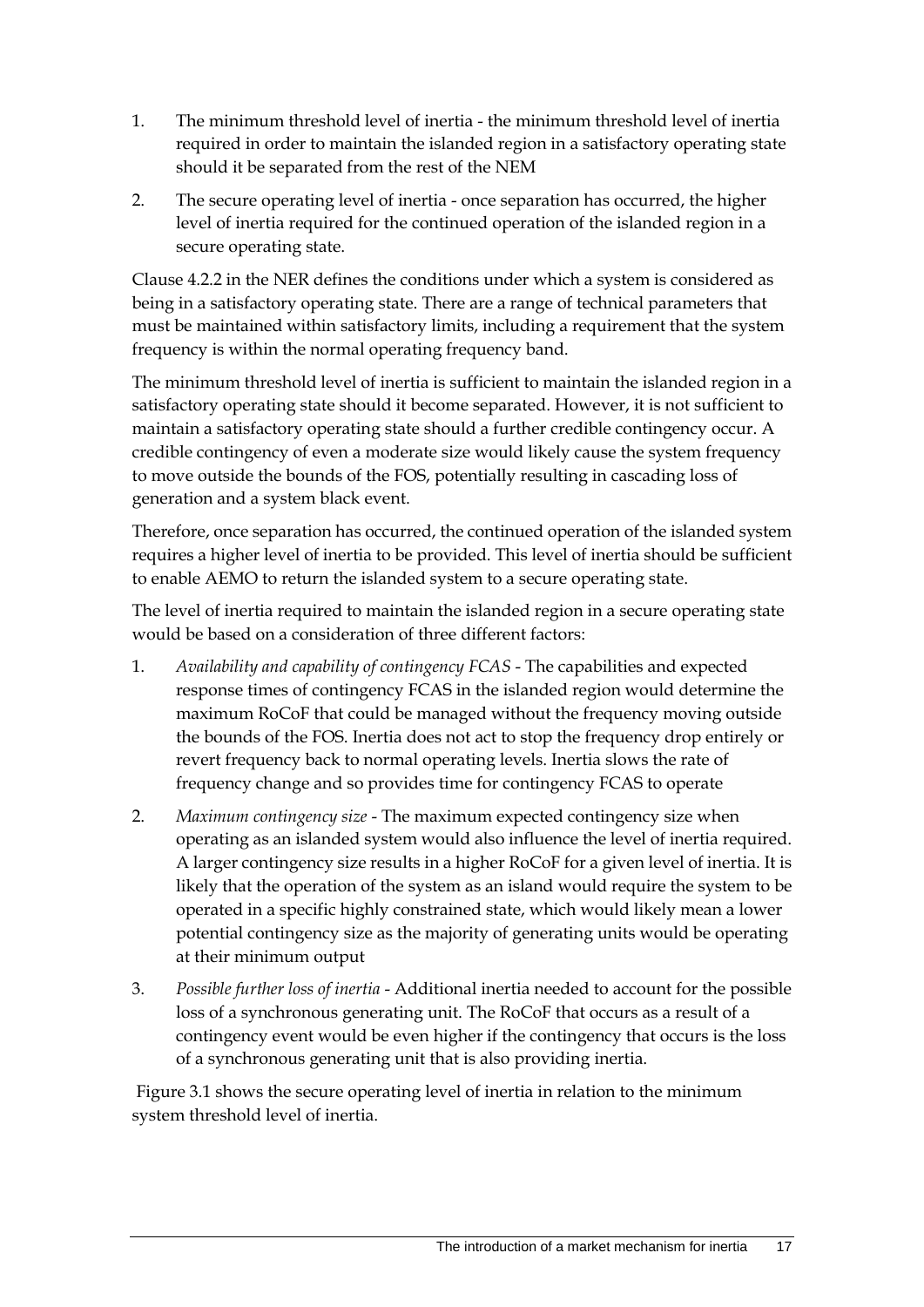1. The minimum threshold level of inertia - the minimum threshold level of inertia required in order to maintain the islanded region in a satisfactory operating state should it be separated from the rest of the NEM
2. The secure operating level of inertia - once separation has occurred, the higher level of inertia required for the continued operation of the islanded region in a secure operating state.

Clause 4.2.2 in the NER defines the conditions under which a system is considered as being in a satisfactory operating state. There are a range of technical parameters that must be maintained within satisfactory limits, including a requirement that the system frequency is within the normal operating frequency band.

The minimum threshold level of inertia is sufficient to maintain the islanded region in a satisfactory operating state should it become separated. However, it is not sufficient to maintain a satisfactory operating state should a further credible contingency occur. A credible contingency of even a moderate size would likely cause the system frequency to move outside the bounds of the FOS, potentially resulting in cascading loss of generation and a system black event.

Therefore, once separation has occurred, the continued operation of the islanded system requires a higher level of inertia to be provided. This level of inertia should be sufficient to enable AEMO to return the islanded system to a secure operating state.

The level of inertia required to maintain the islanded region in a secure operating state would be based on a consideration of three different factors:

1. *Availability and capability of contingency FCAS* - The capabilities and expected response times of contingency FCAS in the islanded region would determine the maximum RoCoF that could be managed without the frequency moving outside the bounds of the FOS. Inertia does not act to stop the frequency drop entirely or revert frequency back to normal operating levels. Inertia slows the rate of frequency change and so provides time for contingency FCAS to operate
2. *Maximum contingency size* - The maximum expected contingency size when operating as an islanded system would also influence the level of inertia required. A larger contingency size results in a higher RoCoF for a given level of inertia. It is likely that the operation of the system as an island would require the system to be operated in a specific highly constrained state, which would likely mean a lower potential contingency size as the majority of generating units would be operating at their minimum output
3. *Possible further loss of inertia* - Additional inertia needed to account for the possible loss of a synchronous generating unit. The RoCoF that occurs as a result of a contingency event would be even higher if the contingency that occurs is the loss of a synchronous generating unit that is also providing inertia.

Figure 3.1 shows the secure operating level of inertia in relation to the minimum system threshold level of inertia.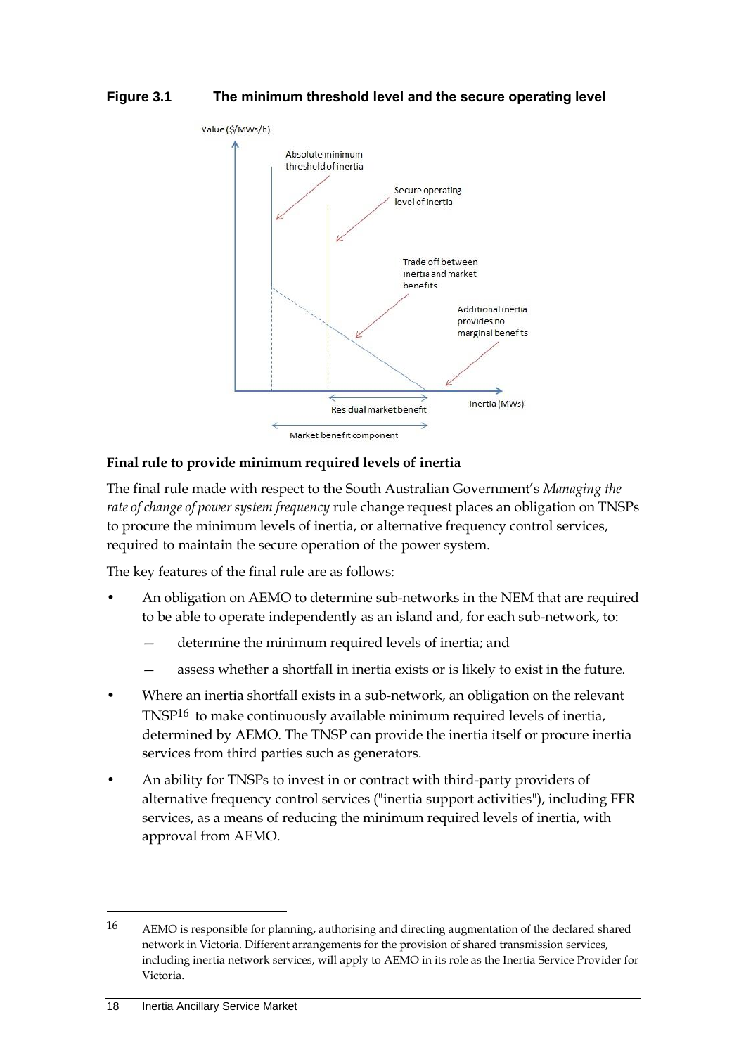**Figure 3.1 The minimum threshold level and the secure operating level**

**Final rule to provide minimum required levels of inertia**

The final rule made with respect to the South Australian Government's *Managing the rate of change of power system frequency* rule change request places an obligation on TNSPs to procure the minimum levels of inertia, or alternative frequency control services, required to maintain the secure operation of the power system.

The key features of the final rule are as follows:

- An obligation on AEMO to determine sub-networks in the NEM that are required to be able to operate independently as an island and, for each sub-network, to:
  - determine the minimum required levels of inertia; and
  - assess whether a shortfall in inertia exists or is likely to exist in the future.
- Where an inertia shortfall exists in a sub-network, an obligation on the relevant TNSP[16] to make continuously available minimum required levels of inertia, determined by AEMO. The TNSP can provide the inertia itself or procure inertia services from third parties such as generators.
- An ability for TNSPs to invest in or contract with third-party providers of alternative frequency control services ("inertia support activities"), including FFR services, as a means of reducing the minimum required levels of inertia, with approval from AEMO.

[16] AEMO is responsible for planning, authorising and directing augmentation of the declared shared network in Victoria. Different arrangements for the provision of shared transmission services, including inertia network services, will apply to AEMO in its role as the Inertia Service Provider for Victoria.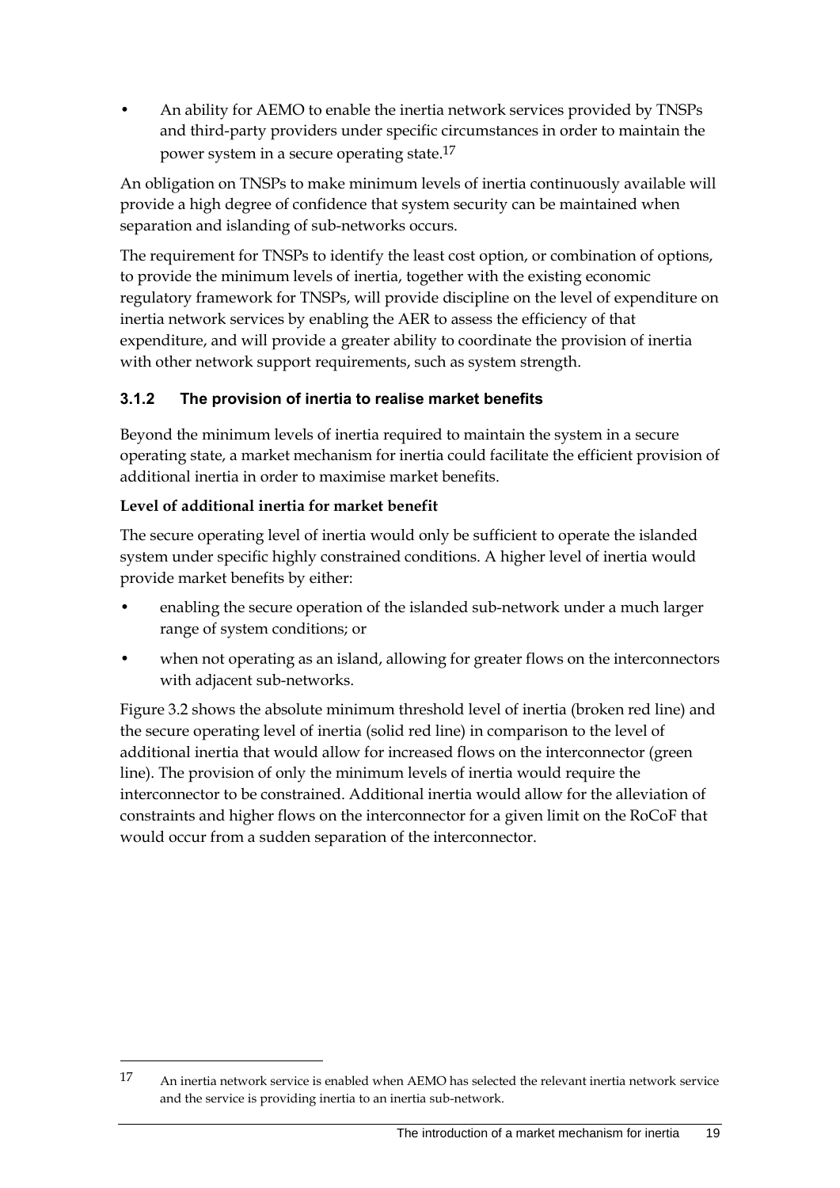- An ability for AEMO to enable the inertia network services provided by TNSPs and third-party providers under specific circumstances in order to maintain the power system in a secure operating state.[17]

An obligation on TNSPs to make minimum levels of inertia continuously available will provide a high degree of confidence that system security can be maintained when separation and islanding of sub-networks occurs.

The requirement for TNSPs to identify the least cost option, or combination of options, to provide the minimum levels of inertia, together with the existing economic regulatory framework for TNSPs, will provide discipline on the level of expenditure on inertia network services by enabling the AER to assess the efficiency of that expenditure, and will provide a greater ability to coordinate the provision of inertia with other network support requirements, such as system strength.

### 3.1.2 The provision of inertia to realise market benefits

Beyond the minimum levels of inertia required to maintain the system in a secure operating state, a market mechanism for inertia could facilitate the efficient provision of additional inertia in order to maximise market benefits.

**Level of additional inertia for market benefit**

The secure operating level of inertia would only be sufficient to operate the islanded system under specific highly constrained conditions. A higher level of inertia would provide market benefits by either:

- enabling the secure operation of the islanded sub-network under a much larger range of system conditions; or
- when not operating as an island, allowing for greater flows on the interconnectors with adjacent sub-networks.

Figure 3.2 shows the absolute minimum threshold level of inertia (broken red line) and the secure operating level of inertia (solid red line) in comparison to the level of additional inertia that would allow for increased flows on the interconnector (green line). The provision of only the minimum levels of inertia would require the interconnector to be constrained. Additional inertia would allow for the alleviation of constraints and higher flows on the interconnector for a given limit on the RoCoF that would occur from a sudden separation of the interconnector.

---

[17] An inertia network service is enabled when AEMO has selected the relevant inertia network service and the service is providing inertia to an inertia sub-network.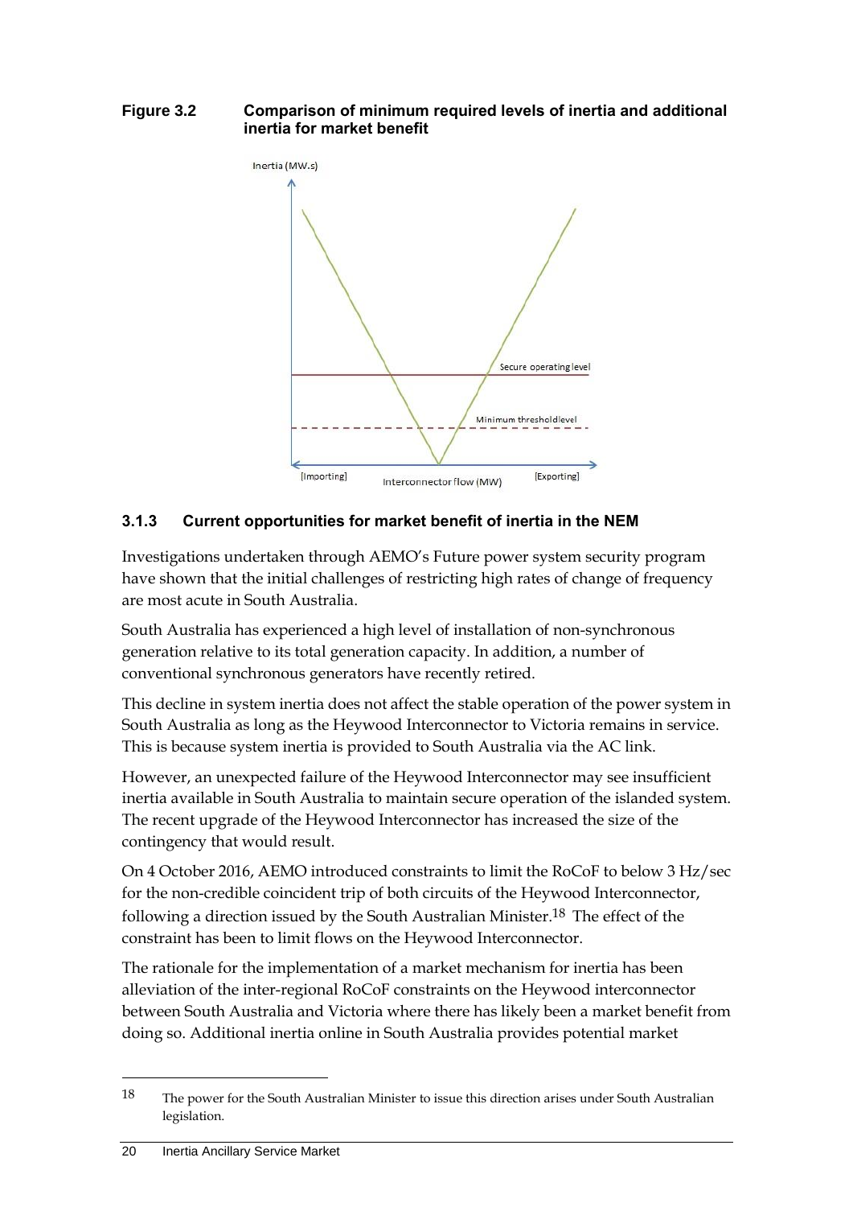**Figure 3.2 Comparison of minimum required levels of inertia and additional inertia for market benefit**

### 3.1.3 Current opportunities for market benefit of inertia in the NEM

Investigations undertaken through AEMO's Future power system security program have shown that the initial challenges of restricting high rates of change of frequency are most acute in South Australia.

South Australia has experienced a high level of installation of non-synchronous generation relative to its total generation capacity. In addition, a number of conventional synchronous generators have recently retired.

This decline in system inertia does not affect the stable operation of the power system in South Australia as long as the Heywood Interconnector to Victoria remains in service. This is because system inertia is provided to South Australia via the AC link.

However, an unexpected failure of the Heywood Interconnector may see insufficient inertia available in South Australia to maintain secure operation of the islanded system. The recent upgrade of the Heywood Interconnector has increased the size of the contingency that would result.

On 4 October 2016, AEMO introduced constraints to limit the RoCoF to below 3 Hz/sec for the non-credible coincident trip of both circuits of the Heywood Interconnector, following a direction issued by the South Australian Minister.[18] The effect of the constraint has been to limit flows on the Heywood Interconnector.

The rationale for the implementation of a market mechanism for inertia has been alleviation of the inter-regional RoCoF constraints on the Heywood interconnector between South Australia and Victoria where there has likely been a market benefit from doing so. Additional inertia online in South Australia provides potential market

---

18 The power for the South Australian Minister to issue this direction arises under South Australian legislation.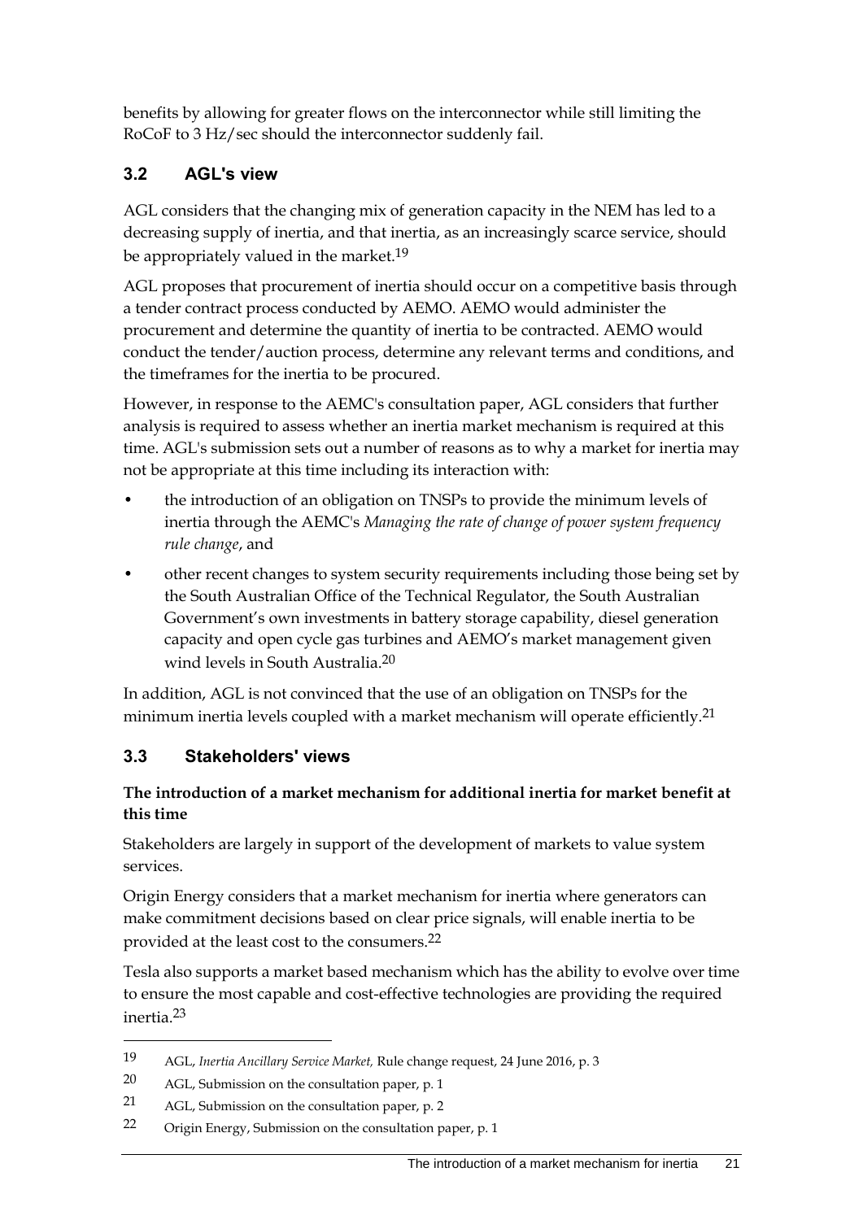benefits by allowing for greater flows on the interconnector while still limiting the RoCoF to 3 Hz/sec should the interconnector suddenly fail.

## 3.2 AGL's view

AGL considers that the changing mix of generation capacity in the NEM has led to a decreasing supply of inertia, and that inertia, as an increasingly scarce service, should be appropriately valued in the market.[19]

AGL proposes that procurement of inertia should occur on a competitive basis through a tender contract process conducted by AEMO. AEMO would administer the procurement and determine the quantity of inertia to be contracted. AEMO would conduct the tender/auction process, determine any relevant terms and conditions, and the timeframes for the inertia to be procured.

However, in response to the AEMC's consultation paper, AGL considers that further analysis is required to assess whether an inertia market mechanism is required at this time. AGL's submission sets out a number of reasons as to why a market for inertia may not be appropriate at this time including its interaction with:

- the introduction of an obligation on TNSPs to provide the minimum levels of inertia through the AEMC's *Managing the rate of change of power system frequency rule change*, and
- other recent changes to system security requirements including those being set by the South Australian Office of the Technical Regulator, the South Australian Government's own investments in battery storage capability, diesel generation capacity and open cycle gas turbines and AEMO's market management given wind levels in South Australia.[20]

In addition, AGL is not convinced that the use of an obligation on TNSPs for the minimum inertia levels coupled with a market mechanism will operate efficiently.[21]

## 3.3 Stakeholders' views

**The introduction of a market mechanism for additional inertia for market benefit at this time**

Stakeholders are largely in support of the development of markets to value system services.

Origin Energy considers that a market mechanism for inertia where generators can make commitment decisions based on clear price signals, will enable inertia to be provided at the least cost to the consumers.[22]

Tesla also supports a market based mechanism which has the ability to evolve over time to ensure the most capable and cost-effective technologies are providing the required inertia.[23]

---

19 AGL, *Inertia Ancillary Service Market,* Rule change request, 24 June 2016, p. 3

20 AGL, Submission on the consultation paper, p. 1

21 AGL, Submission on the consultation paper, p. 2

22 Origin Energy, Submission on the consultation paper, p. 1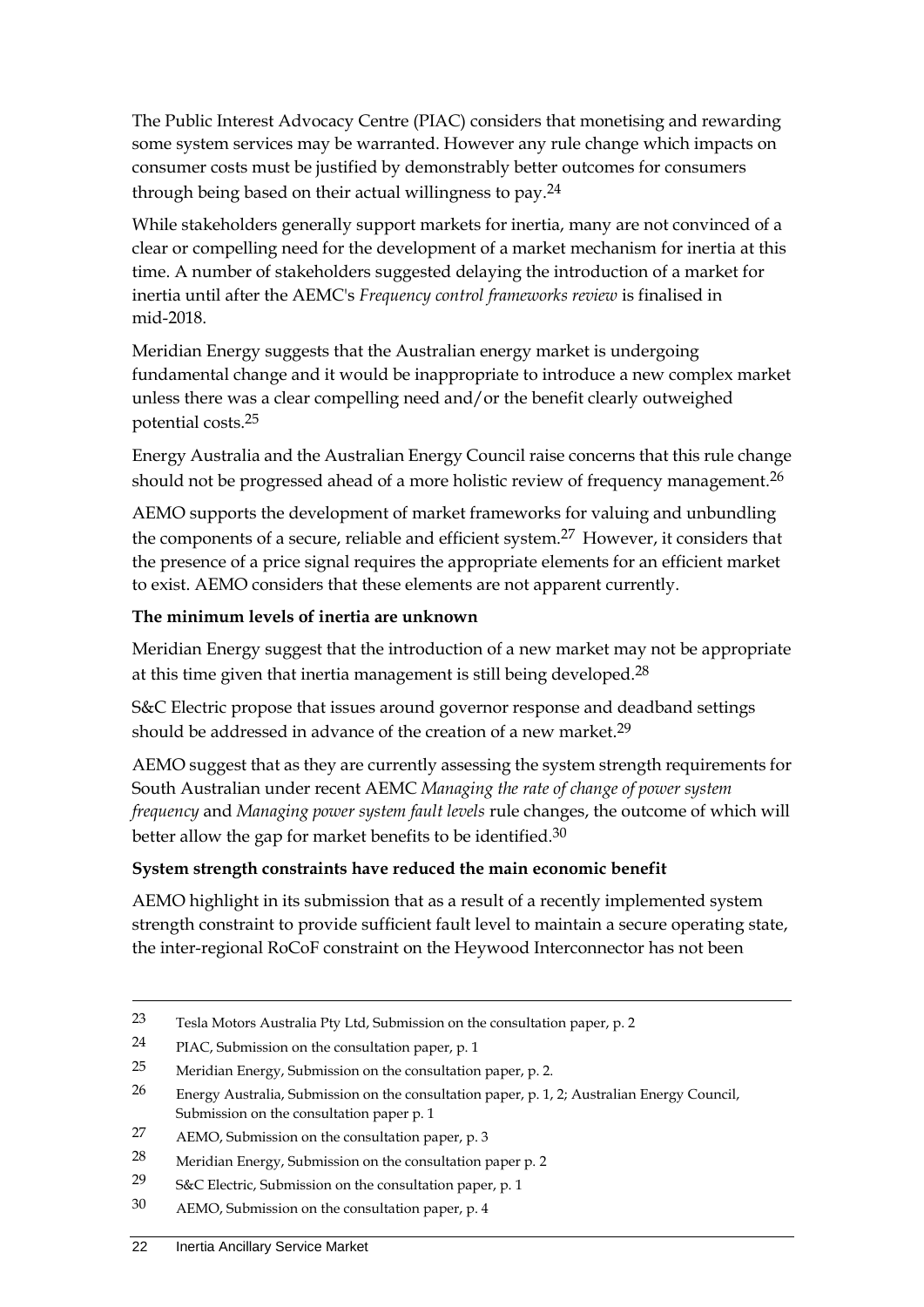The Public Interest Advocacy Centre (PIAC) considers that monetising and rewarding some system services may be warranted. However any rule change which impacts on consumer costs must be justified by demonstrably better outcomes for consumers through being based on their actual willingness to pay.[24]

While stakeholders generally support markets for inertia, many are not convinced of a clear or compelling need for the development of a market mechanism for inertia at this time. A number of stakeholders suggested delaying the introduction of a market for inertia until after the AEMC's *Frequency control frameworks review* is finalised in mid-2018.

Meridian Energy suggests that the Australian energy market is undergoing fundamental change and it would be inappropriate to introduce a new complex market unless there was a clear compelling need and/or the benefit clearly outweighed potential costs.[25]

Energy Australia and the Australian Energy Council raise concerns that this rule change should not be progressed ahead of a more holistic review of frequency management.[26]

AEMO supports the development of market frameworks for valuing and unbundling the components of a secure, reliable and efficient system.[27] However, it considers that the presence of a price signal requires the appropriate elements for an efficient market to exist. AEMO considers that these elements are not apparent currently.

**The minimum levels of inertia are unknown**

Meridian Energy suggest that the introduction of a new market may not be appropriate at this time given that inertia management is still being developed.[28]

S&C Electric propose that issues around governor response and deadband settings should be addressed in advance of the creation of a new market.[29]

AEMO suggest that as they are currently assessing the system strength requirements for South Australian under recent AEMC *Managing the rate of change of power system frequency* and *Managing power system fault levels* rule changes, the outcome of which will better allow the gap for market benefits to be identified.[30]

**System strength constraints have reduced the main economic benefit**

AEMO highlight in its submission that as a result of a recently implemented system strength constraint to provide sufficient fault level to maintain a secure operating state, the inter-regional RoCoF constraint on the Heywood Interconnector has not been

---

23 Tesla Motors Australia Pty Ltd, Submission on the consultation paper, p. 2

24 PIAC, Submission on the consultation paper, p. 1

25 Meridian Energy, Submission on the consultation paper, p. 2.

26 Energy Australia, Submission on the consultation paper, p. 1, 2; Australian Energy Council, Submission on the consultation paper p. 1

27 AEMO, Submission on the consultation paper, p. 3

28 Meridian Energy, Submission on the consultation paper p. 2

29 S&C Electric, Submission on the consultation paper, p. 1

30 AEMO, Submission on the consultation paper, p. 4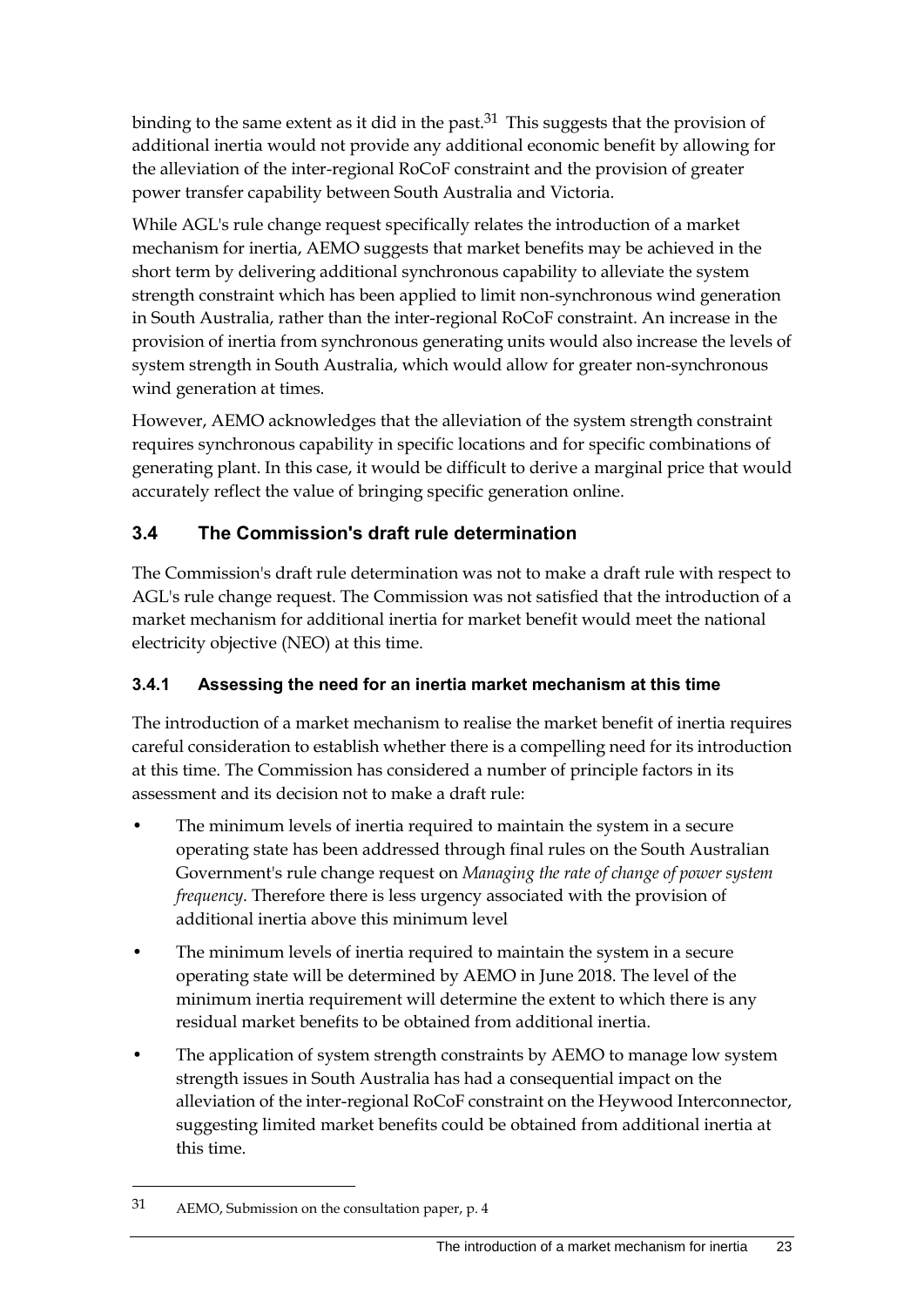binding to the same extent as it did in the past.[31] This suggests that the provision of additional inertia would not provide any additional economic benefit by allowing for the alleviation of the inter-regional RoCoF constraint and the provision of greater power transfer capability between South Australia and Victoria.

While AGL's rule change request specifically relates the introduction of a market mechanism for inertia, AEMO suggests that market benefits may be achieved in the short term by delivering additional synchronous capability to alleviate the system strength constraint which has been applied to limit non-synchronous wind generation in South Australia, rather than the inter-regional RoCoF constraint. An increase in the provision of inertia from synchronous generating units would also increase the levels of system strength in South Australia, which would allow for greater non-synchronous wind generation at times.

However, AEMO acknowledges that the alleviation of the system strength constraint requires synchronous capability in specific locations and for specific combinations of generating plant. In this case, it would be difficult to derive a marginal price that would accurately reflect the value of bringing specific generation online.

## 3.4 The Commission's draft rule determination

The Commission's draft rule determination was not to make a draft rule with respect to AGL's rule change request. The Commission was not satisfied that the introduction of a market mechanism for additional inertia for market benefit would meet the national electricity objective (NEO) at this time.

### 3.4.1 Assessing the need for an inertia market mechanism at this time

The introduction of a market mechanism to realise the market benefit of inertia requires careful consideration to establish whether there is a compelling need for its introduction at this time. The Commission has considered a number of principle factors in its assessment and its decision not to make a draft rule:

- The minimum levels of inertia required to maintain the system in a secure operating state has been addressed through final rules on the South Australian Government's rule change request on *Managing the rate of change of power system frequency.* Therefore there is less urgency associated with the provision of additional inertia above this minimum level
- The minimum levels of inertia required to maintain the system in a secure operating state will be determined by AEMO in June 2018. The level of the minimum inertia requirement will determine the extent to which there is any residual market benefits to be obtained from additional inertia.
- The application of system strength constraints by AEMO to manage low system strength issues in South Australia has had a consequential impact on the alleviation of the inter-regional RoCoF constraint on the Heywood Interconnector, suggesting limited market benefits could be obtained from additional inertia at this time.

---

[31] AEMO, Submission on the consultation paper, p. 4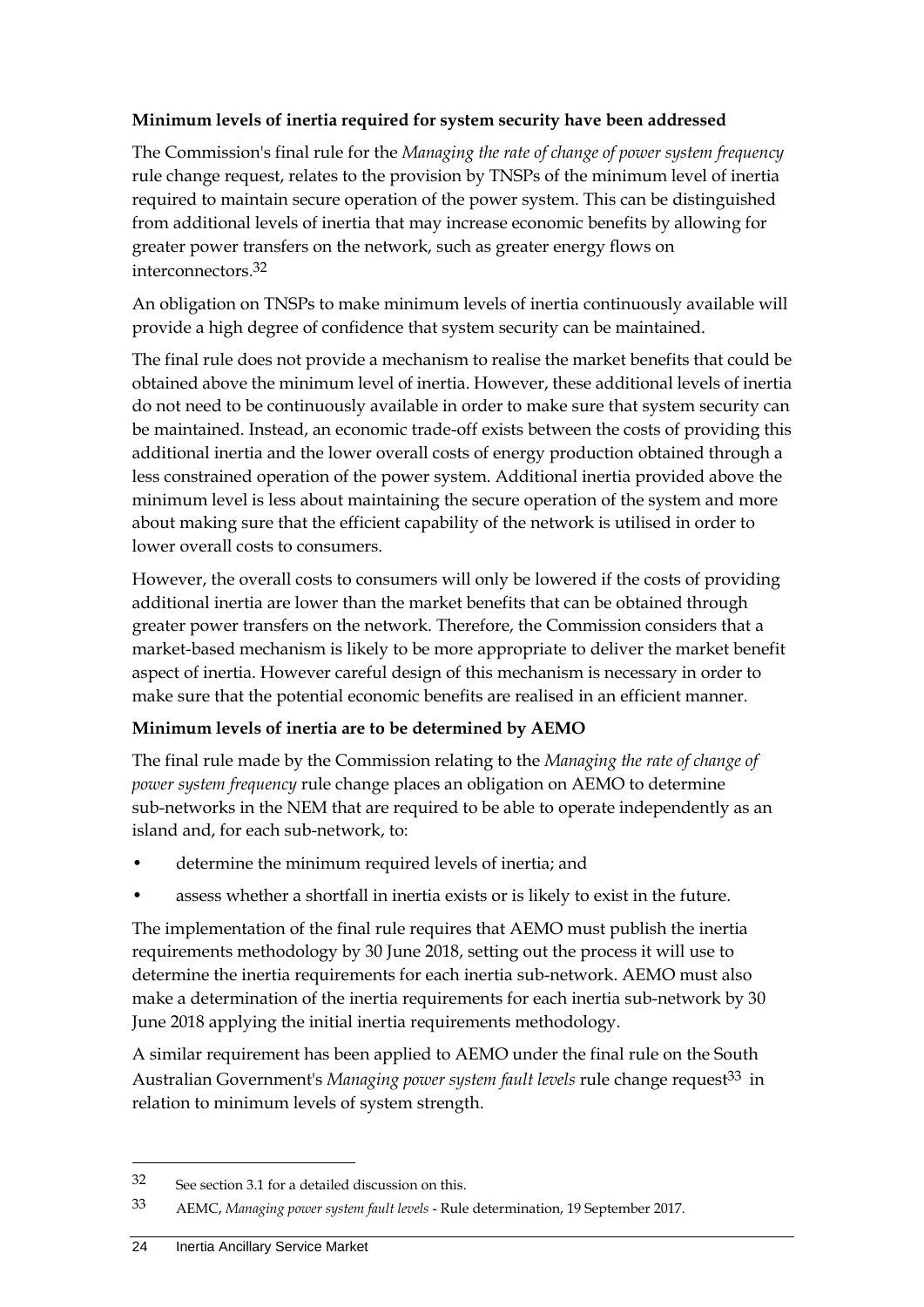**Minimum levels of inertia required for system security have been addressed**

The Commission's final rule for the *Managing the rate of change of power system frequency* rule change request, relates to the provision by TNSPs of the minimum level of inertia required to maintain secure operation of the power system. This can be distinguished from additional levels of inertia that may increase economic benefits by allowing for greater power transfers on the network, such as greater energy flows on interconnectors.[32]

An obligation on TNSPs to make minimum levels of inertia continuously available will provide a high degree of confidence that system security can be maintained.

The final rule does not provide a mechanism to realise the market benefits that could be obtained above the minimum level of inertia. However, these additional levels of inertia do not need to be continuously available in order to make sure that system security can be maintained. Instead, an economic trade-off exists between the costs of providing this additional inertia and the lower overall costs of energy production obtained through a less constrained operation of the power system. Additional inertia provided above the minimum level is less about maintaining the secure operation of the system and more about making sure that the efficient capability of the network is utilised in order to lower overall costs to consumers.

However, the overall costs to consumers will only be lowered if the costs of providing additional inertia are lower than the market benefits that can be obtained through greater power transfers on the network. Therefore, the Commission considers that a market-based mechanism is likely to be more appropriate to deliver the market benefit aspect of inertia. However careful design of this mechanism is necessary in order to make sure that the potential economic benefits are realised in an efficient manner.

**Minimum levels of inertia are to be determined by AEMO**

The final rule made by the Commission relating to the *Managing the rate of change of power system frequency* rule change places an obligation on AEMO to determine sub-networks in the NEM that are required to be able to operate independently as an island and, for each sub-network, to:

- determine the minimum required levels of inertia; and
- assess whether a shortfall in inertia exists or is likely to exist in the future.

The implementation of the final rule requires that AEMO must publish the inertia requirements methodology by 30 June 2018, setting out the process it will use to determine the inertia requirements for each inertia sub-network. AEMO must also make a determination of the inertia requirements for each inertia sub-network by 30 June 2018 applying the initial inertia requirements methodology.

A similar requirement has been applied to AEMO under the final rule on the South Australian Government's *Managing power system fault levels* rule change request[33] in relation to minimum levels of system strength.

---

32 See section 3.1 for a detailed discussion on this.

33 AEMC, *Managing power system fault levels* - Rule determination, 19 September 2017.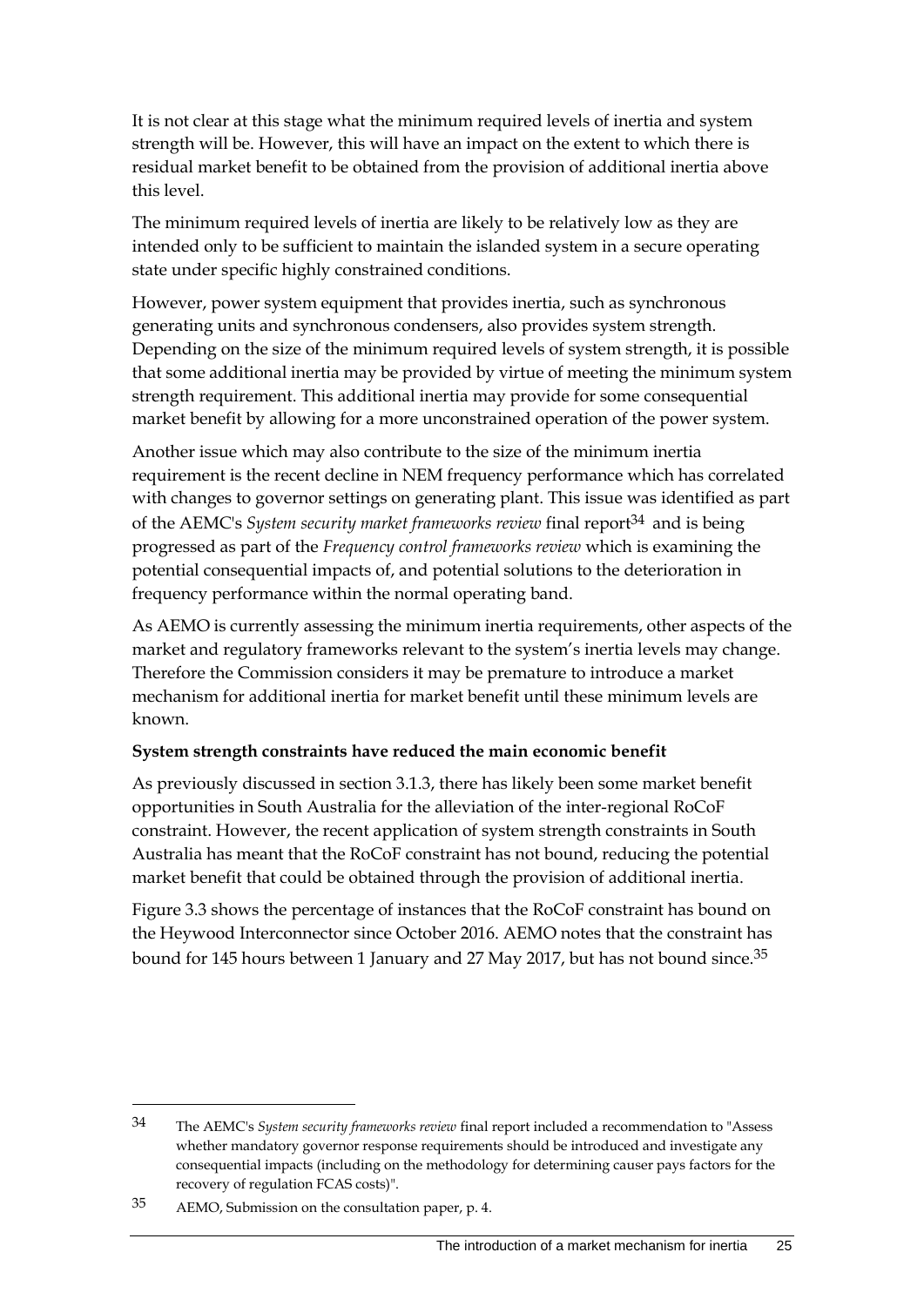It is not clear at this stage what the minimum required levels of inertia and system strength will be. However, this will have an impact on the extent to which there is residual market benefit to be obtained from the provision of additional inertia above this level.

The minimum required levels of inertia are likely to be relatively low as they are intended only to be sufficient to maintain the islanded system in a secure operating state under specific highly constrained conditions.

However, power system equipment that provides inertia, such as synchronous generating units and synchronous condensers, also provides system strength. Depending on the size of the minimum required levels of system strength, it is possible that some additional inertia may be provided by virtue of meeting the minimum system strength requirement. This additional inertia may provide for some consequential market benefit by allowing for a more unconstrained operation of the power system.

Another issue which may also contribute to the size of the minimum inertia requirement is the recent decline in NEM frequency performance which has correlated with changes to governor settings on generating plant. This issue was identified as part of the AEMC's *System security market frameworks review* final report[34] and is being progressed as part of the *Frequency control frameworks review* which is examining the potential consequential impacts of, and potential solutions to the deterioration in frequency performance within the normal operating band.

As AEMO is currently assessing the minimum inertia requirements, other aspects of the market and regulatory frameworks relevant to the system's inertia levels may change. Therefore the Commission considers it may be premature to introduce a market mechanism for additional inertia for market benefit until these minimum levels are known.

**System strength constraints have reduced the main economic benefit**

As previously discussed in section 3.1.3, there has likely been some market benefit opportunities in South Australia for the alleviation of the inter-regional RoCoF constraint. However, the recent application of system strength constraints in South Australia has meant that the RoCoF constraint has not bound, reducing the potential market benefit that could be obtained through the provision of additional inertia.

Figure 3.3 shows the percentage of instances that the RoCoF constraint has bound on the Heywood Interconnector since October 2016. AEMO notes that the constraint has bound for 145 hours between 1 January and 27 May 2017, but has not bound since.[35]

---

[34] The AEMC's *System security frameworks review* final report included a recommendation to "Assess whether mandatory governor response requirements should be introduced and investigate any consequential impacts (including on the methodology for determining causer pays factors for the recovery of regulation FCAS costs)".

[35] AEMO, Submission on the consultation paper, p. 4.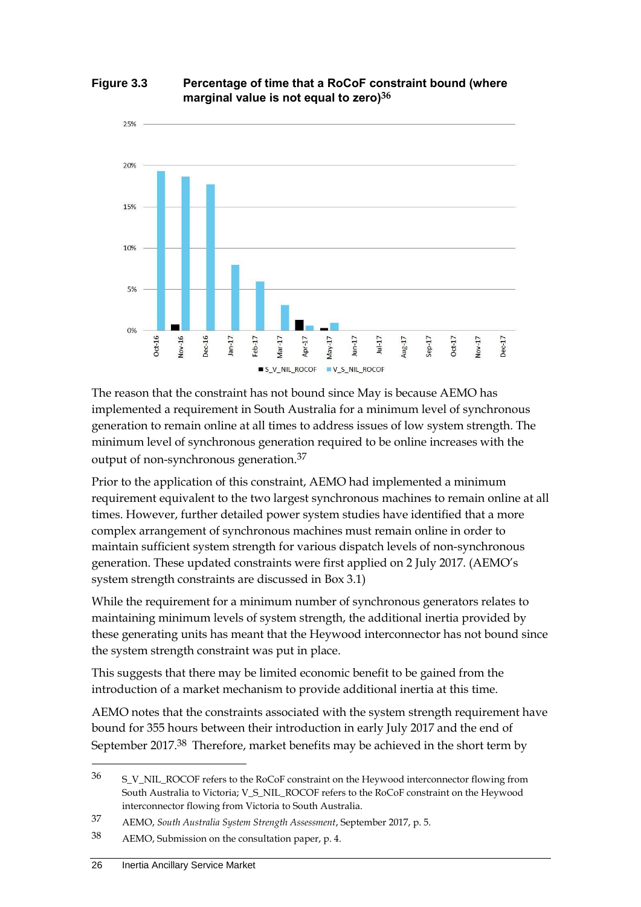**Figure 3.3 Percentage of time that a RoCoF constraint bound (where marginal value is not equal to zero)[36]**

The reason that the constraint has not bound since May is because AEMO has implemented a requirement in South Australia for a minimum level of synchronous generation to remain online at all times to address issues of low system strength. The minimum level of synchronous generation required to be online increases with the output of non-synchronous generation.[37]

Prior to the application of this constraint, AEMO had implemented a minimum requirement equivalent to the two largest synchronous machines to remain online at all times. However, further detailed power system studies have identified that a more complex arrangement of synchronous machines must remain online in order to maintain sufficient system strength for various dispatch levels of non-synchronous generation. These updated constraints were first applied on 2 July 2017. (AEMO's system strength constraints are discussed in Box 3.1)

While the requirement for a minimum number of synchronous generators relates to maintaining minimum levels of system strength, the additional inertia provided by these generating units has meant that the Heywood interconnector has not bound since the system strength constraint was put in place.

This suggests that there may be limited economic benefit to be gained from the introduction of a market mechanism to provide additional inertia at this time.

AEMO notes that the constraints associated with the system strength requirement have bound for 355 hours between their introduction in early July 2017 and the end of September 2017.[38] Therefore, market benefits may be achieved in the short term by

---

36 S_V_NIL_ROCOF refers to the RoCoF constraint on the Heywood interconnector flowing from South Australia to Victoria; V_S_NIL_ROCOF refers to the RoCoF constraint on the Heywood interconnector flowing from Victoria to South Australia.

37 AEMO, *South Australia System Strength Assessment*, September 2017, p. 5.

38 AEMO, Submission on the consultation paper, p. 4.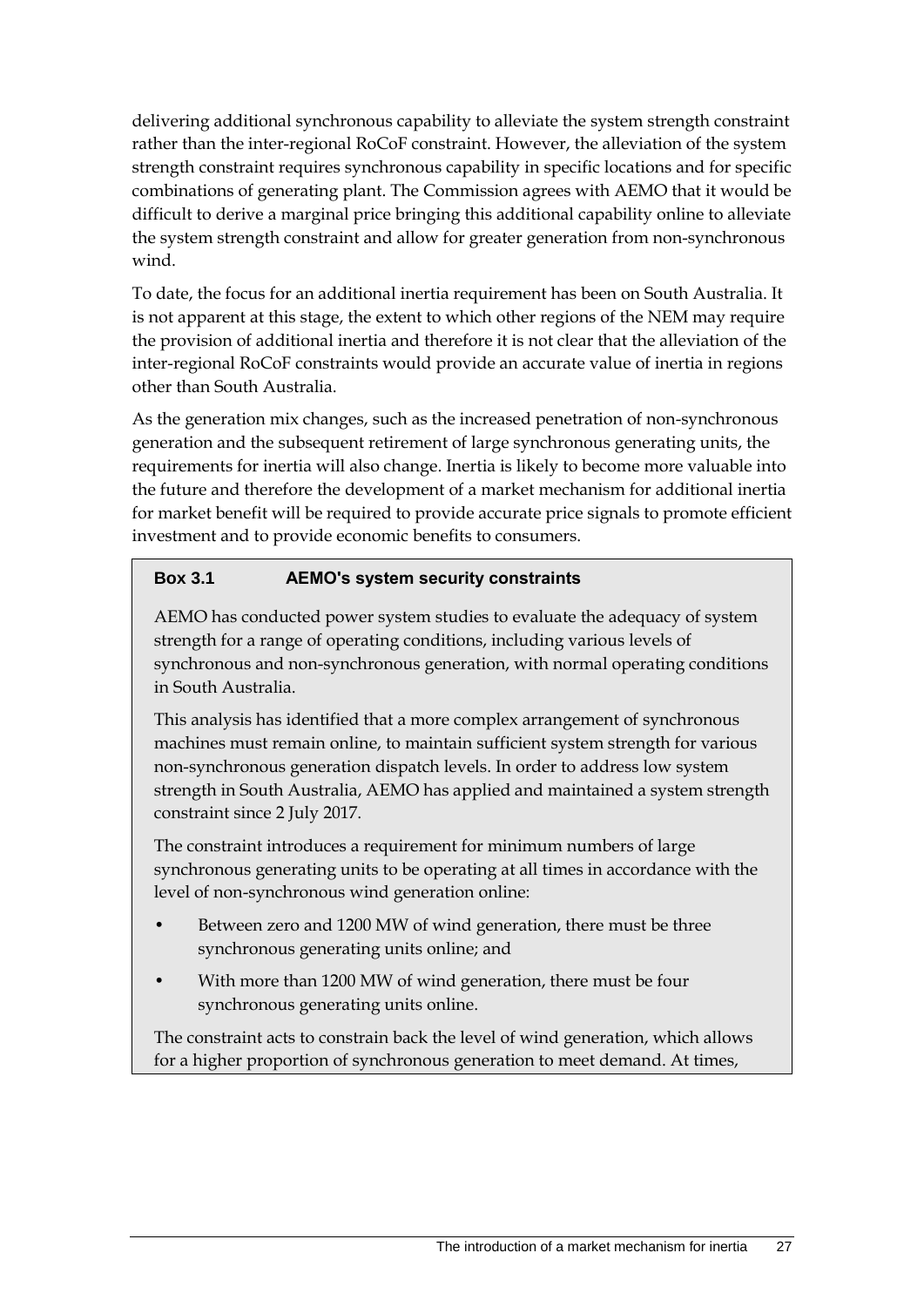delivering additional synchronous capability to alleviate the system strength constraint rather than the inter-regional RoCoF constraint. However, the alleviation of the system strength constraint requires synchronous capability in specific locations and for specific combinations of generating plant. The Commission agrees with AEMO that it would be difficult to derive a marginal price bringing this additional capability online to alleviate the system strength constraint and allow for greater generation from non-synchronous wind.

To date, the focus for an additional inertia requirement has been on South Australia. It is not apparent at this stage, the extent to which other regions of the NEM may require the provision of additional inertia and therefore it is not clear that the alleviation of the inter-regional RoCoF constraints would provide an accurate value of inertia in regions other than South Australia.

As the generation mix changes, such as the increased penetration of non-synchronous generation and the subsequent retirement of large synchronous generating units, the requirements for inertia will also change. Inertia is likely to become more valuable into the future and therefore the development of a market mechanism for additional inertia for market benefit will be required to provide accurate price signals to promote efficient investment and to provide economic benefits to consumers.

**Box 3.1 AEMO's system security constraints**

AEMO has conducted power system studies to evaluate the adequacy of system strength for a range of operating conditions, including various levels of synchronous and non-synchronous generation, with normal operating conditions in South Australia.

This analysis has identified that a more complex arrangement of synchronous machines must remain online, to maintain sufficient system strength for various non-synchronous generation dispatch levels. In order to address low system strength in South Australia, AEMO has applied and maintained a system strength constraint since 2 July 2017.

The constraint introduces a requirement for minimum numbers of large synchronous generating units to be operating at all times in accordance with the level of non-synchronous wind generation online:

- Between zero and 1200 MW of wind generation, there must be three synchronous generating units online; and
- With more than 1200 MW of wind generation, there must be four synchronous generating units online.

The constraint acts to constrain back the level of wind generation, which allows for a higher proportion of synchronous generation to meet demand. At times,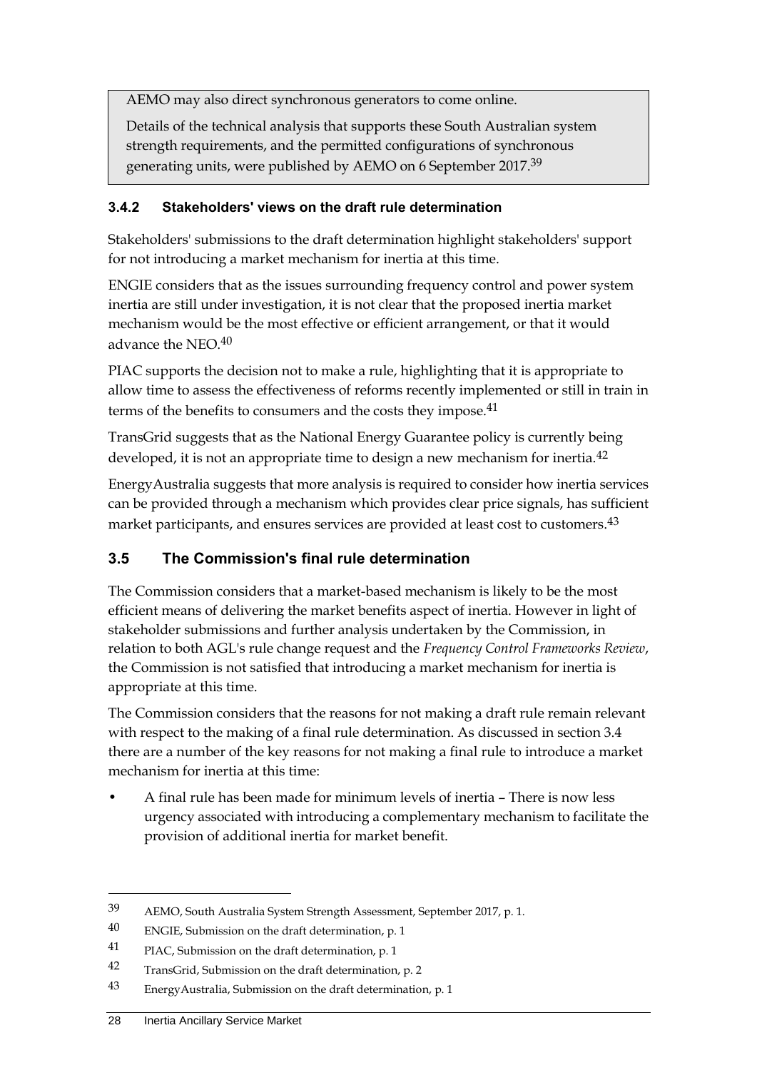AEMO may also direct synchronous generators to come online.

Details of the technical analysis that supports these South Australian system strength requirements, and the permitted configurations of synchronous generating units, were published by AEMO on 6 September 2017.[39]

### 3.4.2 Stakeholders' views on the draft rule determination

Stakeholders' submissions to the draft determination highlight stakeholders' support for not introducing a market mechanism for inertia at this time.

ENGIE considers that as the issues surrounding frequency control and power system inertia are still under investigation, it is not clear that the proposed inertia market mechanism would be the most effective or efficient arrangement, or that it would advance the NEO.[40]

PIAC supports the decision not to make a rule, highlighting that it is appropriate to allow time to assess the effectiveness of reforms recently implemented or still in train in terms of the benefits to consumers and the costs they impose.[41]

TransGrid suggests that as the National Energy Guarantee policy is currently being developed, it is not an appropriate time to design a new mechanism for inertia.[42]

EnergyAustralia suggests that more analysis is required to consider how inertia services can be provided through a mechanism which provides clear price signals, has sufficient market participants, and ensures services are provided at least cost to customers.[43]

## 3.5 The Commission's final rule determination

The Commission considers that a market-based mechanism is likely to be the most efficient means of delivering the market benefits aspect of inertia. However in light of stakeholder submissions and further analysis undertaken by the Commission, in relation to both AGL's rule change request and the *Frequency Control Frameworks Review*, the Commission is not satisfied that introducing a market mechanism for inertia is appropriate at this time.

The Commission considers that the reasons for not making a draft rule remain relevant with respect to the making of a final rule determination. As discussed in section 3.4 there are a number of the key reasons for not making a final rule to introduce a market mechanism for inertia at this time:

- A final rule has been made for minimum levels of inertia – There is now less urgency associated with introducing a complementary mechanism to facilitate the provision of additional inertia for market benefit.

---

39 AEMO, South Australia System Strength Assessment, September 2017, p. 1.

40 ENGIE, Submission on the draft determination, p. 1

41 PIAC, Submission on the draft determination, p. 1

42 TransGrid, Submission on the draft determination, p. 2

43 EnergyAustralia, Submission on the draft determination, p. 1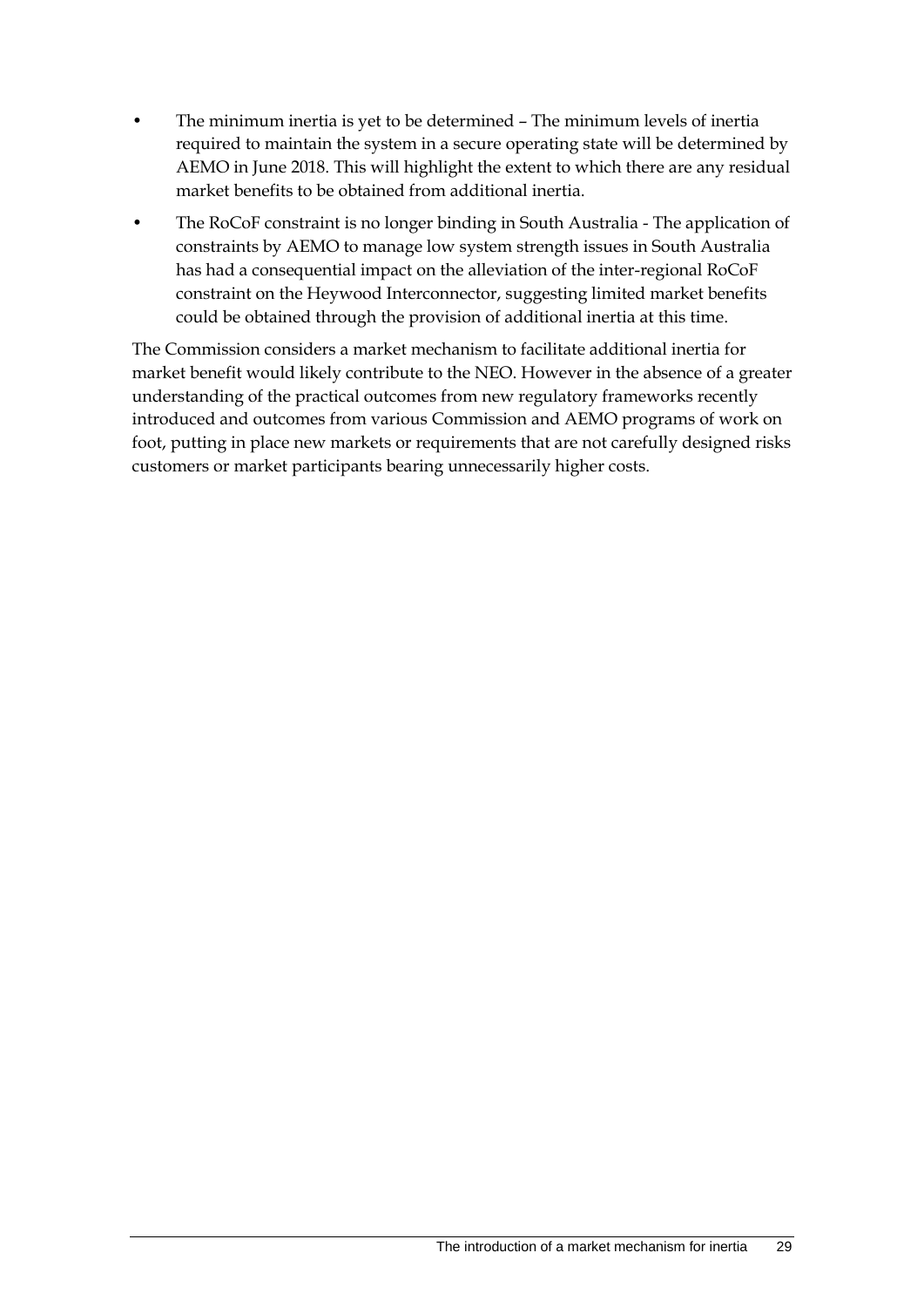- The minimum inertia is yet to be determined – The minimum levels of inertia required to maintain the system in a secure operating state will be determined by AEMO in June 2018. This will highlight the extent to which there are any residual market benefits to be obtained from additional inertia.
- The RoCoF constraint is no longer binding in South Australia - The application of constraints by AEMO to manage low system strength issues in South Australia has had a consequential impact on the alleviation of the inter-regional RoCoF constraint on the Heywood Interconnector, suggesting limited market benefits could be obtained through the provision of additional inertia at this time.

The Commission considers a market mechanism to facilitate additional inertia for market benefit would likely contribute to the NEO. However in the absence of a greater understanding of the practical outcomes from new regulatory frameworks recently introduced and outcomes from various Commission and AEMO programs of work on foot, putting in place new markets or requirements that are not carefully designed risks customers or market participants bearing unnecessarily higher costs.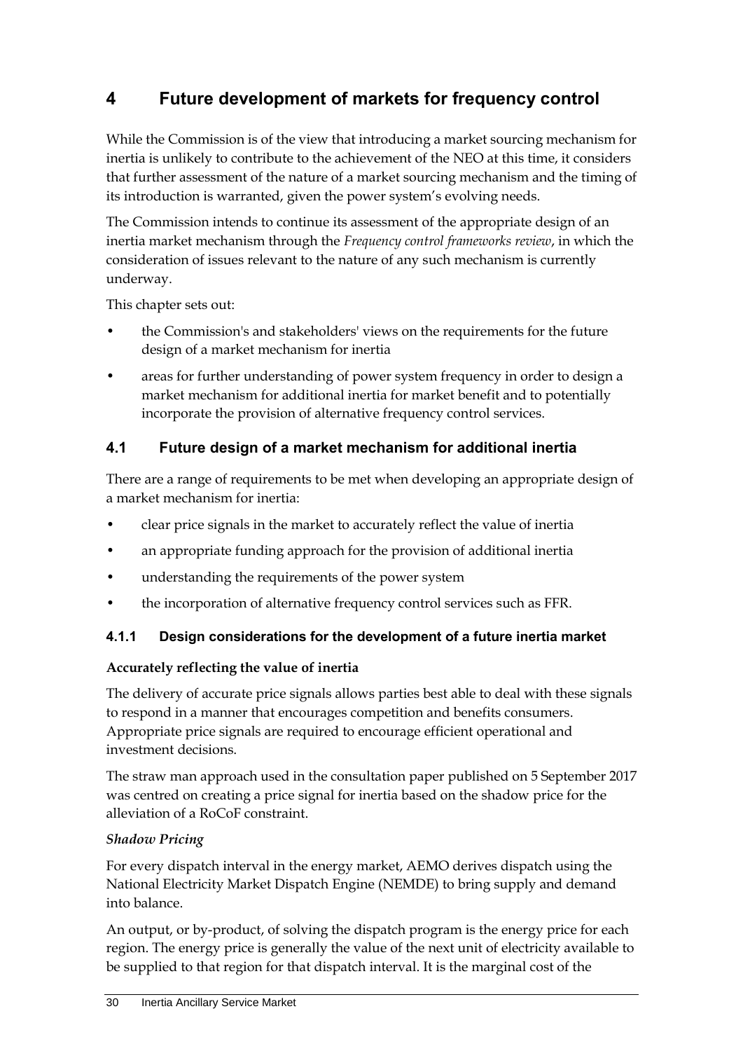# 4 Future development of markets for frequency control

While the Commission is of the view that introducing a market sourcing mechanism for inertia is unlikely to contribute to the achievement of the NEO at this time, it considers that further assessment of the nature of a market sourcing mechanism and the timing of its introduction is warranted, given the power system's evolving needs.

The Commission intends to continue its assessment of the appropriate design of an inertia market mechanism through the *Frequency control frameworks review*, in which the consideration of issues relevant to the nature of any such mechanism is currently underway.

This chapter sets out:

- the Commission's and stakeholders' views on the requirements for the future design of a market mechanism for inertia
- areas for further understanding of power system frequency in order to design a market mechanism for additional inertia for market benefit and to potentially incorporate the provision of alternative frequency control services.

## 4.1 Future design of a market mechanism for additional inertia

There are a range of requirements to be met when developing an appropriate design of a market mechanism for inertia:

- clear price signals in the market to accurately reflect the value of inertia
- an appropriate funding approach for the provision of additional inertia
- understanding the requirements of the power system
- the incorporation of alternative frequency control services such as FFR.

### 4.1.1 Design considerations for the development of a future inertia market

**Accurately reflecting the value of inertia**

The delivery of accurate price signals allows parties best able to deal with these signals to respond in a manner that encourages competition and benefits consumers. Appropriate price signals are required to encourage efficient operational and investment decisions.

The straw man approach used in the consultation paper published on 5 September 2017 was centred on creating a price signal for inertia based on the shadow price for the alleviation of a RoCoF constraint.

***Shadow Pricing***

For every dispatch interval in the energy market, AEMO derives dispatch using the National Electricity Market Dispatch Engine (NEMDE) to bring supply and demand into balance.

An output, or by-product, of solving the dispatch program is the energy price for each region. The energy price is generally the value of the next unit of electricity available to be supplied to that region for that dispatch interval. It is the marginal cost of the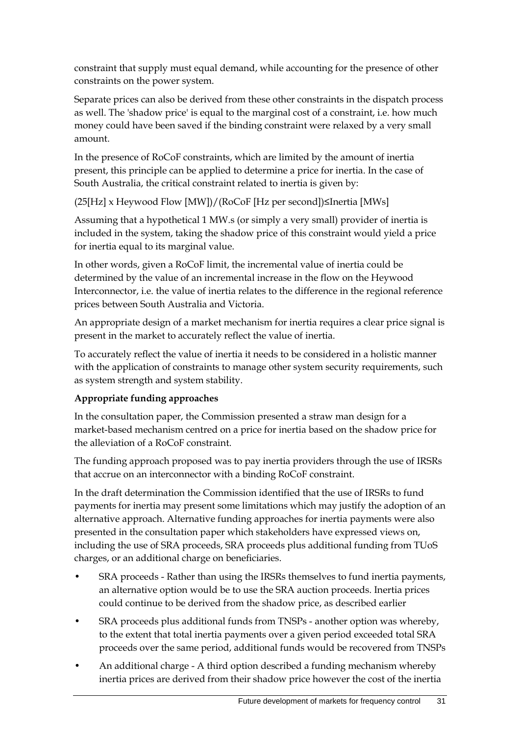constraint that supply must equal demand, while accounting for the presence of other constraints on the power system.

Separate prices can also be derived from these other constraints in the dispatch process as well. The 'shadow price' is equal to the marginal cost of a constraint, i.e. how much money could have been saved if the binding constraint were relaxed by a very small amount.

In the presence of RoCoF constraints, which are limited by the amount of inertia present, this principle can be applied to determine a price for inertia. In the case of South Australia, the critical constraint related to inertia is given by:

(25[Hz] x Heywood Flow [MW])/(RoCoF [Hz per second])≤Inertia [MWs]

Assuming that a hypothetical 1 MW.s (or simply a very small) provider of inertia is included in the system, taking the shadow price of this constraint would yield a price for inertia equal to its marginal value.

In other words, given a RoCoF limit, the incremental value of inertia could be determined by the value of an incremental increase in the flow on the Heywood Interconnector, i.e. the value of inertia relates to the difference in the regional reference prices between South Australia and Victoria.

An appropriate design of a market mechanism for inertia requires a clear price signal is present in the market to accurately reflect the value of inertia.

To accurately reflect the value of inertia it needs to be considered in a holistic manner with the application of constraints to manage other system security requirements, such as system strength and system stability.

**Appropriate funding approaches**

In the consultation paper, the Commission presented a straw man design for a market-based mechanism centred on a price for inertia based on the shadow price for the alleviation of a RoCoF constraint.

The funding approach proposed was to pay inertia providers through the use of IRSRs that accrue on an interconnector with a binding RoCoF constraint.

In the draft determination the Commission identified that the use of IRSRs to fund payments for inertia may present some limitations which may justify the adoption of an alternative approach. Alternative funding approaches for inertia payments were also presented in the consultation paper which stakeholders have expressed views on, including the use of SRA proceeds, SRA proceeds plus additional funding from TUoS charges, or an additional charge on beneficiaries.

- SRA proceeds - Rather than using the IRSRs themselves to fund inertia payments, an alternative option would be to use the SRA auction proceeds. Inertia prices could continue to be derived from the shadow price, as described earlier
- SRA proceeds plus additional funds from TNSPs - another option was whereby, to the extent that total inertia payments over a given period exceeded total SRA proceeds over the same period, additional funds would be recovered from TNSPs
- An additional charge - A third option described a funding mechanism whereby inertia prices are derived from their shadow price however the cost of the inertia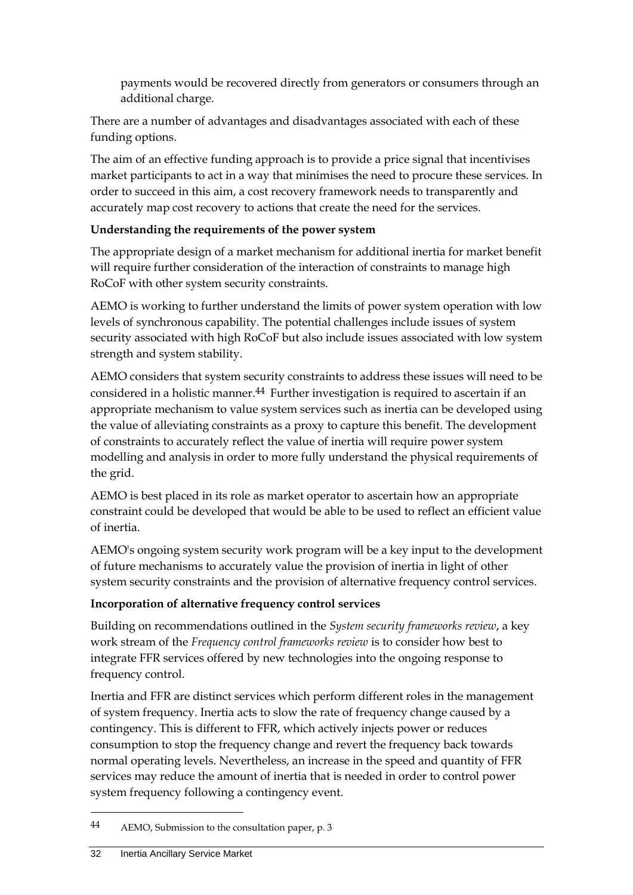payments would be recovered directly from generators or consumers through an additional charge.

There are a number of advantages and disadvantages associated with each of these funding options.

The aim of an effective funding approach is to provide a price signal that incentivises market participants to act in a way that minimises the need to procure these services. In order to succeed in this aim, a cost recovery framework needs to transparently and accurately map cost recovery to actions that create the need for the services.

**Understanding the requirements of the power system**

The appropriate design of a market mechanism for additional inertia for market benefit will require further consideration of the interaction of constraints to manage high RoCoF with other system security constraints.

AEMO is working to further understand the limits of power system operation with low levels of synchronous capability. The potential challenges include issues of system security associated with high RoCoF but also include issues associated with low system strength and system stability.

AEMO considers that system security constraints to address these issues will need to be considered in a holistic manner.[44] Further investigation is required to ascertain if an appropriate mechanism to value system services such as inertia can be developed using the value of alleviating constraints as a proxy to capture this benefit. The development of constraints to accurately reflect the value of inertia will require power system modelling and analysis in order to more fully understand the physical requirements of the grid.

AEMO is best placed in its role as market operator to ascertain how an appropriate constraint could be developed that would be able to be used to reflect an efficient value of inertia.

AEMO's ongoing system security work program will be a key input to the development of future mechanisms to accurately value the provision of inertia in light of other system security constraints and the provision of alternative frequency control services.

**Incorporation of alternative frequency control services**

Building on recommendations outlined in the *System security frameworks review*, a key work stream of the *Frequency control frameworks review* is to consider how best to integrate FFR services offered by new technologies into the ongoing response to frequency control.

Inertia and FFR are distinct services which perform different roles in the management of system frequency. Inertia acts to slow the rate of frequency change caused by a contingency. This is different to FFR, which actively injects power or reduces consumption to stop the frequency change and revert the frequency back towards normal operating levels. Nevertheless, an increase in the speed and quantity of FFR services may reduce the amount of inertia that is needed in order to control power system frequency following a contingency event.

---

44 AEMO, Submission to the consultation paper, p. 3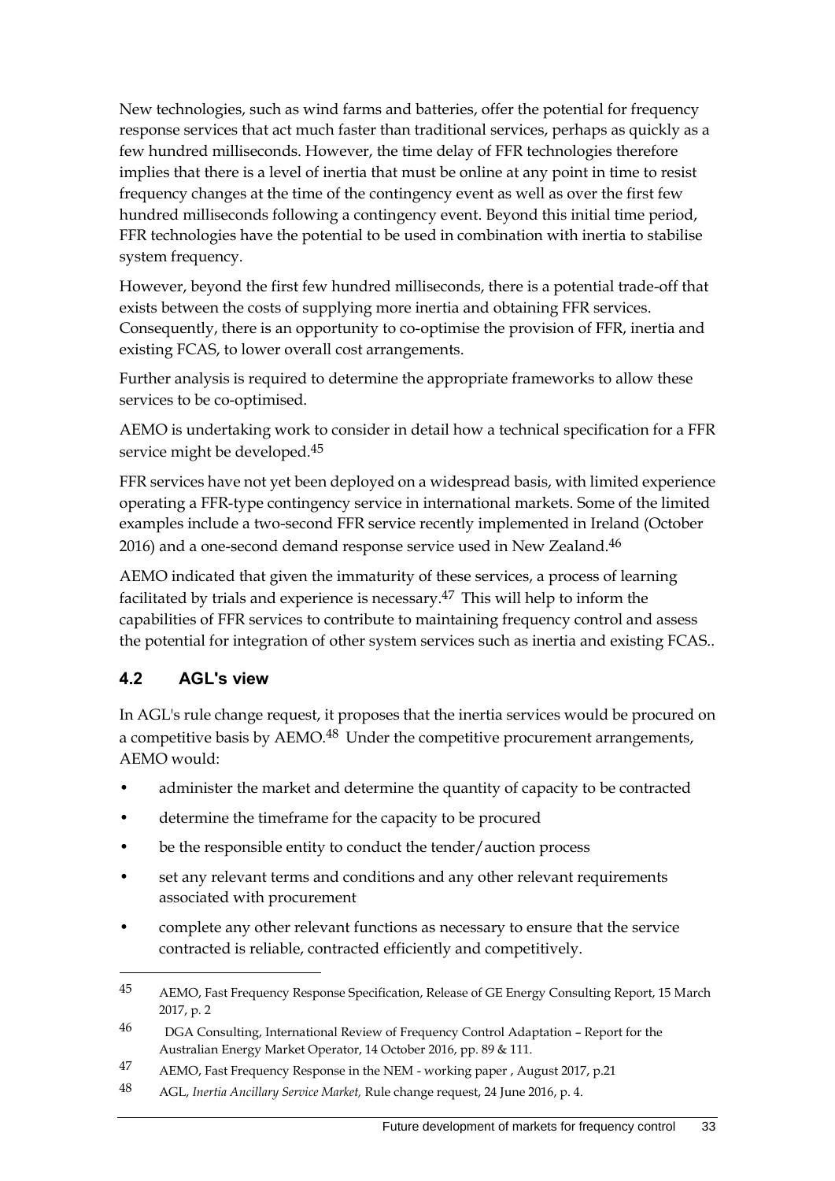New technologies, such as wind farms and batteries, offer the potential for frequency response services that act much faster than traditional services, perhaps as quickly as a few hundred milliseconds. However, the time delay of FFR technologies therefore implies that there is a level of inertia that must be online at any point in time to resist frequency changes at the time of the contingency event as well as over the first few hundred milliseconds following a contingency event. Beyond this initial time period, FFR technologies have the potential to be used in combination with inertia to stabilise system frequency.

However, beyond the first few hundred milliseconds, there is a potential trade-off that exists between the costs of supplying more inertia and obtaining FFR services. Consequently, there is an opportunity to co-optimise the provision of FFR, inertia and existing FCAS, to lower overall cost arrangements.

Further analysis is required to determine the appropriate frameworks to allow these services to be co-optimised.

AEMO is undertaking work to consider in detail how a technical specification for a FFR service might be developed.[45]

FFR services have not yet been deployed on a widespread basis, with limited experience operating a FFR-type contingency service in international markets. Some of the limited examples include a two-second FFR service recently implemented in Ireland (October 2016) and a one-second demand response service used in New Zealand.[46]

AEMO indicated that given the immaturity of these services, a process of learning facilitated by trials and experience is necessary.[47] This will help to inform the capabilities of FFR services to contribute to maintaining frequency control and assess the potential for integration of other system services such as inertia and existing FCAS..

## 4.2 AGL's view

In AGL's rule change request, it proposes that the inertia services would be procured on a competitive basis by AEMO.[48] Under the competitive procurement arrangements, AEMO would:

- administer the market and determine the quantity of capacity to be contracted
- determine the timeframe for the capacity to be procured
- be the responsible entity to conduct the tender/auction process
- set any relevant terms and conditions and any other relevant requirements associated with procurement
- complete any other relevant functions as necessary to ensure that the service contracted is reliable, contracted efficiently and competitively.

---

45 AEMO, Fast Frequency Response Specification, Release of GE Energy Consulting Report, 15 March 2017, p. 2

46 DGA Consulting, International Review of Frequency Control Adaptation – Report for the Australian Energy Market Operator, 14 October 2016, pp. 89 & 111.

47 AEMO, Fast Frequency Response in the NEM - working paper , August 2017, p.21

48 AGL, *Inertia Ancillary Service Market,* Rule change request, 24 June 2016, p. 4.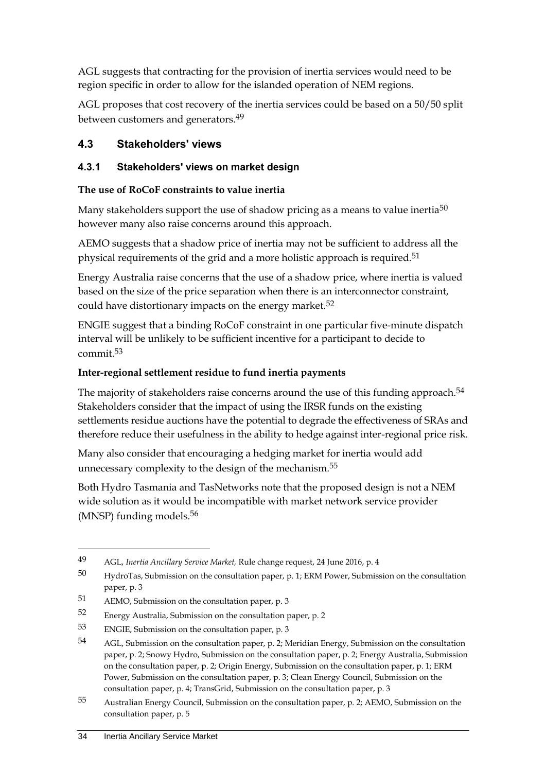AGL suggests that contracting for the provision of inertia services would need to be region specific in order to allow for the islanded operation of NEM regions.

AGL proposes that cost recovery of the inertia services could be based on a 50/50 split between customers and generators.[49]

## 4.3 Stakeholders' views

### 4.3.1 Stakeholders' views on market design

**The use of RoCoF constraints to value inertia**

Many stakeholders support the use of shadow pricing as a means to value inertia[50] however many also raise concerns around this approach.

AEMO suggests that a shadow price of inertia may not be sufficient to address all the physical requirements of the grid and a more holistic approach is required.[51]

Energy Australia raise concerns that the use of a shadow price, where inertia is valued based on the size of the price separation when there is an interconnector constraint, could have distortionary impacts on the energy market.[52]

ENGIE suggest that a binding RoCoF constraint in one particular five-minute dispatch interval will be unlikely to be sufficient incentive for a participant to decide to commit.[53]

**Inter-regional settlement residue to fund inertia payments**

The majority of stakeholders raise concerns around the use of this funding approach.[54] Stakeholders consider that the impact of using the IRSR funds on the existing settlements residue auctions have the potential to degrade the effectiveness of SRAs and therefore reduce their usefulness in the ability to hedge against inter-regional price risk.

Many also consider that encouraging a hedging market for inertia would add unnecessary complexity to the design of the mechanism.[55]

Both Hydro Tasmania and TasNetworks note that the proposed design is not a NEM wide solution as it would be incompatible with market network service provider (MNSP) funding models.[56]

---

49 AGL, *Inertia Ancillary Service Market,* Rule change request, 24 June 2016, p. 4

50 HydroTas, Submission on the consultation paper, p. 1; ERM Power, Submission on the consultation paper, p. 3

51 AEMO, Submission on the consultation paper, p. 3

52 Energy Australia, Submission on the consultation paper, p. 2

53 ENGIE, Submission on the consultation paper, p. 3

54 AGL, Submission on the consultation paper, p. 2; Meridian Energy, Submission on the consultation paper, p. 2; Snowy Hydro, Submission on the consultation paper, p. 2; Energy Australia, Submission on the consultation paper, p. 2; Origin Energy, Submission on the consultation paper, p. 1; ERM Power, Submission on the consultation paper, p. 3; Clean Energy Council, Submission on the consultation paper, p. 4; TransGrid, Submission on the consultation paper, p. 3

55 Australian Energy Council, Submission on the consultation paper, p. 2; AEMO, Submission on the consultation paper, p. 5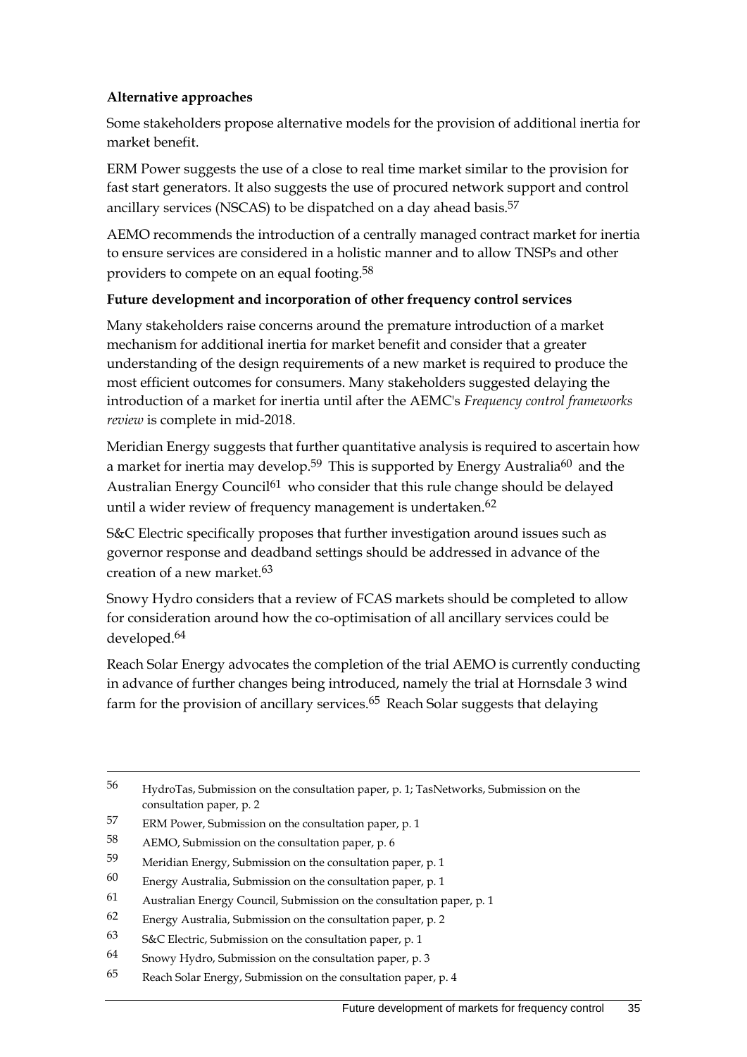**Alternative approaches**

Some stakeholders propose alternative models for the provision of additional inertia for market benefit.

ERM Power suggests the use of a close to real time market similar to the provision for fast start generators. It also suggests the use of procured network support and control ancillary services (NSCAS) to be dispatched on a day ahead basis.[57]

AEMO recommends the introduction of a centrally managed contract market for inertia to ensure services are considered in a holistic manner and to allow TNSPs and other providers to compete on an equal footing.[58]

**Future development and incorporation of other frequency control services**

Many stakeholders raise concerns around the premature introduction of a market mechanism for additional inertia for market benefit and consider that a greater understanding of the design requirements of a new market is required to produce the most efficient outcomes for consumers. Many stakeholders suggested delaying the introduction of a market for inertia until after the AEMC's *Frequency control frameworks review* is complete in mid-2018.

Meridian Energy suggests that further quantitative analysis is required to ascertain how a market for inertia may develop.[59] This is supported by Energy Australia[60] and the Australian Energy Council[61] who consider that this rule change should be delayed until a wider review of frequency management is undertaken.[62]

S&C Electric specifically proposes that further investigation around issues such as governor response and deadband settings should be addressed in advance of the creation of a new market.[63]

Snowy Hydro considers that a review of FCAS markets should be completed to allow for consideration around how the co-optimisation of all ancillary services could be developed.[64]

Reach Solar Energy advocates the completion of the trial AEMO is currently conducting in advance of further changes being introduced, namely the trial at Hornsdale 3 wind farm for the provision of ancillary services.[65] Reach Solar suggests that delaying

---

56 HydroTas, Submission on the consultation paper, p. 1; TasNetworks, Submission on the consultation paper, p. 2

57 ERM Power, Submission on the consultation paper, p. 1

58 AEMO, Submission on the consultation paper, p. 6

59 Meridian Energy, Submission on the consultation paper, p. 1

60 Energy Australia, Submission on the consultation paper, p. 1

61 Australian Energy Council, Submission on the consultation paper, p. 1

62 Energy Australia, Submission on the consultation paper, p. 2

63 S&C Electric, Submission on the consultation paper, p. 1

64 Snowy Hydro, Submission on the consultation paper, p. 3

65 Reach Solar Energy, Submission on the consultation paper, p. 4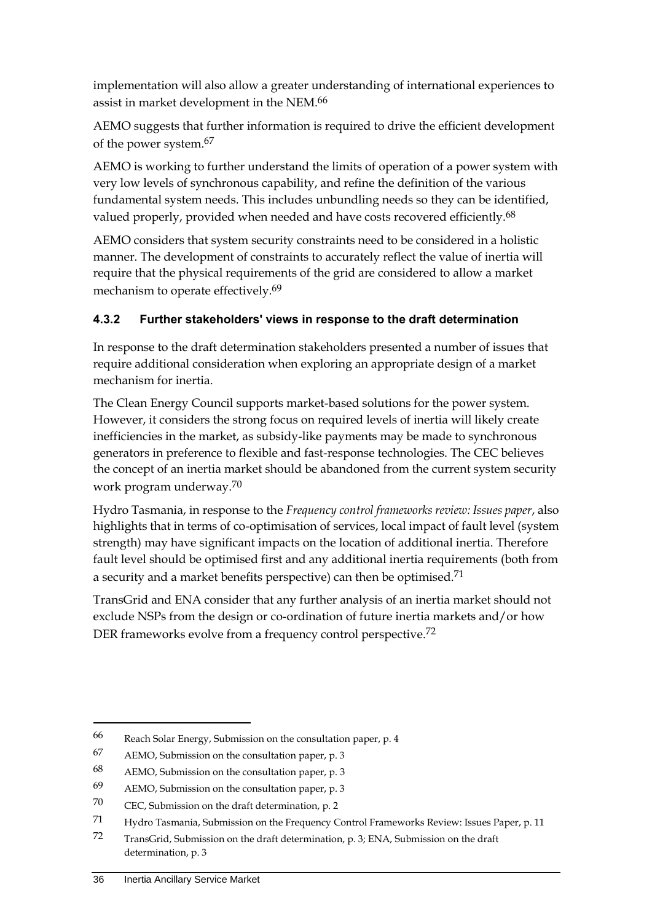implementation will also allow a greater understanding of international experiences to assist in market development in the NEM.[66]

AEMO suggests that further information is required to drive the efficient development of the power system.[67]

AEMO is working to further understand the limits of operation of a power system with very low levels of synchronous capability, and refine the definition of the various fundamental system needs. This includes unbundling needs so they can be identified, valued properly, provided when needed and have costs recovered efficiently.[68]

AEMO considers that system security constraints need to be considered in a holistic manner. The development of constraints to accurately reflect the value of inertia will require that the physical requirements of the grid are considered to allow a market mechanism to operate effectively.[69]

### 4.3.2 Further stakeholders' views in response to the draft determination

In response to the draft determination stakeholders presented a number of issues that require additional consideration when exploring an appropriate design of a market mechanism for inertia.

The Clean Energy Council supports market-based solutions for the power system. However, it considers the strong focus on required levels of inertia will likely create inefficiencies in the market, as subsidy-like payments may be made to synchronous generators in preference to flexible and fast-response technologies. The CEC believes the concept of an inertia market should be abandoned from the current system security work program underway.[70]

Hydro Tasmania, in response to the *Frequency control frameworks review: Issues paper*, also highlights that in terms of co-optimisation of services, local impact of fault level (system strength) may have significant impacts on the location of additional inertia. Therefore fault level should be optimised first and any additional inertia requirements (both from a security and a market benefits perspective) can then be optimised.[71]

TransGrid and ENA consider that any further analysis of an inertia market should not exclude NSPs from the design or co-ordination of future inertia markets and/or how DER frameworks evolve from a frequency control perspective.[72]

---

66 Reach Solar Energy, Submission on the consultation paper, p. 4

67 AEMO, Submission on the consultation paper, p. 3

68 AEMO, Submission on the consultation paper, p. 3

69 AEMO, Submission on the consultation paper, p. 3

70 CEC, Submission on the draft determination, p. 2

71 Hydro Tasmania, Submission on the Frequency Control Frameworks Review: Issues Paper, p. 11

72 TransGrid, Submission on the draft determination, p. 3; ENA, Submission on the draft determination, p. 3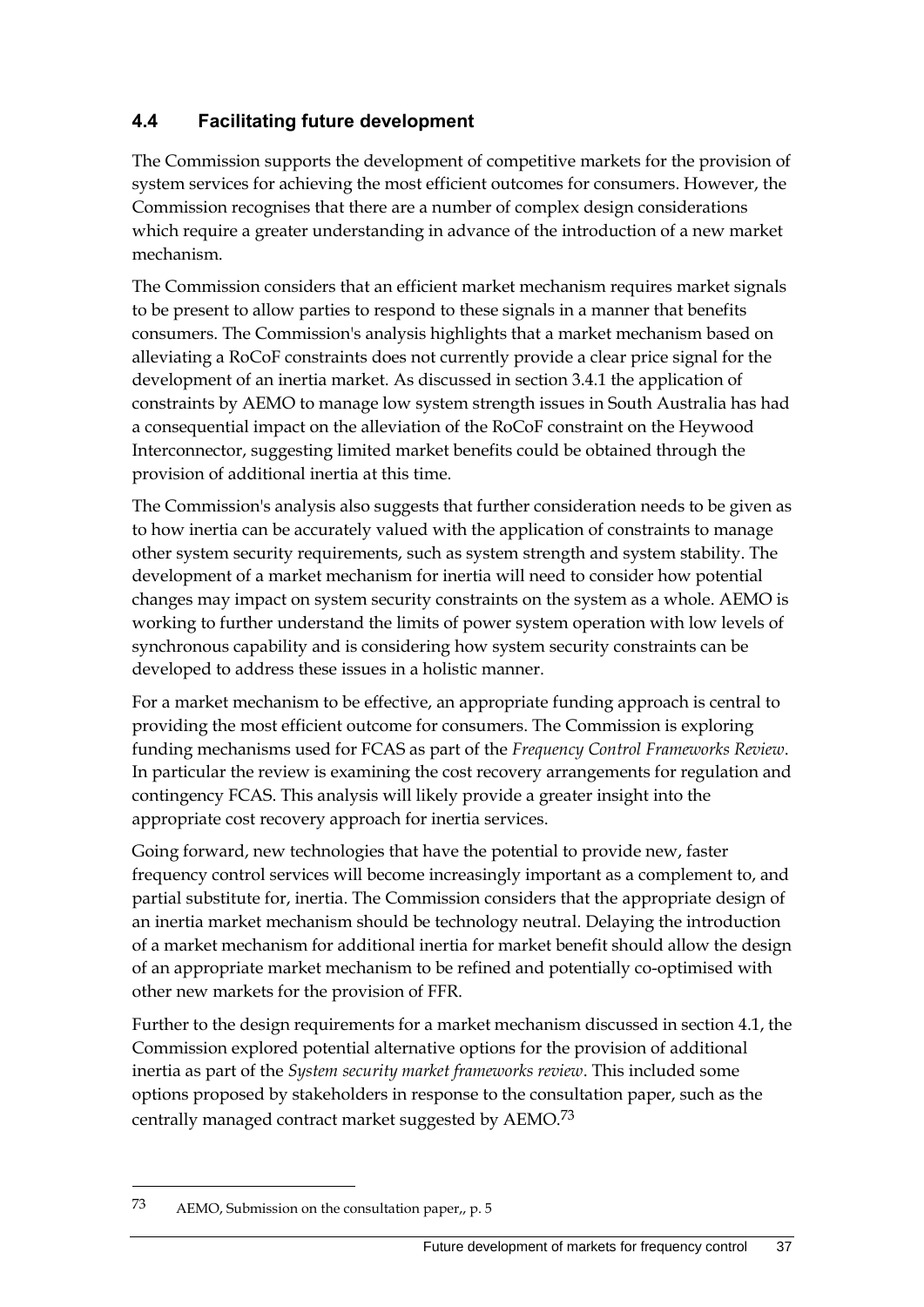## 4.4 Facilitating future development

The Commission supports the development of competitive markets for the provision of system services for achieving the most efficient outcomes for consumers. However, the Commission recognises that there are a number of complex design considerations which require a greater understanding in advance of the introduction of a new market mechanism.

The Commission considers that an efficient market mechanism requires market signals to be present to allow parties to respond to these signals in a manner that benefits consumers. The Commission's analysis highlights that a market mechanism based on alleviating a RoCoF constraints does not currently provide a clear price signal for the development of an inertia market. As discussed in section 3.4.1 the application of constraints by AEMO to manage low system strength issues in South Australia has had a consequential impact on the alleviation of the RoCoF constraint on the Heywood Interconnector, suggesting limited market benefits could be obtained through the provision of additional inertia at this time.

The Commission's analysis also suggests that further consideration needs to be given as to how inertia can be accurately valued with the application of constraints to manage other system security requirements, such as system strength and system stability. The development of a market mechanism for inertia will need to consider how potential changes may impact on system security constraints on the system as a whole. AEMO is working to further understand the limits of power system operation with low levels of synchronous capability and is considering how system security constraints can be developed to address these issues in a holistic manner.

For a market mechanism to be effective, an appropriate funding approach is central to providing the most efficient outcome for consumers. The Commission is exploring funding mechanisms used for FCAS as part of the *Frequency Control Frameworks Review*. In particular the review is examining the cost recovery arrangements for regulation and contingency FCAS. This analysis will likely provide a greater insight into the appropriate cost recovery approach for inertia services.

Going forward, new technologies that have the potential to provide new, faster frequency control services will become increasingly important as a complement to, and partial substitute for, inertia. The Commission considers that the appropriate design of an inertia market mechanism should be technology neutral. Delaying the introduction of a market mechanism for additional inertia for market benefit should allow the design of an appropriate market mechanism to be refined and potentially co-optimised with other new markets for the provision of FFR.

Further to the design requirements for a market mechanism discussed in section 4.1, the Commission explored potential alternative options for the provision of additional inertia as part of the *System security market frameworks review*. This included some options proposed by stakeholders in response to the consultation paper, such as the centrally managed contract market suggested by AEMO.[73]

---

73 AEMO, Submission on the consultation paper,, p. 5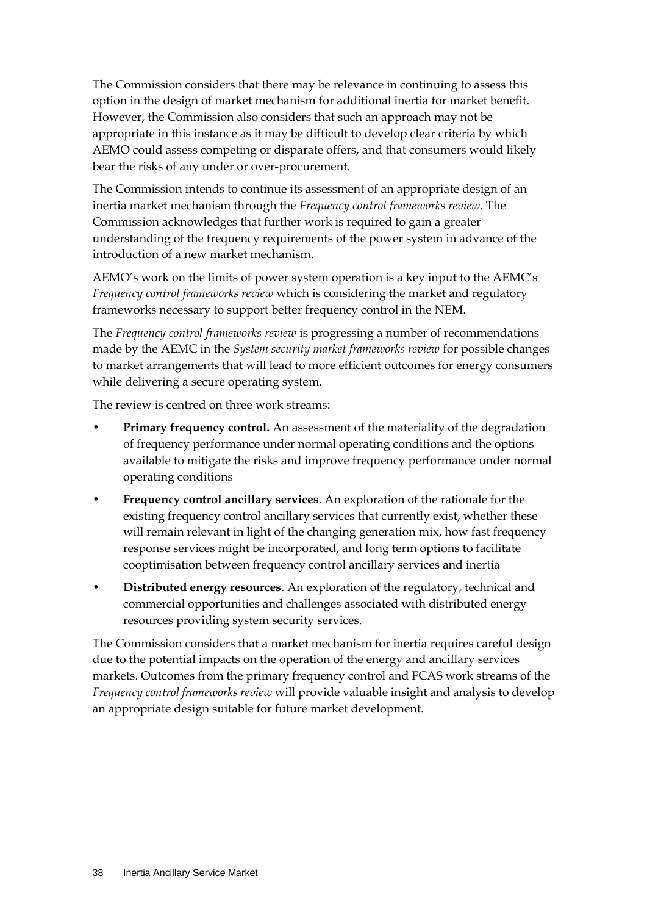The Commission considers that there may be relevance in continuing to assess this option in the design of market mechanism for additional inertia for market benefit. However, the Commission also considers that such an approach may not be appropriate in this instance as it may be difficult to develop clear criteria by which AEMO could assess competing or disparate offers, and that consumers would likely bear the risks of any under or over-procurement.

The Commission intends to continue its assessment of an appropriate design of an inertia market mechanism through the *Frequency control frameworks review*. The Commission acknowledges that further work is required to gain a greater understanding of the frequency requirements of the power system in advance of the introduction of a new market mechanism.

AEMO's work on the limits of power system operation is a key input to the AEMC's *Frequency control frameworks review* which is considering the market and regulatory frameworks necessary to support better frequency control in the NEM.

The *Frequency control frameworks review* is progressing a number of recommendations made by the AEMC in the *System security market frameworks review* for possible changes to market arrangements that will lead to more efficient outcomes for energy consumers while delivering a secure operating system.

The review is centred on three work streams:

- **Primary frequency control.** An assessment of the materiality of the degradation of frequency performance under normal operating conditions and the options available to mitigate the risks and improve frequency performance under normal operating conditions
- **Frequency control ancillary services**. An exploration of the rationale for the existing frequency control ancillary services that currently exist, whether these will remain relevant in light of the changing generation mix, how fast frequency response services might be incorporated, and long term options to facilitate cooptimisation between frequency control ancillary services and inertia
- **Distributed energy resources**. An exploration of the regulatory, technical and commercial opportunities and challenges associated with distributed energy resources providing system security services.

The Commission considers that a market mechanism for inertia requires careful design due to the potential impacts on the operation of the energy and ancillary services markets. Outcomes from the primary frequency control and FCAS work streams of the *Frequency control frameworks review* will provide valuable insight and analysis to develop an appropriate design suitable for future market development.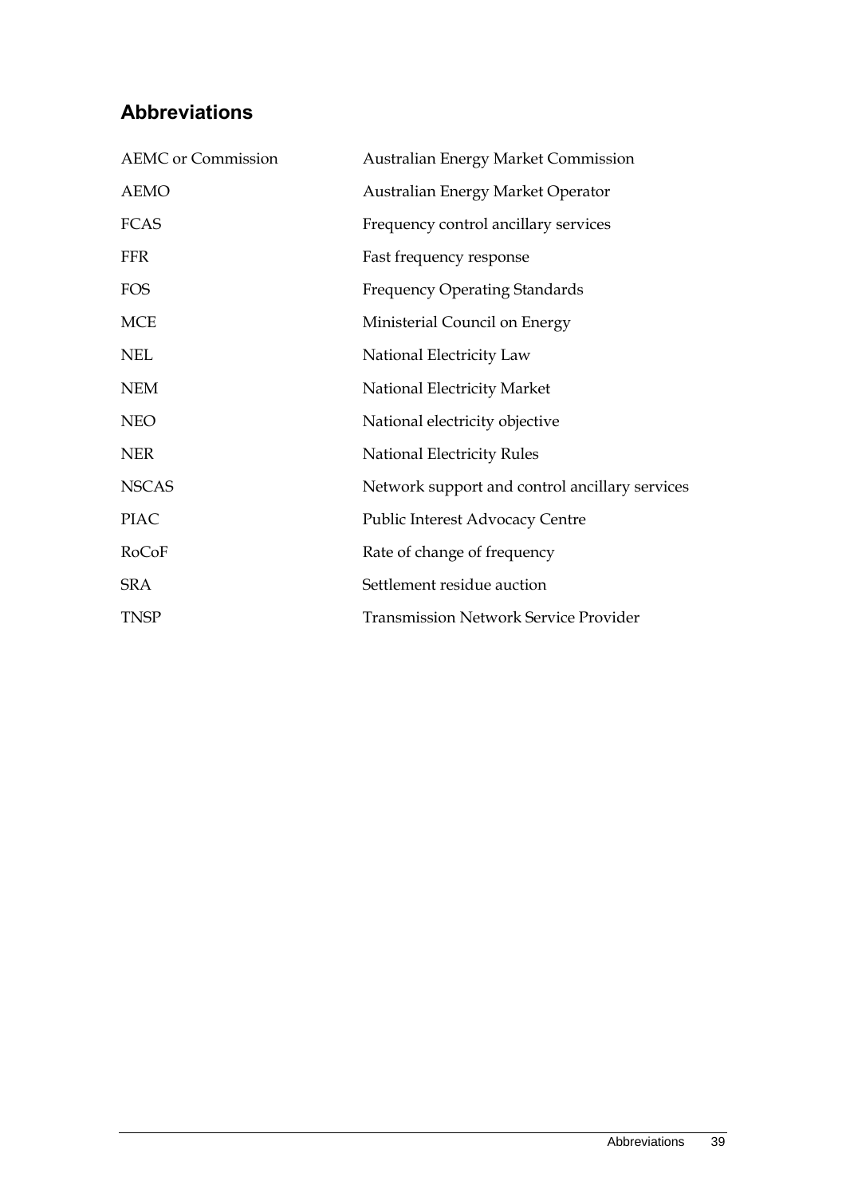## Abbreviations

| | |
|---|---|
| AEMC or Commission | Australian Energy Market Commission |
| AEMO | Australian Energy Market Operator |
| FCAS | Frequency control ancillary services |
| FFR | Fast frequency response |
| FOS | Frequency Operating Standards |
| MCE | Ministerial Council on Energy |
| NEL | National Electricity Law |
| NEM | National Electricity Market |
| NEO | National electricity objective |
| NER | National Electricity Rules |
| NSCAS | Network support and control ancillary services |
| PIAC | Public Interest Advocacy Centre |
| RoCoF | Rate of change of frequency |
| SRA | Settlement residue auction |
| TNSP | Transmission Network Service Provider |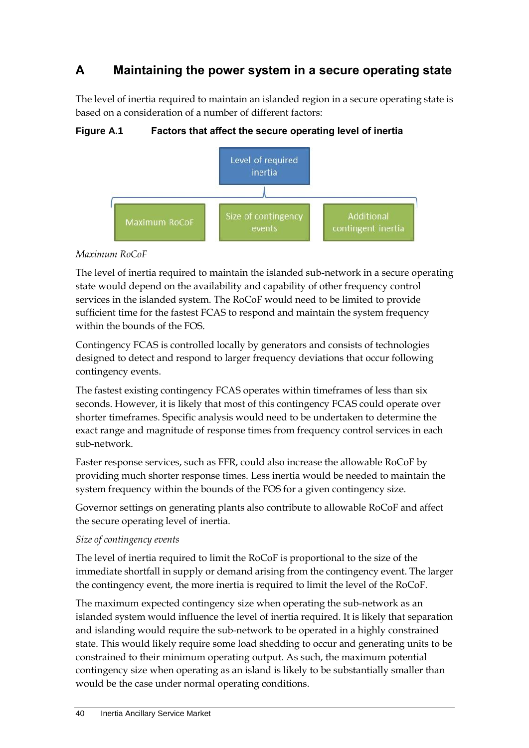# A Maintaining the power system in a secure operating state

The level of inertia required to maintain an islanded region in a secure operating state is based on a consideration of a number of different factors:

**Figure A.1 Factors that affect the secure operating level of inertia**

Level of required inertia

Maximum RoCoF | Size of contingency events | Additional contingent inertia

*Maximum RoCoF*

The level of inertia required to maintain the islanded sub-network in a secure operating state would depend on the availability and capability of other frequency control services in the islanded system. The RoCoF would need to be limited to provide sufficient time for the fastest FCAS to respond and maintain the system frequency within the bounds of the FOS.

Contingency FCAS is controlled locally by generators and consists of technologies designed to detect and respond to larger frequency deviations that occur following contingency events.

The fastest existing contingency FCAS operates within timeframes of less than six seconds. However, it is likely that most of this contingency FCAS could operate over shorter timeframes. Specific analysis would need to be undertaken to determine the exact range and magnitude of response times from frequency control services in each sub-network.

Faster response services, such as FFR, could also increase the allowable RoCoF by providing much shorter response times. Less inertia would be needed to maintain the system frequency within the bounds of the FOS for a given contingency size.

Governor settings on generating plants also contribute to allowable RoCoF and affect the secure operating level of inertia.

*Size of contingency events*

The level of inertia required to limit the RoCoF is proportional to the size of the immediate shortfall in supply or demand arising from the contingency event. The larger the contingency event, the more inertia is required to limit the level of the RoCoF.

The maximum expected contingency size when operating the sub-network as an islanded system would influence the level of inertia required. It is likely that separation and islanding would require the sub-network to be operated in a highly constrained state. This would likely require some load shedding to occur and generating units to be constrained to their minimum operating output. As such, the maximum potential contingency size when operating as an island is likely to be substantially smaller than would be the case under normal operating conditions.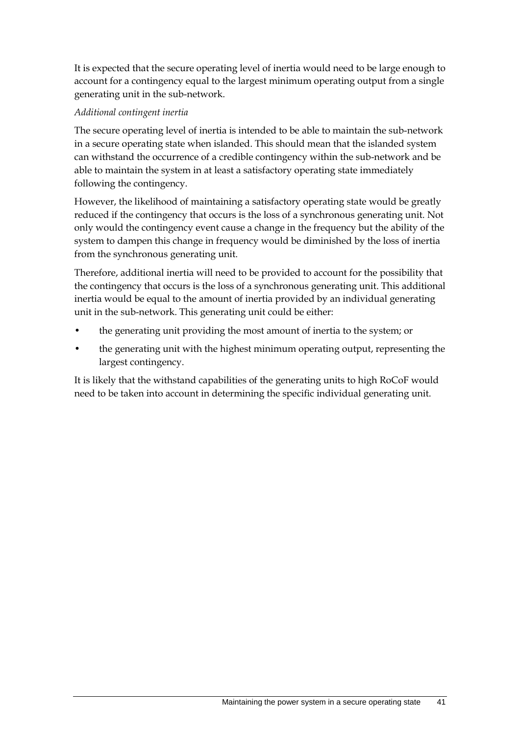It is expected that the secure operating level of inertia would need to be large enough to account for a contingency equal to the largest minimum operating output from a single generating unit in the sub-network.

*Additional contingent inertia*

The secure operating level of inertia is intended to be able to maintain the sub-network in a secure operating state when islanded. This should mean that the islanded system can withstand the occurrence of a credible contingency within the sub-network and be able to maintain the system in at least a satisfactory operating state immediately following the contingency.

However, the likelihood of maintaining a satisfactory operating state would be greatly reduced if the contingency that occurs is the loss of a synchronous generating unit. Not only would the contingency event cause a change in the frequency but the ability of the system to dampen this change in frequency would be diminished by the loss of inertia from the synchronous generating unit.

Therefore, additional inertia will need to be provided to account for the possibility that the contingency that occurs is the loss of a synchronous generating unit. This additional inertia would be equal to the amount of inertia provided by an individual generating unit in the sub-network. This generating unit could be either:

- the generating unit providing the most amount of inertia to the system; or
- the generating unit with the highest minimum operating output, representing the largest contingency.

It is likely that the withstand capabilities of the generating units to high RoCoF would need to be taken into account in determining the specific individual generating unit.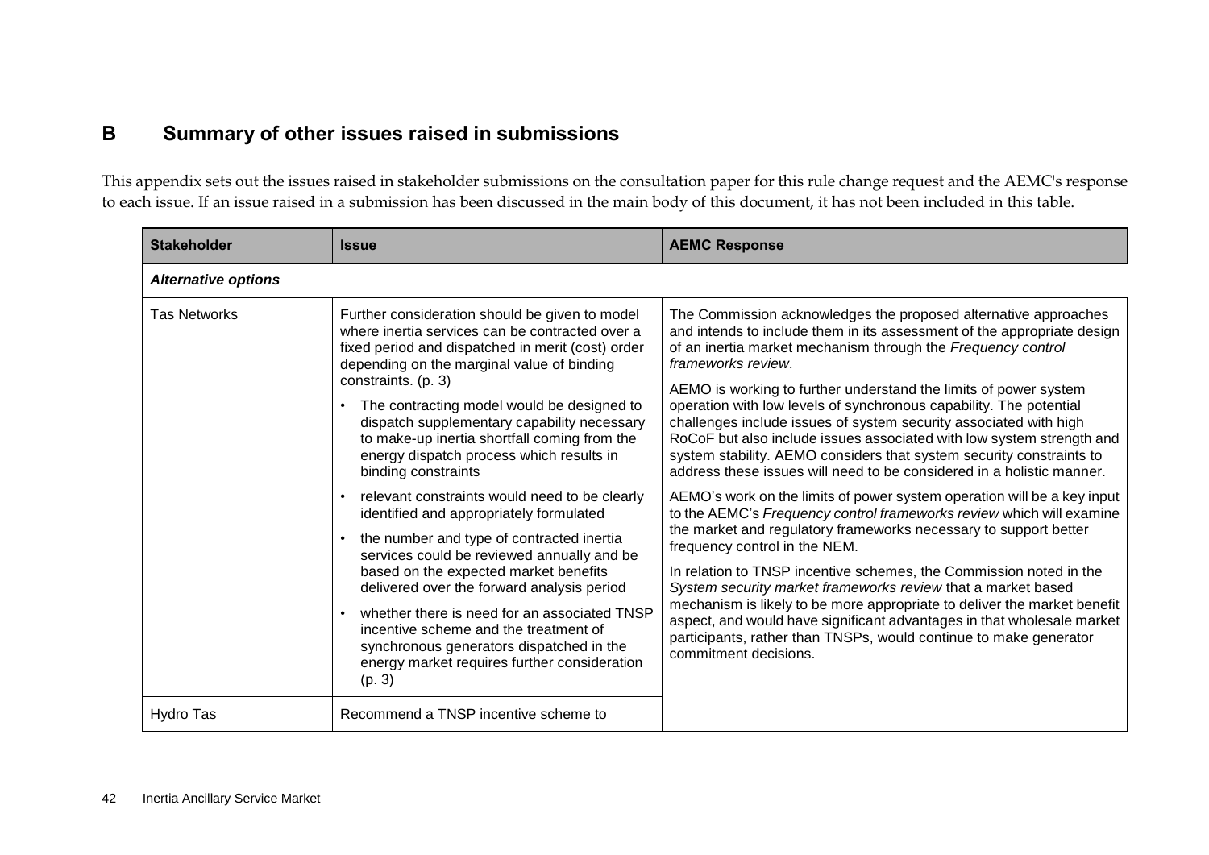# B Summary of other issues raised in submissions

This appendix sets out the issues raised in stakeholder submissions on the consultation paper for this rule change request and the AEMC's response to each issue. If an issue raised in a submission has been discussed in the main body of this document, it has not been included in this table.

| Stakeholder | Issue | AEMC Response |
|---|---|---|
| ***Alternative options*** | | |
| Tas Networks | Further consideration should be given to model where inertia services can be contracted over a fixed period and dispatched in merit (cost) order depending on the marginal value of binding constraints. (p. 3)<br>• The contracting model would be designed to dispatch supplementary capability necessary to make-up inertia shortfall coming from the energy dispatch process which results in binding constraints<br>• relevant constraints would need to be clearly identified and appropriately formulated<br>• the number and type of contracted inertia services could be reviewed annually and be based on the expected market benefits delivered over the forward analysis period<br>• whether there is need for an associated TNSP incentive scheme and the treatment of synchronous generators dispatched in the energy market requires further consideration (p. 3) | The Commission acknowledges the proposed alternative approaches and intends to include them in its assessment of the appropriate design of an inertia market mechanism through the *Frequency control frameworks review*.<br>AEMO is working to further understand the limits of power system operation with low levels of synchronous capability. The potential challenges include issues of system security associated with high RoCoF but also include issues associated with low system strength and system stability. AEMO considers that system security constraints to address these issues will need to be considered in a holistic manner.<br>AEMO's work on the limits of power system operation will be a key input to the AEMC's *Frequency control frameworks review* which will examine the market and regulatory frameworks necessary to support better frequency control in the NEM.<br>In relation to TNSP incentive schemes, the Commission noted in the *System security market frameworks review* that a market based mechanism is likely to be more appropriate to deliver the market benefit aspect, and would have significant advantages in that wholesale market participants, rather than TNSPs, would continue to make generator commitment decisions. |
| Hydro Tas | Recommend a TNSP incentive scheme to | |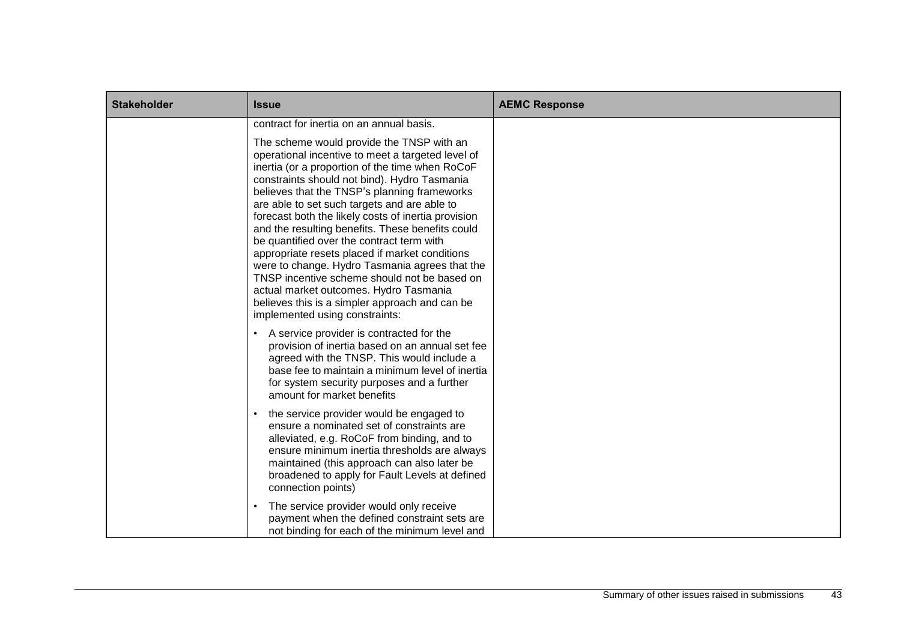| Stakeholder | Issue | AEMC Response |
|---|---|---|
| | contract for inertia on an annual basis.<br><br>The scheme would provide the TNSP with an operational incentive to meet a targeted level of inertia (or a proportion of the time when RoCoF constraints should not bind). Hydro Tasmania believes that the TNSP's planning frameworks are able to set such targets and are able to forecast both the likely costs of inertia provision and the resulting benefits. These benefits could be quantified over the contract term with appropriate resets placed if market conditions were to change. Hydro Tasmania agrees that the TNSP incentive scheme should not be based on actual market outcomes. Hydro Tasmania believes this is a simpler approach and can be implemented using constraints:<br><br>• A service provider is contracted for the provision of inertia based on an annual set fee agreed with the TNSP. This would include a base fee to maintain a minimum level of inertia for system security purposes and a further amount for market benefits<br><br>• the service provider would be engaged to ensure a nominated set of constraints are alleviated, e.g. RoCoF from binding, and to ensure minimum inertia thresholds are always maintained (this approach can also later be broadened to apply for Fault Levels at defined connection points)<br><br>• The service provider would only receive payment when the defined constraint sets are not binding for each of the minimum level and | |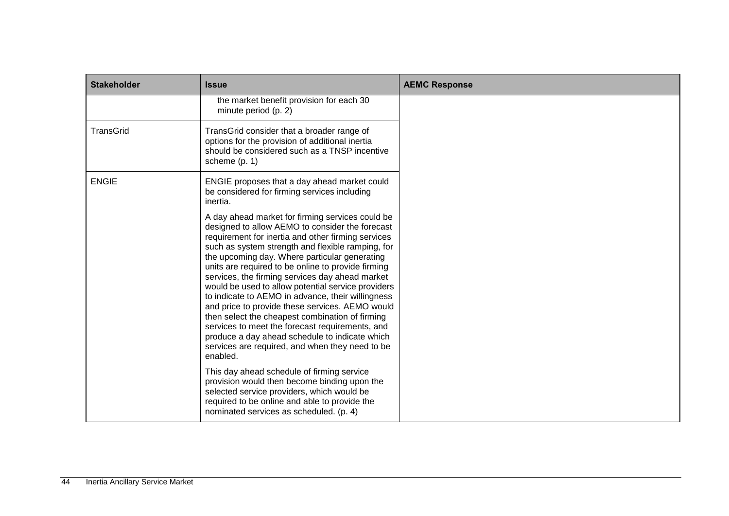| Stakeholder | Issue | AEMC Response |
| --- | --- | --- |
| | the market benefit provision for each 30 minute period (p. 2) | |
| TransGrid | TransGrid consider that a broader range of options for the provision of additional inertia should be considered such as a TNSP incentive scheme (p. 1) | |
| ENGIE | ENGIE proposes that a day ahead market could be considered for firming services including inertia.<br><br>A day ahead market for firming services could be designed to allow AEMO to consider the forecast requirement for inertia and other firming services such as system strength and flexible ramping, for the upcoming day. Where particular generating units are required to be online to provide firming services, the firming services day ahead market would be used to allow potential service providers to indicate to AEMO in advance, their willingness and price to provide these services. AEMO would then select the cheapest combination of firming services to meet the forecast requirements, and produce a day ahead schedule to indicate which services are required, and when they need to be enabled.<br><br>This day ahead schedule of firming service provision would then become binding upon the selected service providers, which would be required to be online and able to provide the nominated services as scheduled. (p. 4) | |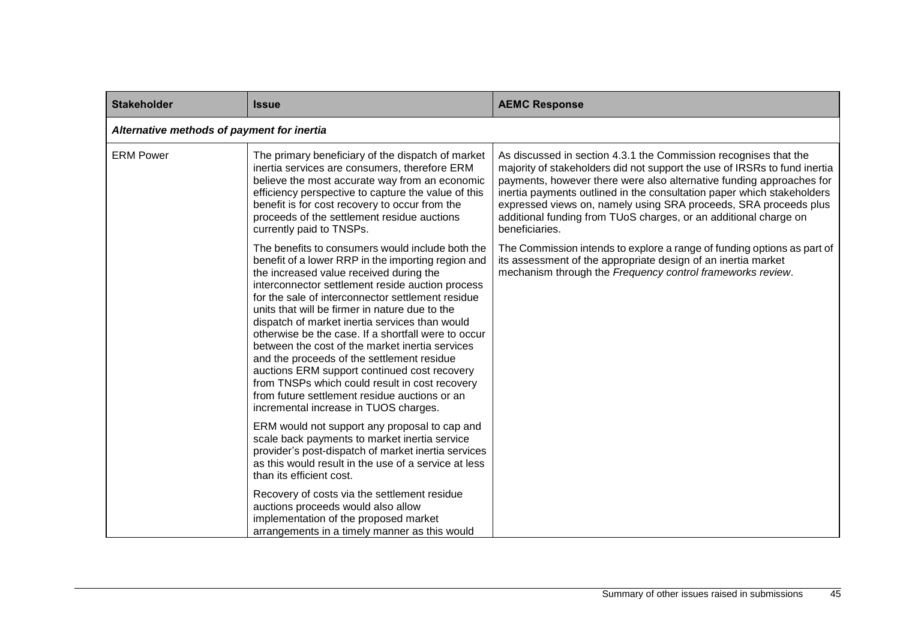| Stakeholder | Issue | AEMC Response |
|---|---|---|
| ***Alternative methods of payment for inertia*** | | |
| ERM Power | The primary beneficiary of the dispatch of market inertia services are consumers, therefore ERM believe the most accurate way from an economic efficiency perspective to capture the value of this benefit is for cost recovery to occur from the proceeds of the settlement residue auctions currently paid to TNSPs.<br><br>The benefits to consumers would include both the benefit of a lower RRP in the importing region and the increased value received during the interconnector settlement reside auction process for the sale of interconnector settlement residue units that will be firmer in nature due to the dispatch of market inertia services than would otherwise be the case. If a shortfall were to occur between the cost of the market inertia services and the proceeds of the settlement residue auctions ERM support continued cost recovery from TNSPs which could result in cost recovery from future settlement residue auctions or an incremental increase in TUOS charges.<br><br>ERM would not support any proposal to cap and scale back payments to market inertia service provider's post-dispatch of market inertia services as this would result in the use of a service at less than its efficient cost.<br><br>Recovery of costs via the settlement residue auctions proceeds would also allow implementation of the proposed market arrangements in a timely manner as this would | As discussed in section 4.3.1 the Commission recognises that the majority of stakeholders did not support the use of IRSRs to fund inertia payments, however there were also alternative funding approaches for inertia payments outlined in the consultation paper which stakeholders expressed views on, namely using SRA proceeds, SRA proceeds plus additional funding from TUoS charges, or an additional charge on beneficiaries.<br><br>The Commission intends to explore a range of funding options as part of its assessment of the appropriate design of an inertia market mechanism through the *Frequency control frameworks review*. |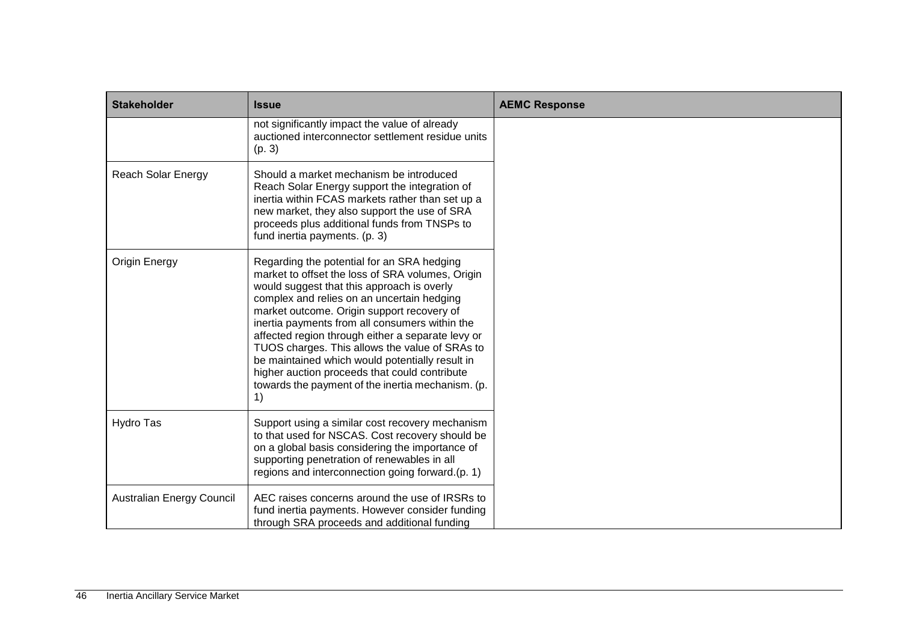| Stakeholder | Issue | AEMC Response |
| --- | --- | --- |
| | not significantly impact the value of already auctioned interconnector settlement residue units (p. 3) | |
| Reach Solar Energy | Should a market mechanism be introduced Reach Solar Energy support the integration of inertia within FCAS markets rather than set up a new market, they also support the use of SRA proceeds plus additional funds from TNSPs to fund inertia payments. (p. 3) | |
| Origin Energy | Regarding the potential for an SRA hedging market to offset the loss of SRA volumes, Origin would suggest that this approach is overly complex and relies on an uncertain hedging market outcome. Origin support recovery of inertia payments from all consumers within the affected region through either a separate levy or TUOS charges. This allows the value of SRAs to be maintained which would potentially result in higher auction proceeds that could contribute towards the payment of the inertia mechanism. (p. 1) | |
| Hydro Tas | Support using a similar cost recovery mechanism to that used for NSCAS. Cost recovery should be on a global basis considering the importance of supporting penetration of renewables in all regions and interconnection going forward.(p. 1) | |
| Australian Energy Council | AEC raises concerns around the use of IRSRs to fund inertia payments. However consider funding through SRA proceeds and additional funding | |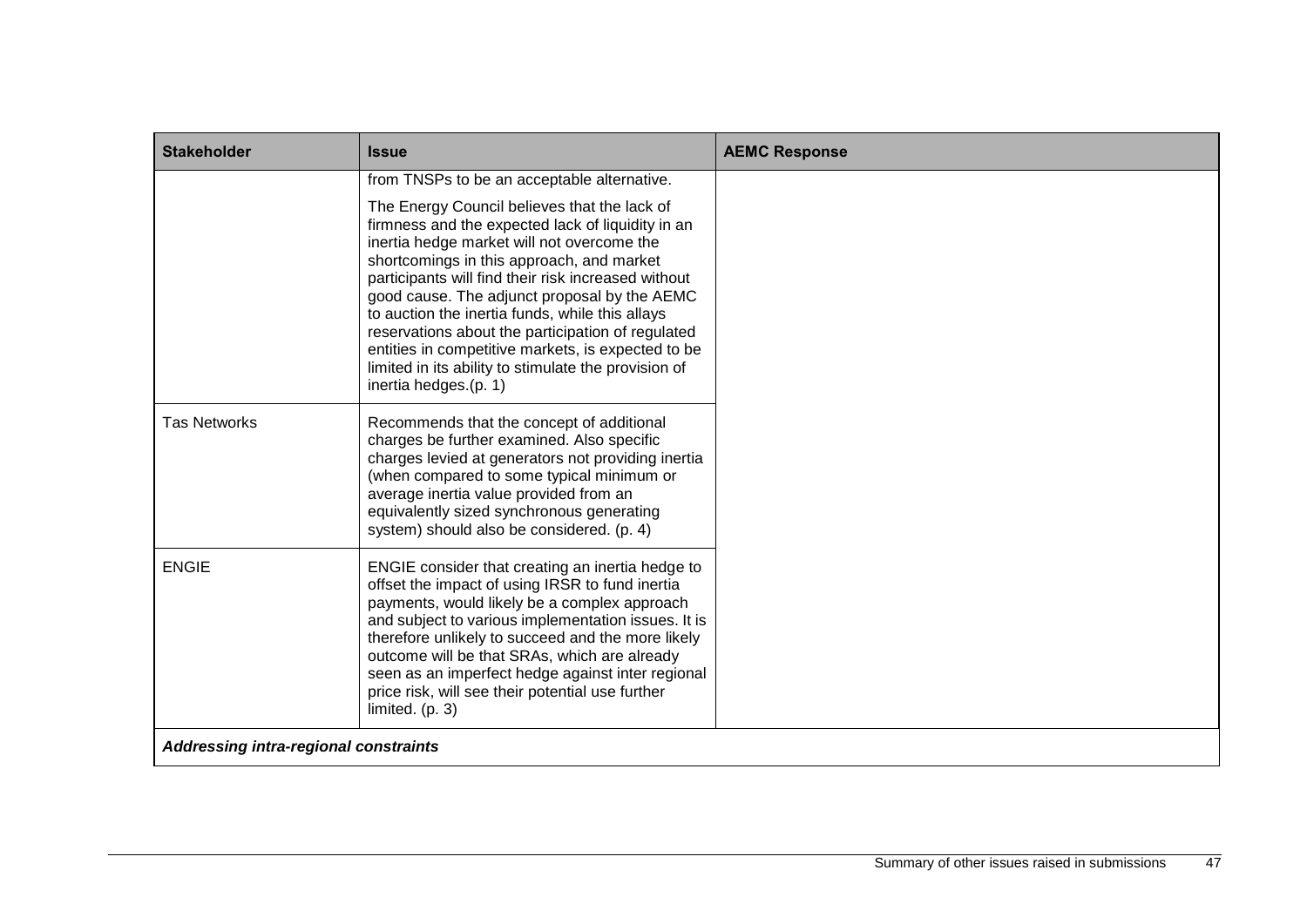| Stakeholder | Issue | AEMC Response |
| --- | --- | --- |
| | from TNSPs to be an acceptable alternative. The Energy Council believes that the lack of firmness and the expected lack of liquidity in an inertia hedge market will not overcome the shortcomings in this approach, and market participants will find their risk increased without good cause. The adjunct proposal by the AEMC to auction the inertia funds, while this allays reservations about the participation of regulated entities in competitive markets, is expected to be limited in its ability to stimulate the provision of inertia hedges.(p. 1) | |
| Tas Networks | Recommends that the concept of additional charges be further examined. Also specific charges levied at generators not providing inertia (when compared to some typical minimum or average inertia value provided from an equivalently sized synchronous generating system) should also be considered. (p. 4) | |
| ENGIE | ENGIE consider that creating an inertia hedge to offset the impact of using IRSR to fund inertia payments, would likely be a complex approach and subject to various implementation issues. It is therefore unlikely to succeed and the more likely outcome will be that SRAs, which are already seen as an imperfect hedge against inter regional price risk, will see their potential use further limited. (p. 3) | |
| ***Addressing intra-regional constraints*** | | |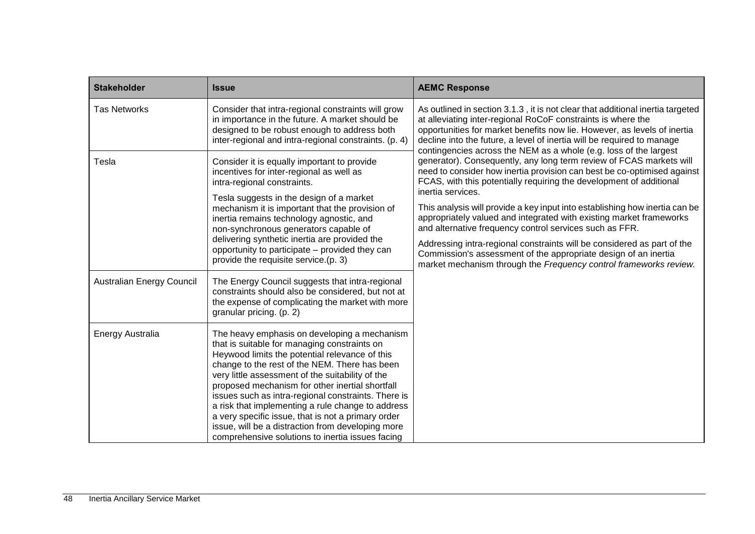| Stakeholder | Issue | AEMC Response |
|---|---|---|
| Tas Networks | Consider that intra-regional constraints will grow in importance in the future. A market should be designed to be robust enough to address both inter-regional and intra-regional constraints. (p. 4) | As outlined in section 3.1.3 , it is not clear that additional inertia targeted at alleviating inter-regional RoCoF constraints is where the opportunities for market benefits now lie. However, as levels of inertia decline into the future, a level of inertia will be required to manage contingencies across the NEM as a whole (e.g. loss of the largest generator). Consequently, any long term review of FCAS markets will need to consider how inertia provision can best be co-optimised against FCAS, with this potentially requiring the development of additional inertia services.<br><br>This analysis will provide a key input into establishing how inertia can be appropriately valued and integrated with existing market frameworks and alternative frequency control services such as FFR.<br><br>Addressing intra-regional constraints will be considered as part of the Commission's assessment of the appropriate design of an inertia market mechanism through the *Frequency control frameworks review.* |
| Tesla | Consider it is equally important to provide incentives for inter-regional as well as intra-regional constraints.<br><br>Tesla suggests in the design of a market mechanism it is important that the provision of inertia remains technology agnostic, and non-synchronous generators capable of delivering synthetic inertia are provided the opportunity to participate – provided they can provide the requisite service.(p. 3) | |
| Australian Energy Council | The Energy Council suggests that intra-regional constraints should also be considered, but not at the expense of complicating the market with more granular pricing. (p. 2) | |
| Energy Australia | The heavy emphasis on developing a mechanism that is suitable for managing constraints on Heywood limits the potential relevance of this change to the rest of the NEM. There has been very little assessment of the suitability of the proposed mechanism for other inertial shortfall issues such as intra-regional constraints. There is a risk that implementing a rule change to address a very specific issue, that is not a primary order issue, will be a distraction from developing more comprehensive solutions to inertia issues facing | |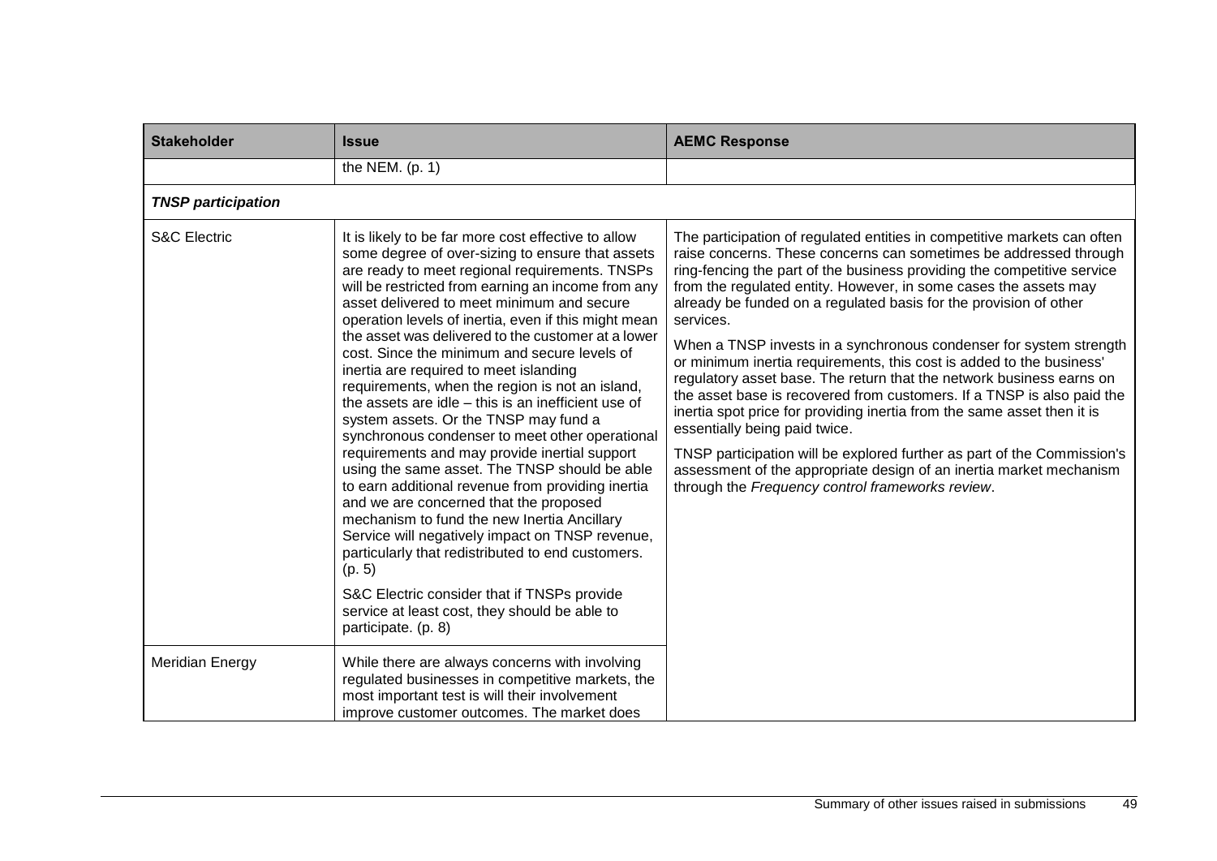| Stakeholder | Issue | AEMC Response |
|---|---|---|
| | the NEM. (p. 1) | |
| ***TNSP participation*** | | |
| S&C Electric | It is likely to be far more cost effective to allow some degree of over-sizing to ensure that assets are ready to meet regional requirements. TNSPs will be restricted from earning an income from any asset delivered to meet minimum and secure operation levels of inertia, even if this might mean the asset was delivered to the customer at a lower cost. Since the minimum and secure levels of inertia are required to meet islanding requirements, when the region is not an island, the assets are idle – this is an inefficient use of system assets. Or the TNSP may fund a synchronous condenser to meet other operational requirements and may provide inertial support using the same asset. The TNSP should be able to earn additional revenue from providing inertia and we are concerned that the proposed mechanism to fund the new Inertia Ancillary Service will negatively impact on TNSP revenue, particularly that redistributed to end customers. (p. 5)<br><br>S&C Electric consider that if TNSPs provide service at least cost, they should be able to participate. (p. 8) | The participation of regulated entities in competitive markets can often raise concerns. These concerns can sometimes be addressed through ring-fencing the part of the business providing the competitive service from the regulated entity. However, in some cases the assets may already be funded on a regulated basis for the provision of other services.<br><br>When a TNSP invests in a synchronous condenser for system strength or minimum inertia requirements, this cost is added to the business' regulatory asset base. The return that the network business earns on the asset base is recovered from customers. If a TNSP is also paid the inertia spot price for providing inertia from the same asset then it is essentially being paid twice.<br><br>TNSP participation will be explored further as part of the Commission's assessment of the appropriate design of an inertia market mechanism through the *Frequency control frameworks review*. |
| Meridian Energy | While there are always concerns with involving regulated businesses in competitive markets, the most important test is will their involvement improve customer outcomes. The market does | |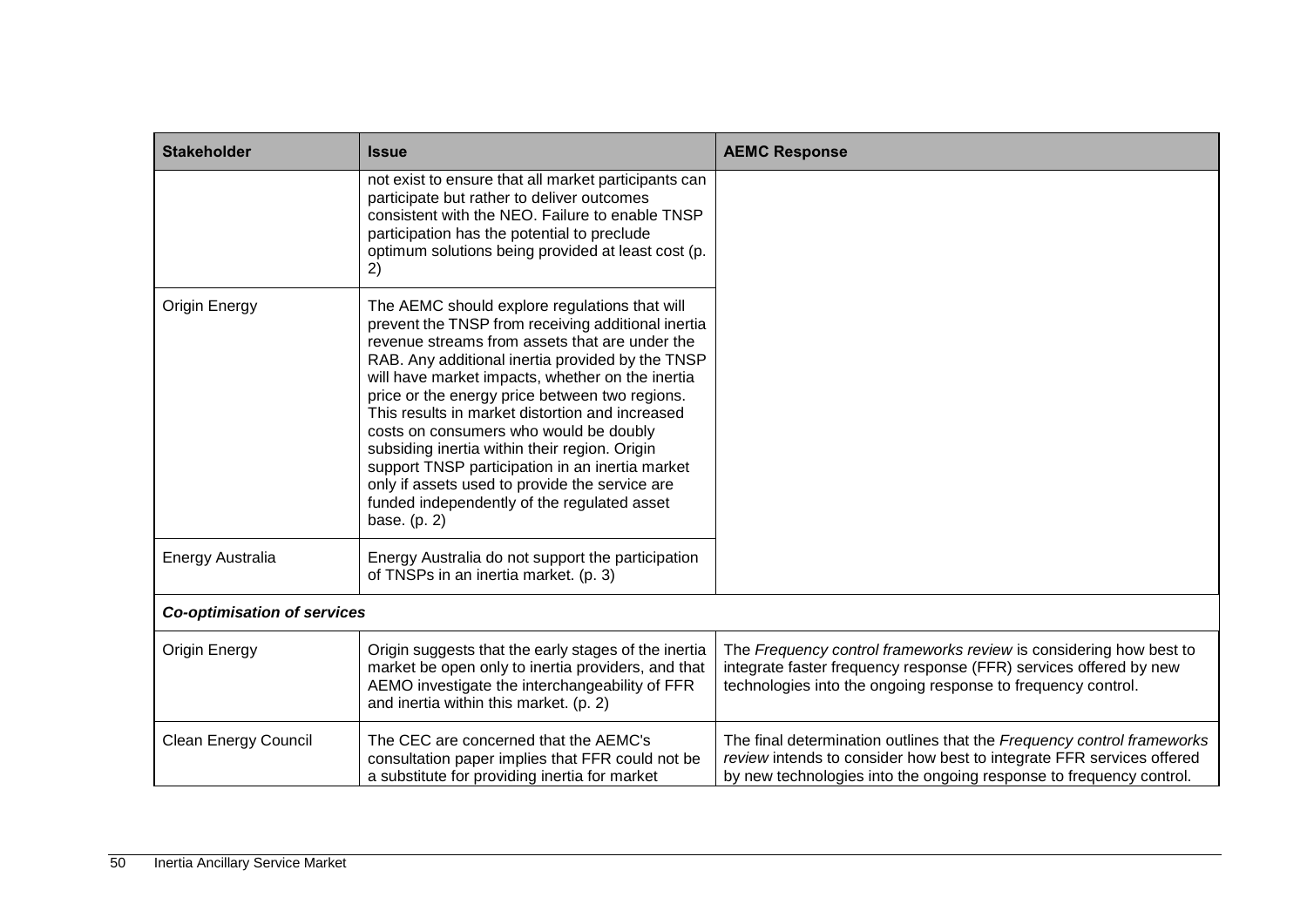| Stakeholder | Issue | AEMC Response |
|---|---|---|
| | not exist to ensure that all market participants can participate but rather to deliver outcomes consistent with the NEO. Failure to enable TNSP participation has the potential to preclude optimum solutions being provided at least cost (p. 2) | |
| Origin Energy | The AEMC should explore regulations that will prevent the TNSP from receiving additional inertia revenue streams from assets that are under the RAB. Any additional inertia provided by the TNSP will have market impacts, whether on the inertia price or the energy price between two regions. This results in market distortion and increased costs on consumers who would be doubly subsiding inertia within their region. Origin support TNSP participation in an inertia market only if assets used to provide the service are funded independently of the regulated asset base. (p. 2) | |
| Energy Australia | Energy Australia do not support the participation of TNSPs in an inertia market. (p. 3) | |
| ***Co-optimisation of services*** | | |
| Origin Energy | Origin suggests that the early stages of the inertia market be open only to inertia providers, and that AEMO investigate the interchangeability of FFR and inertia within this market. (p. 2) | The *Frequency control frameworks review* is considering how best to integrate faster frequency response (FFR) services offered by new technologies into the ongoing response to frequency control. |
| Clean Energy Council | The CEC are concerned that the AEMC's consultation paper implies that FFR could not be a substitute for providing inertia for market | The final determination outlines that the *Frequency control frameworks review* intends to consider how best to integrate FFR services offered by new technologies into the ongoing response to frequency control. |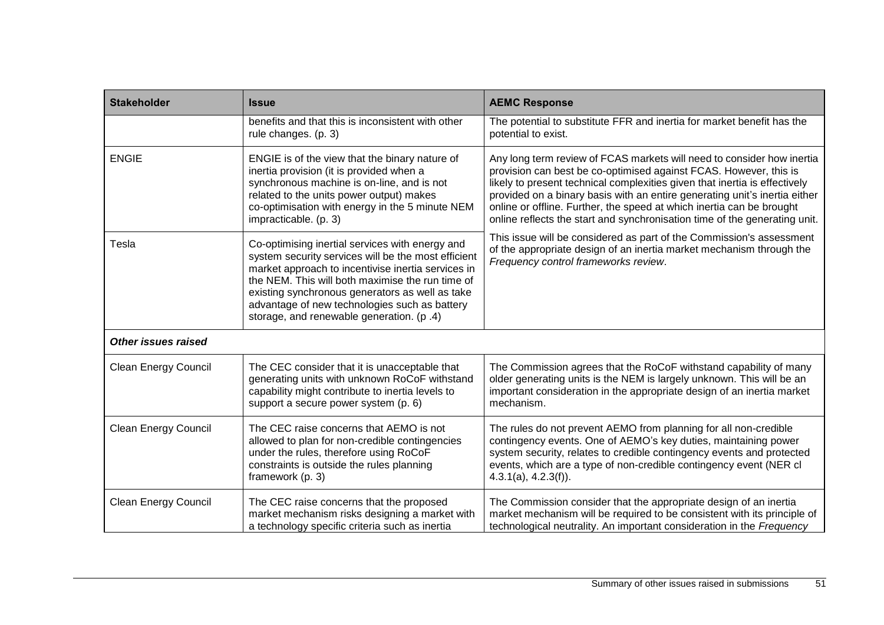| Stakeholder | Issue | AEMC Response |
|---|---|---|
| | benefits and that this is inconsistent with other rule changes. (p. 3) | The potential to substitute FFR and inertia for market benefit has the potential to exist. |
| ENGIE | ENGIE is of the view that the binary nature of inertia provision (it is provided when a synchronous machine is on-line, and is not related to the units power output) makes co-optimisation with energy in the 5 minute NEM impracticable. (p. 3) | Any long term review of FCAS markets will need to consider how inertia provision can best be co-optimised against FCAS. However, this is likely to present technical complexities given that inertia is effectively provided on a binary basis with an entire generating unit's inertia either online or offline. Further, the speed at which inertia can be brought online reflects the start and synchronisation time of the generating unit. This issue will be considered as part of the Commission's assessment of the appropriate design of an inertia market mechanism through the *Frequency control frameworks review*. |
| Tesla | Co-optimising inertial services with energy and system security services will be the most efficient market approach to incentivise inertia services in the NEM. This will both maximise the run time of existing synchronous generators as well as take advantage of new technologies such as battery storage, and renewable generation. (p .4) | |
| ***Other issues raised*** | | |
| Clean Energy Council | The CEC consider that it is unacceptable that generating units with unknown RoCoF withstand capability might contribute to inertia levels to support a secure power system (p. 6) | The Commission agrees that the RoCoF withstand capability of many older generating units is the NEM is largely unknown. This will be an important consideration in the appropriate design of an inertia market mechanism. |
| Clean Energy Council | The CEC raise concerns that AEMO is not allowed to plan for non-credible contingencies under the rules, therefore using RoCoF constraints is outside the rules planning framework (p. 3) | The rules do not prevent AEMO from planning for all non-credible contingency events. One of AEMO's key duties, maintaining power system security, relates to credible contingency events and protected events, which are a type of non-credible contingency event (NER cl 4.3.1(a), 4.2.3(f)). |
| Clean Energy Council | The CEC raise concerns that the proposed market mechanism risks designing a market with a technology specific criteria such as inertia | The Commission consider that the appropriate design of an inertia market mechanism will be required to be consistent with its principle of technological neutrality. An important consideration in the *Frequency* |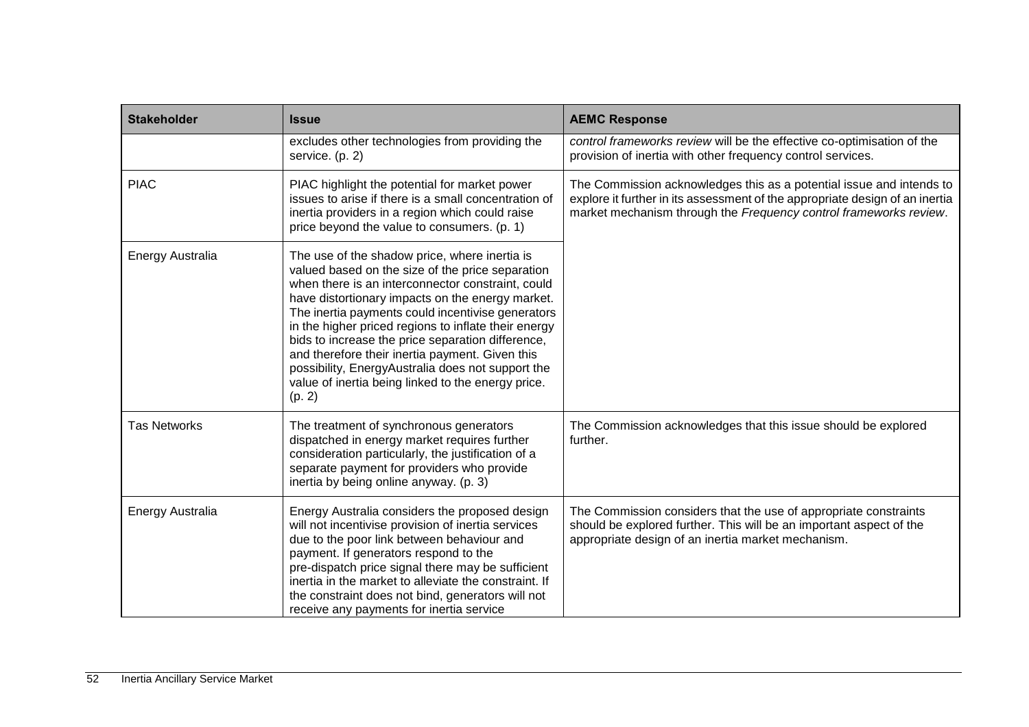| Stakeholder | Issue | AEMC Response |
|---|---|---|
| | excludes other technologies from providing the service. (p. 2) | *control frameworks review* will be the effective co-optimisation of the provision of inertia with other frequency control services. |
| PIAC | PIAC highlight the potential for market power issues to arise if there is a small concentration of inertia providers in a region which could raise price beyond the value to consumers. (p. 1) | The Commission acknowledges this as a potential issue and intends to explore it further in its assessment of the appropriate design of an inertia market mechanism through the *Frequency control frameworks review*. |
| Energy Australia | The use of the shadow price, where inertia is valued based on the size of the price separation when there is an interconnector constraint, could have distortionary impacts on the energy market. The inertia payments could incentivise generators in the higher priced regions to inflate their energy bids to increase the price separation difference, and therefore their inertia payment. Given this possibility, EnergyAustralia does not support the value of inertia being linked to the energy price. (p. 2) | |
| Tas Networks | The treatment of synchronous generators dispatched in energy market requires further consideration particularly, the justification of a separate payment for providers who provide inertia by being online anyway. (p. 3) | The Commission acknowledges that this issue should be explored further. |
| Energy Australia | Energy Australia considers the proposed design will not incentivise provision of inertia services due to the poor link between behaviour and payment. If generators respond to the pre-dispatch price signal there may be sufficient inertia in the market to alleviate the constraint. If the constraint does not bind, generators will not receive any payments for inertia service | The Commission considers that the use of appropriate constraints should be explored further. This will be an important aspect of the appropriate design of an inertia market mechanism. |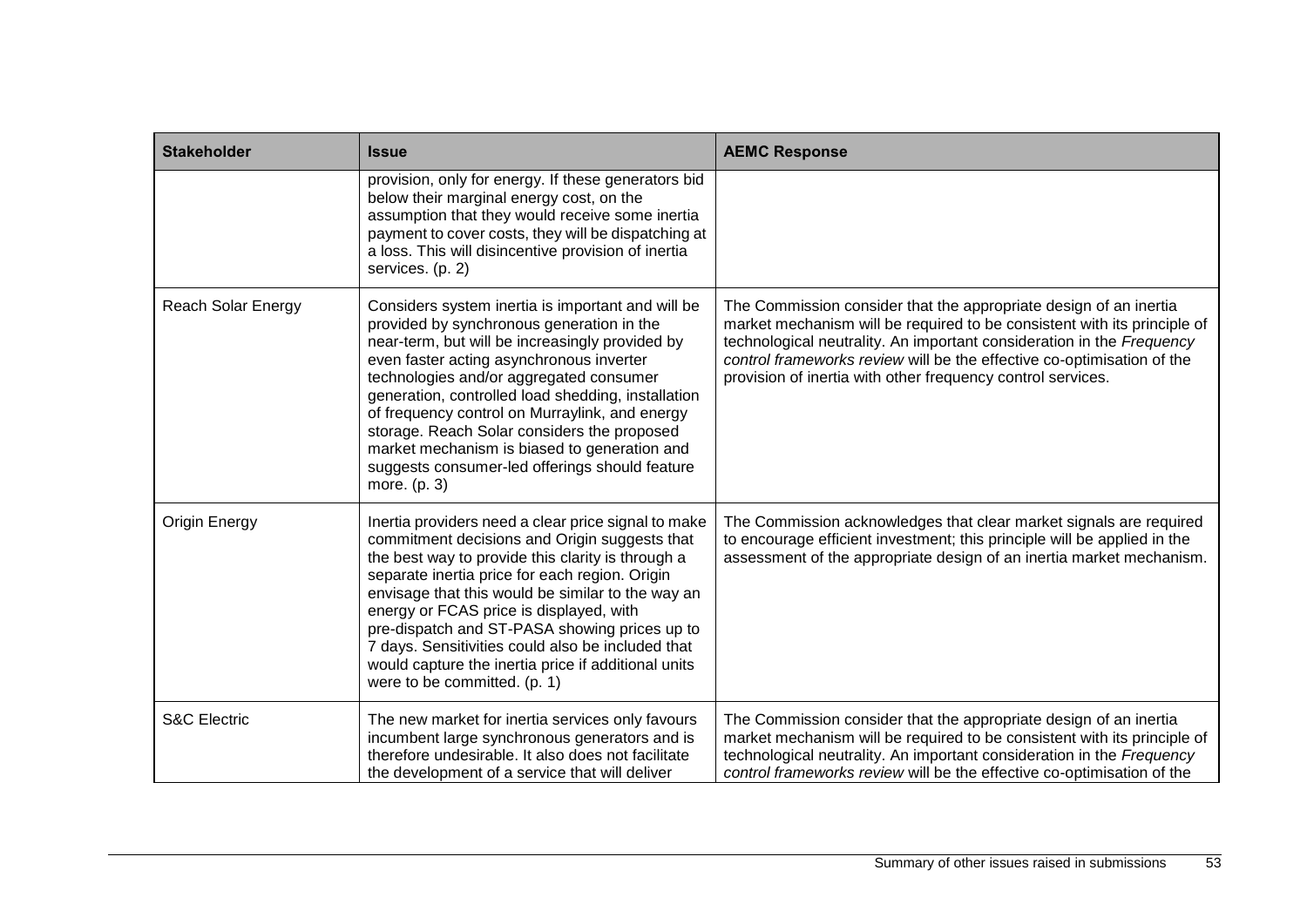| Stakeholder | Issue | AEMC Response |
|---|---|---|
| | provision, only for energy. If these generators bid below their marginal energy cost, on the assumption that they would receive some inertia payment to cover costs, they will be dispatching at a loss. This will disincentive provision of inertia services. (p. 2) | |
| Reach Solar Energy | Considers system inertia is important and will be provided by synchronous generation in the near-term, but will be increasingly provided by even faster acting asynchronous inverter technologies and/or aggregated consumer generation, controlled load shedding, installation of frequency control on Murraylink, and energy storage. Reach Solar considers the proposed market mechanism is biased to generation and suggests consumer-led offerings should feature more. (p. 3) | The Commission consider that the appropriate design of an inertia market mechanism will be required to be consistent with its principle of technological neutrality. An important consideration in the *Frequency control frameworks review* will be the effective co-optimisation of the provision of inertia with other frequency control services. |
| Origin Energy | Inertia providers need a clear price signal to make commitment decisions and Origin suggests that the best way to provide this clarity is through a separate inertia price for each region. Origin envisage that this would be similar to the way an energy or FCAS price is displayed, with pre-dispatch and ST-PASA showing prices up to 7 days. Sensitivities could also be included that would capture the inertia price if additional units were to be committed. (p. 1) | The Commission acknowledges that clear market signals are required to encourage efficient investment; this principle will be applied in the assessment of the appropriate design of an inertia market mechanism. |
| S&C Electric | The new market for inertia services only favours incumbent large synchronous generators and is therefore undesirable. It also does not facilitate the development of a service that will deliver | The Commission consider that the appropriate design of an inertia market mechanism will be required to be consistent with its principle of technological neutrality. An important consideration in the *Frequency control frameworks review* will be the effective co-optimisation of the |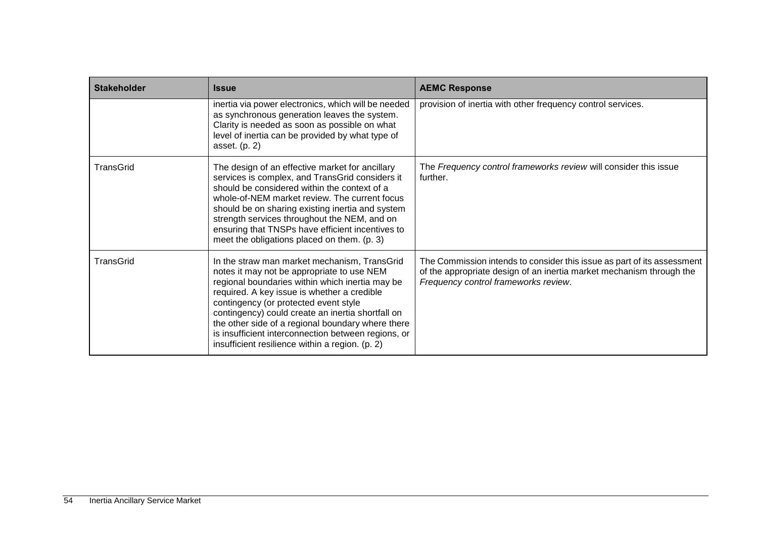| Stakeholder | Issue | AEMC Response |
| --- | --- | --- |
| | inertia via power electronics, which will be needed as synchronous generation leaves the system. Clarity is needed as soon as possible on what level of inertia can be provided by what type of asset. (p. 2) | provision of inertia with other frequency control services. |
| TransGrid | The design of an effective market for ancillary services is complex, and TransGrid considers it should be considered within the context of a whole-of-NEM market review. The current focus should be on sharing existing inertia and system strength services throughout the NEM, and on ensuring that TNSPs have efficient incentives to meet the obligations placed on them. (p. 3) | The *Frequency control frameworks review* will consider this issue further. |
| TransGrid | In the straw man market mechanism, TransGrid notes it may not be appropriate to use NEM regional boundaries within which inertia may be required. A key issue is whether a credible contingency (or protected event style contingency) could create an inertia shortfall on the other side of a regional boundary where there is insufficient interconnection between regions, or insufficient resilience within a region. (p. 2) | The Commission intends to consider this issue as part of its assessment of the appropriate design of an inertia market mechanism through the *Frequency control frameworks review*. |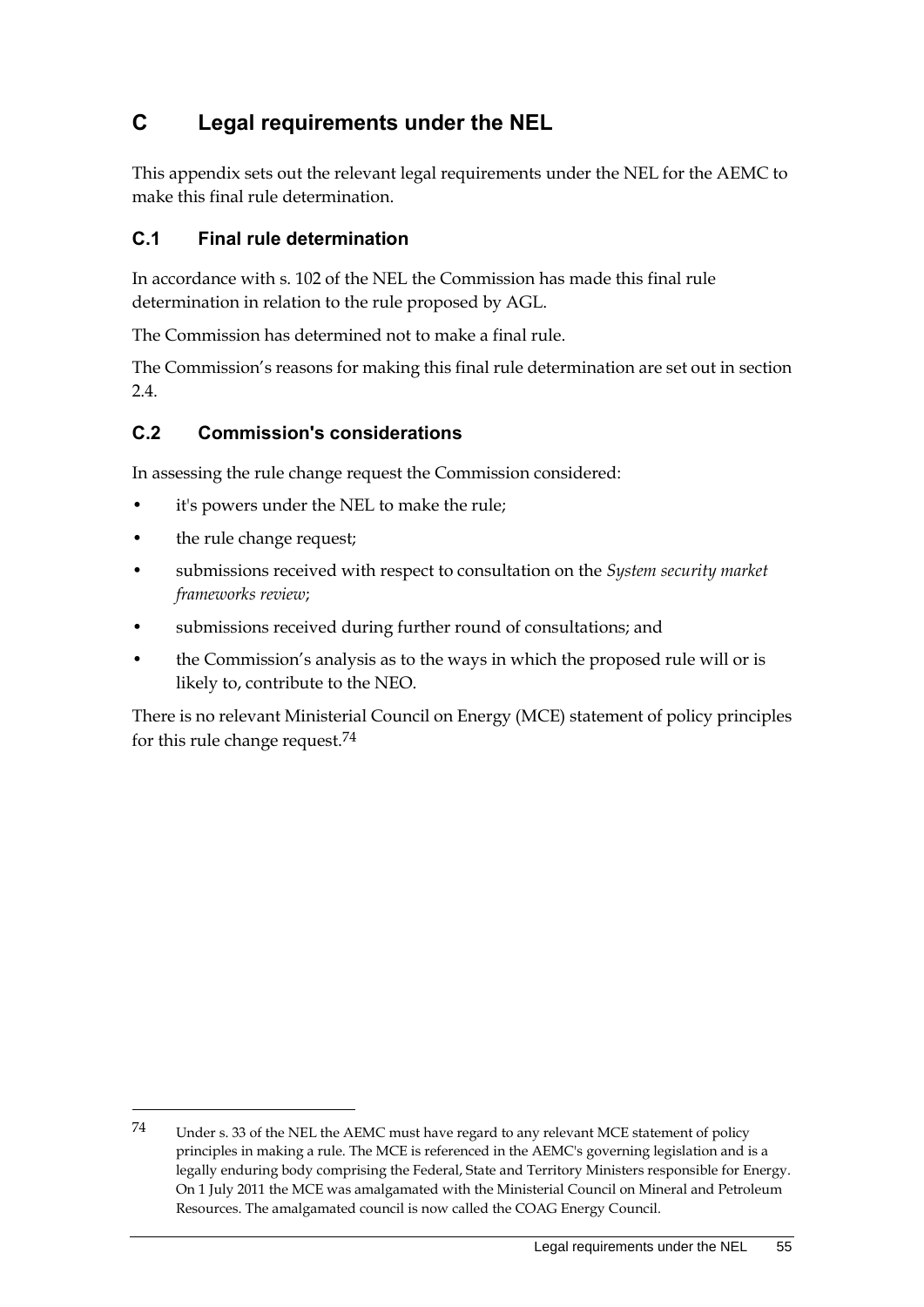# C Legal requirements under the NEL

This appendix sets out the relevant legal requirements under the NEL for the AEMC to make this final rule determination.

## C.1 Final rule determination

In accordance with s. 102 of the NEL the Commission has made this final rule determination in relation to the rule proposed by AGL.

The Commission has determined not to make a final rule.

The Commission's reasons for making this final rule determination are set out in section 2.4.

## C.2 Commission's considerations

In assessing the rule change request the Commission considered:

- it's powers under the NEL to make the rule;
- the rule change request;
- submissions received with respect to consultation on the *System security market frameworks review*;
- submissions received during further round of consultations; and
- the Commission's analysis as to the ways in which the proposed rule will or is likely to, contribute to the NEO.

There is no relevant Ministerial Council on Energy (MCE) statement of policy principles for this rule change request.[74]

---

74 Under s. 33 of the NEL the AEMC must have regard to any relevant MCE statement of policy principles in making a rule. The MCE is referenced in the AEMC's governing legislation and is a legally enduring body comprising the Federal, State and Territory Ministers responsible for Energy. On 1 July 2011 the MCE was amalgamated with the Ministerial Council on Mineral and Petroleum Resources. The amalgamated council is now called the COAG Energy Council.